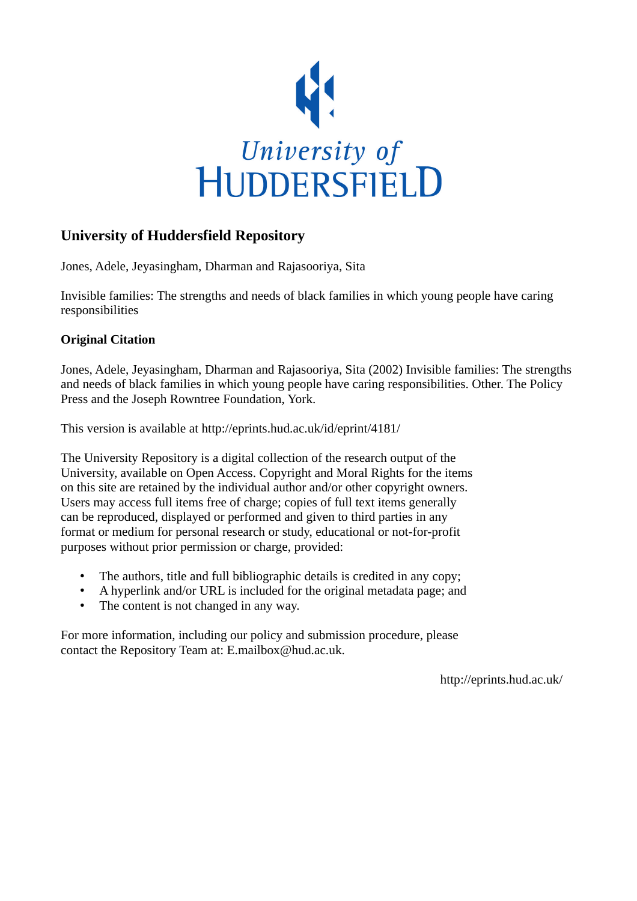# University of Huddersfield Repository

Jones, Adele, Jeyasingham, Dharman and Rajasooriya, Sita

Invisible families: The strengths and needs of black families in which young people have caring responsibilities

## Original Citation

Jones, Adele, Jeyasingham, Dharman and Rajasooriya, Sita (2002) Invisible families: The strengths and needs of black families in which young people have caring responsibilities. Other. The Policy Press and the Joseph Rowntree Foundation, York.

This version is available at http://eprints.hud.ac.uk/id/eprint/4181/

The University Repository is a digital collection of the research output of the University, available on Open Access. Copyright and Moral Rights for the items on this site are retained by the individual author and/or other copyright owners. Users may access full items free of charge; copies of full text items generally can be reproduced, displayed or performed and given to third parties in any format or medium for personal research or study, educational or not-for-profit purposes without prior permission or charge, provided:

- The authors, title and full bibliographic details is credited in any copy;
- A hyperlink and/or URL is included for the original metadata page; and
- The content is not changed in any way.

For more information, including our policy and submission procedure, please contact the Repository Team at: E.mailbox@hud.ac.uk.

http://eprints.hud.ac.uk/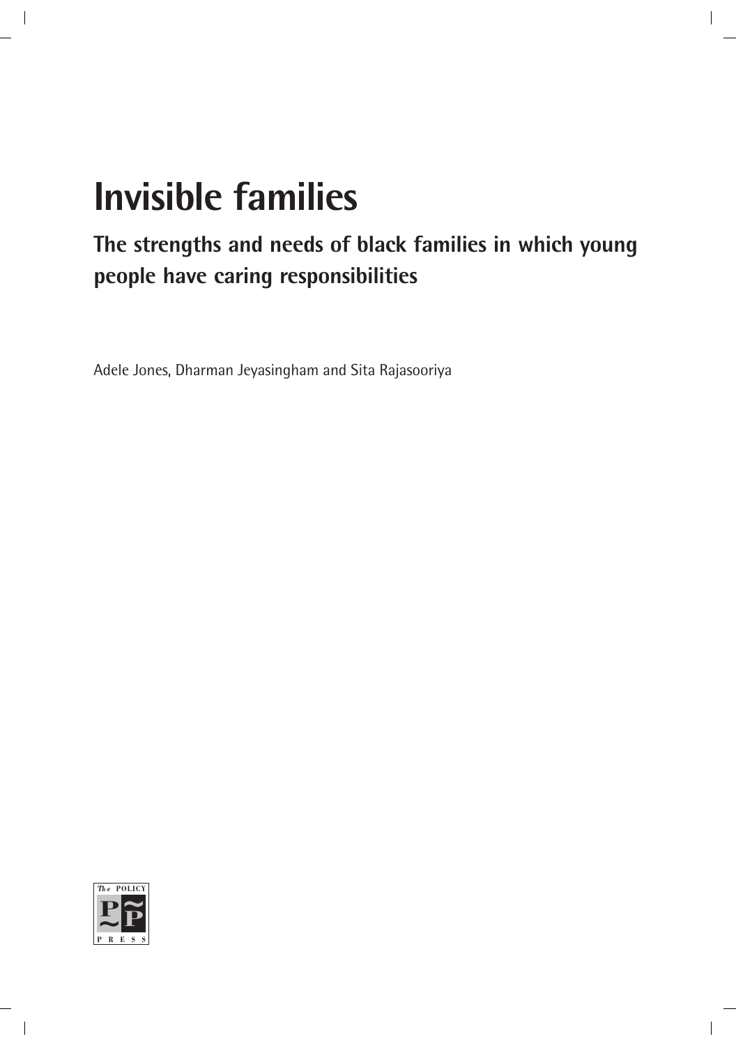# Invisible families

## The strengths and needs of black families in which young people have caring responsibilities

Adele Jones, Dharman Jeyasingham and Sita Rajasooriya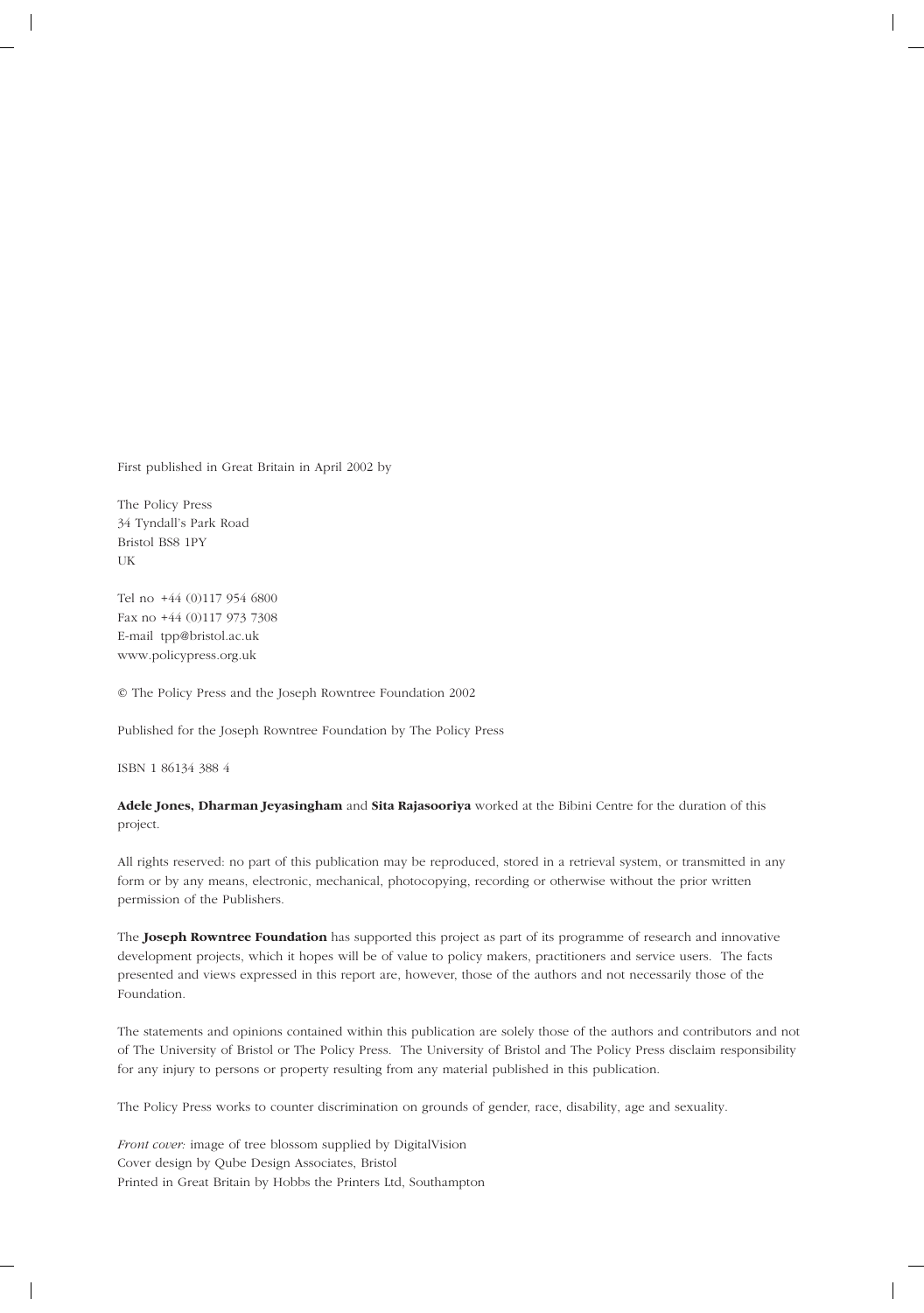First published in Great Britain in April 2002 by

The Policy Press
34 Tyndall's Park Road
Bristol BS8 1PY
UK

Tel no +44 (0)117 954 6800
Fax no +44 (0)117 973 7308
E-mail tpp@bristol.ac.uk
www.policypress.org.uk

© The Policy Press and the Joseph Rowntree Foundation 2002

Published for the Joseph Rowntree Foundation by The Policy Press

ISBN 1 86134 388 4

**Adele Jones, Dharman Jeyasingham** and **Sita Rajasooriya** worked at the Bibini Centre for the duration of this project.

All rights reserved: no part of this publication may be reproduced, stored in a retrieval system, or transmitted in any form or by any means, electronic, mechanical, photocopying, recording or otherwise without the prior written permission of the Publishers.

The **Joseph Rowntree Foundation** has supported this project as part of its programme of research and innovative development projects, which it hopes will be of value to policy makers, practitioners and service users. The facts presented and views expressed in this report are, however, those of the authors and not necessarily those of the Foundation.

The statements and opinions contained within this publication are solely those of the authors and contributors and not of The University of Bristol or The Policy Press. The University of Bristol and The Policy Press disclaim responsibility for any injury to persons or property resulting from any material published in this publication.

The Policy Press works to counter discrimination on grounds of gender, race, disability, age and sexuality.

*Front cover:* image of tree blossom supplied by DigitalVision
Cover design by Qube Design Associates, Bristol
Printed in Great Britain by Hobbs the Printers Ltd, Southampton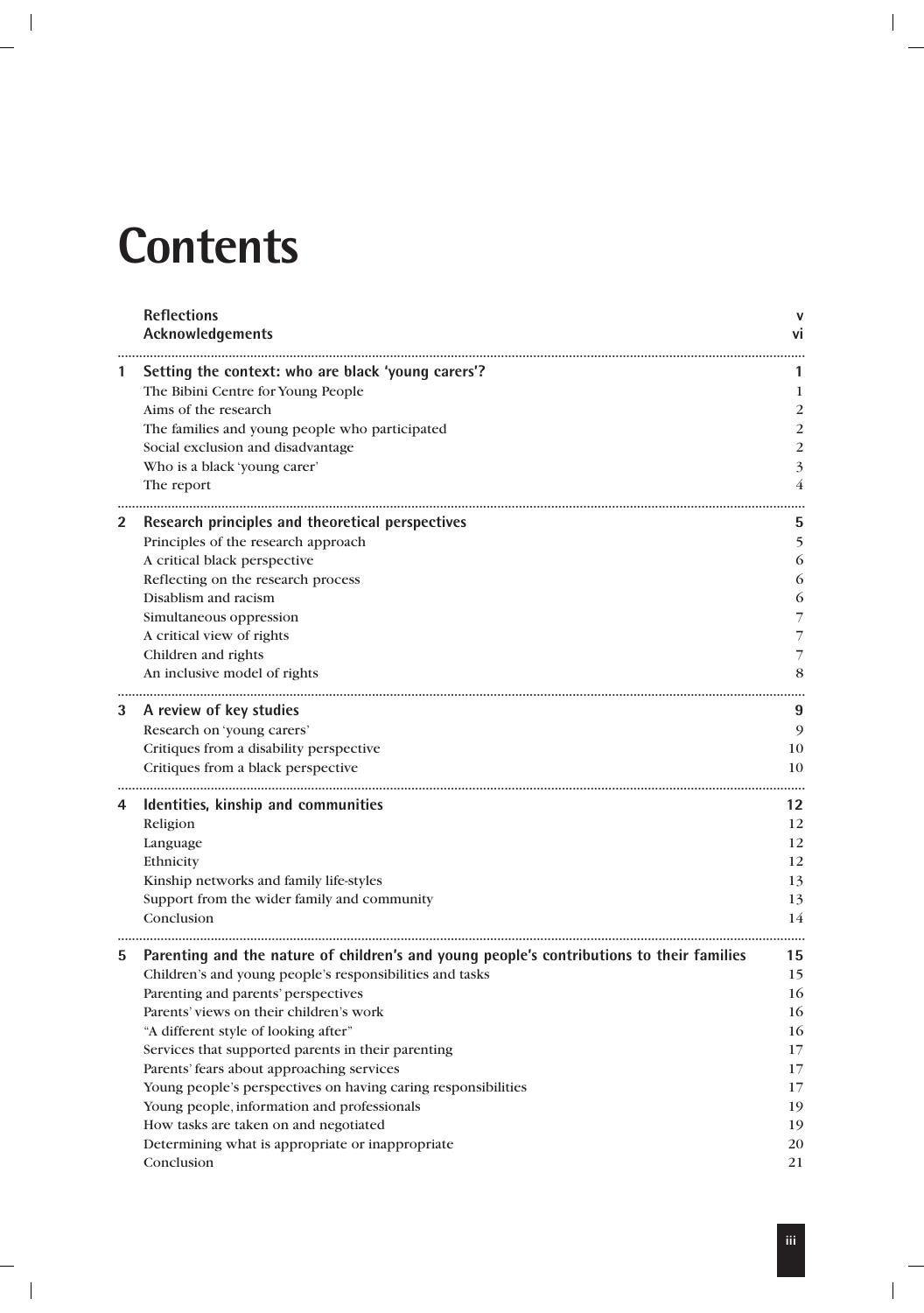# Contents

| | | |
|---|---|---|
| | **Reflections** | **v** |
| | **Acknowledgements** | **vi** |
| **1** | **Setting the context: who are black 'young carers'?** | **1** |
| | The Bibini Centre for Young People | 1 |
| | Aims of the research | 2 |
| | The families and young people who participated | 2 |
| | Social exclusion and disadvantage | 2 |
| | Who is a black 'young carer' | 3 |
| | The report | 4 |
| **2** | **Research principles and theoretical perspectives** | **5** |
| | Principles of the research approach | 5 |
| | A critical black perspective | 6 |
| | Reflecting on the research process | 6 |
| | Disablism and racism | 6 |
| | Simultaneous oppression | 7 |
| | A critical view of rights | 7 |
| | Children and rights | 7 |
| | An inclusive model of rights | 8 |
| **3** | **A review of key studies** | **9** |
| | Research on 'young carers' | 9 |
| | Critiques from a disability perspective | 10 |
| | Critiques from a black perspective | 10 |
| **4** | **Identities, kinship and communities** | **12** |
| | Religion | 12 |
| | Language | 12 |
| | Ethnicity | 12 |
| | Kinship networks and family life-styles | 13 |
| | Support from the wider family and community | 13 |
| | Conclusion | 14 |
| **5** | **Parenting and the nature of children's and young people's contributions to their families** | **15** |
| | Children's and young people's responsibilities and tasks | 15 |
| | Parenting and parents' perspectives | 16 |
| | Parents' views on their children's work | 16 |
| | "A different style of looking after" | 16 |
| | Services that supported parents in their parenting | 17 |
| | Parents' fears about approaching services | 17 |
| | Young people's perspectives on having caring responsibilities | 17 |
| | Young people, information and professionals | 19 |
| | How tasks are taken on and negotiated | 19 |
| | Determining what is appropriate or inappropriate | 20 |
| | Conclusion | 21 |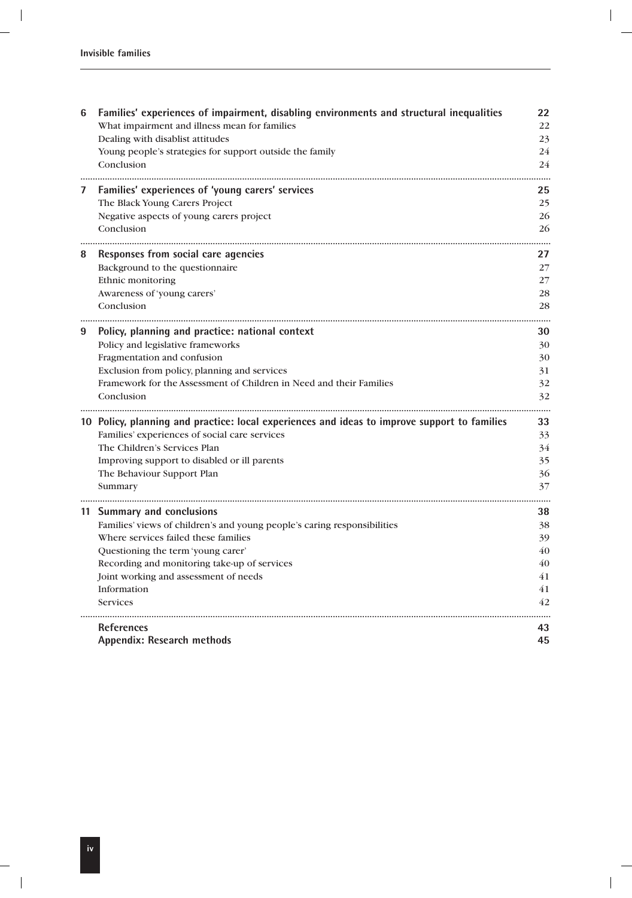| | | |
|---|---|---|
| **6** | **Families' experiences of impairment, disabling environments and structural inequalities** | **22** |
| | What impairment and illness mean for families | 22 |
| | Dealing with disablist attitudes | 23 |
| | Young people's strategies for support outside the family | 24 |
| | Conclusion | 24 |
| **7** | **Families' experiences of 'young carers' services** | **25** |
| | The Black Young Carers Project | 25 |
| | Negative aspects of young carers project | 26 |
| | Conclusion | 26 |
| **8** | **Responses from social care agencies** | **27** |
| | Background to the questionnaire | 27 |
| | Ethnic monitoring | 27 |
| | Awareness of 'young carers' | 28 |
| | Conclusion | 28 |
| **9** | **Policy, planning and practice: national context** | **30** |
| | Policy and legislative frameworks | 30 |
| | Fragmentation and confusion | 30 |
| | Exclusion from policy, planning and services | 31 |
| | Framework for the Assessment of Children in Need and their Families | 32 |
| | Conclusion | 32 |
| **10** | **Policy, planning and practice: local experiences and ideas to improve support to families** | **33** |
| | Families' experiences of social care services | 33 |
| | The Children's Services Plan | 34 |
| | Improving support to disabled or ill parents | 35 |
| | The Behaviour Support Plan | 36 |
| | Summary | 37 |
| **11** | **Summary and conclusions** | **38** |
| | Families' views of children's and young people's caring responsibilities | 38 |
| | Where services failed these families | 39 |
| | Questioning the term 'young carer' | 40 |
| | Recording and monitoring take-up of services | 40 |
| | Joint working and assessment of needs | 41 |
| | Information | 41 |
| | Services | 42 |
| | **References** | **43** |
| | **Appendix: Research methods** | **45** |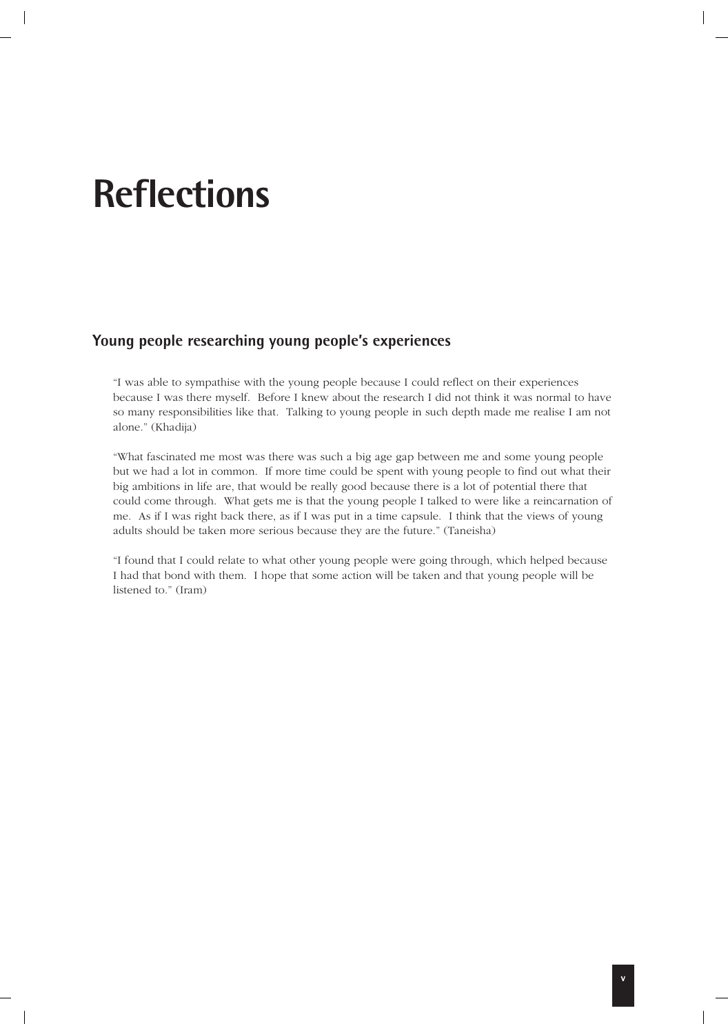# Reflections

## Young people researching young people's experiences

"I was able to sympathise with the young people because I could reflect on their experiences because I was there myself.  Before I knew about the research I did not think it was normal to have so many responsibilities like that.  Talking to young people in such depth made me realise I am not alone." (Khadija)

"What fascinated me most was there was such a big age gap between me and some young people but we had a lot in common.  If more time could be spent with young people to find out what their big ambitions in life are, that would be really good because there is a lot of potential there that could come through.  What gets me is that the young people I talked to were like a reincarnation of me.  As if I was right back there, as if I was put in a time capsule.  I think that the views of young adults should be taken more serious because they are the future." (Taneisha)

"I found that I could relate to what other young people were going through, which helped because I had that bond with them.  I hope that some action will be taken and that young people will be listened to." (Iram)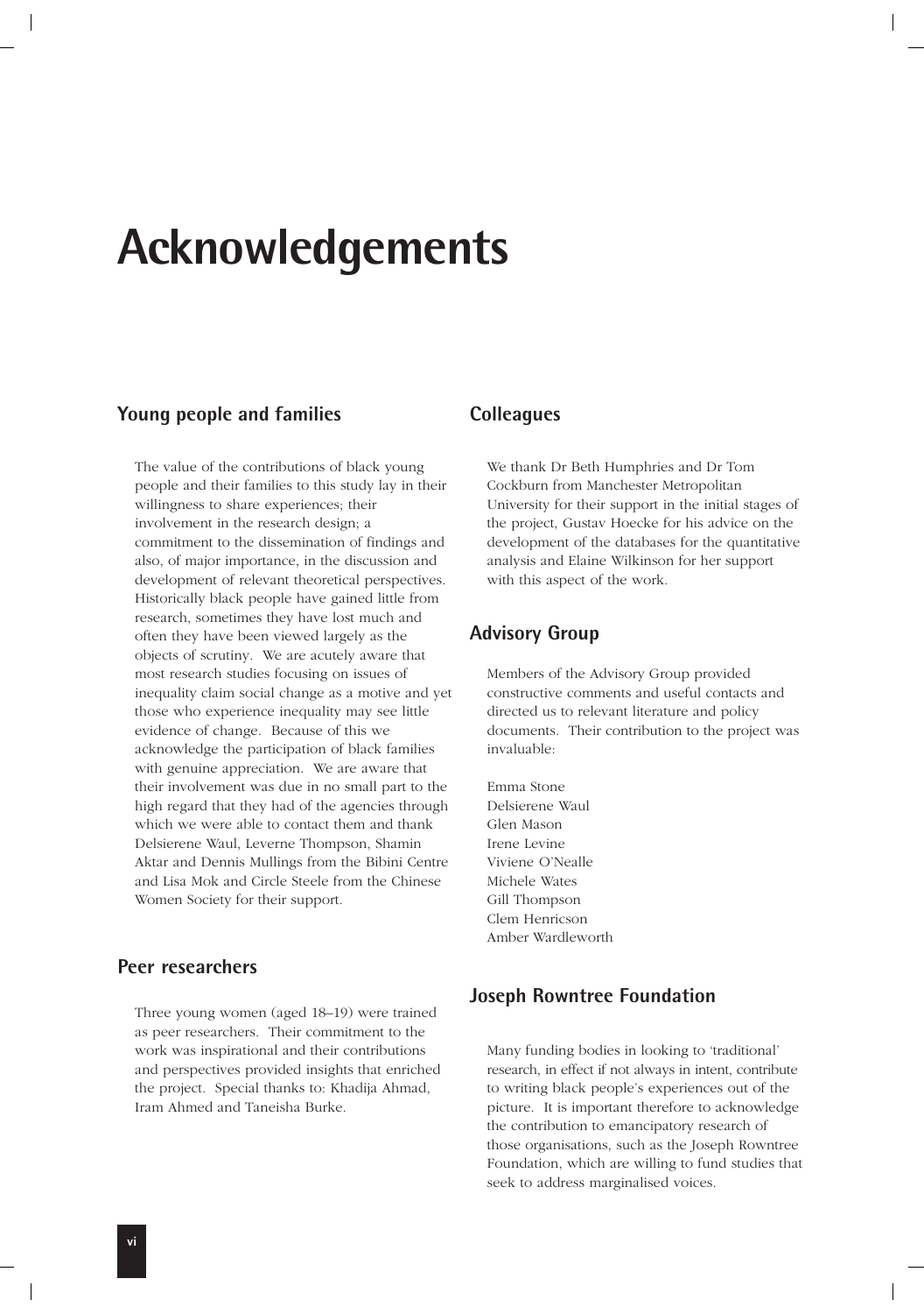# Acknowledgements

## Young people and families

The value of the contributions of black young people and their families to this study lay in their willingness to share experiences; their involvement in the research design; a commitment to the dissemination of findings and also, of major importance, in the discussion and development of relevant theoretical perspectives. Historically black people have gained little from research, sometimes they have lost much and often they have been viewed largely as the objects of scrutiny. We are acutely aware that most research studies focusing on issues of inequality claim social change as a motive and yet those who experience inequality may see little evidence of change. Because of this we acknowledge the participation of black families with genuine appreciation. We are aware that their involvement was due in no small part to the high regard that they had of the agencies through which we were able to contact them and thank Delsierene Waul, Leverne Thompson, Shamin Aktar and Dennis Mullings from the Bibini Centre and Lisa Mok and Circle Steele from the Chinese Women Society for their support.

## Peer researchers

Three young women (aged 18–19) were trained as peer researchers. Their commitment to the work was inspirational and their contributions and perspectives provided insights that enriched the project. Special thanks to: Khadija Ahmad, Iram Ahmed and Taneisha Burke.

## Colleagues

We thank Dr Beth Humphries and Dr Tom Cockburn from Manchester Metropolitan University for their support in the initial stages of the project, Gustav Hoecke for his advice on the development of the databases for the quantitative analysis and Elaine Wilkinson for her support with this aspect of the work.

## Advisory Group

Members of the Advisory Group provided constructive comments and useful contacts and directed us to relevant literature and policy documents. Their contribution to the project was invaluable:

Emma Stone  
Delsierene Waul  
Glen Mason  
Irene Levine  
Viviene O'Nealle  
Michele Wates  
Gill Thompson  
Clem Henricson  
Amber Wardleworth

## Joseph Rowntree Foundation

Many funding bodies in looking to 'traditional' research, in effect if not always in intent, contribute to writing black people's experiences out of the picture. It is important therefore to acknowledge the contribution to emancipatory research of those organisations, such as the Joseph Rowntree Foundation, which are willing to fund studies that seek to address marginalised voices.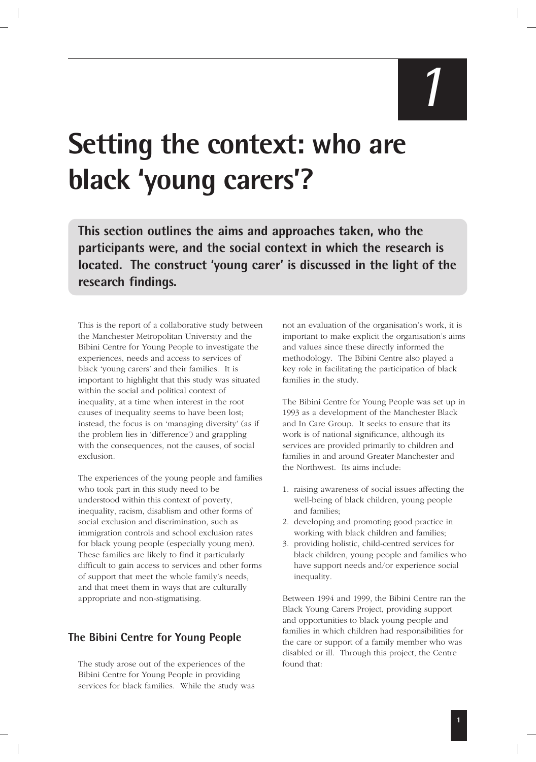# 1

# Setting the context: who are black 'young carers'?

**This section outlines the aims and approaches taken, who the participants were, and the social context in which the research is located. The construct 'young carer' is discussed in the light of the research findings.**

This is the report of a collaborative study between the Manchester Metropolitan University and the Bibini Centre for Young People to investigate the experiences, needs and access to services of black 'young carers' and their families. It is important to highlight that this study was situated within the social and political context of inequality, at a time when interest in the root causes of inequality seems to have been lost; instead, the focus is on 'managing diversity' (as if the problem lies in 'difference') and grappling with the consequences, not the causes, of social exclusion.

The experiences of the young people and families who took part in this study need to be understood within this context of poverty, inequality, racism, disablism and other forms of social exclusion and discrimination, such as immigration controls and school exclusion rates for black young people (especially young men). These families are likely to find it particularly difficult to gain access to services and other forms of support that meet the whole family's needs, and that meet them in ways that are culturally appropriate and non-stigmatising.

## The Bibini Centre for Young People

The study arose out of the experiences of the Bibini Centre for Young People in providing services for black families. While the study was not an evaluation of the organisation's work, it is important to make explicit the organisation's aims and values since these directly informed the methodology. The Bibini Centre also played a key role in facilitating the participation of black families in the study.

The Bibini Centre for Young People was set up in 1993 as a development of the Manchester Black and In Care Group. It seeks to ensure that its work is of national significance, although its services are provided primarily to children and families in and around Greater Manchester and the Northwest. Its aims include:

1. raising awareness of social issues affecting the well-being of black children, young people and families;
2. developing and promoting good practice in working with black children and families;
3. providing holistic, child-centred services for black children, young people and families who have support needs and/or experience social inequality.

Between 1994 and 1999, the Bibini Centre ran the Black Young Carers Project, providing support and opportunities to black young people and families in which children had responsibilities for the care or support of a family member who was disabled or ill. Through this project, the Centre found that: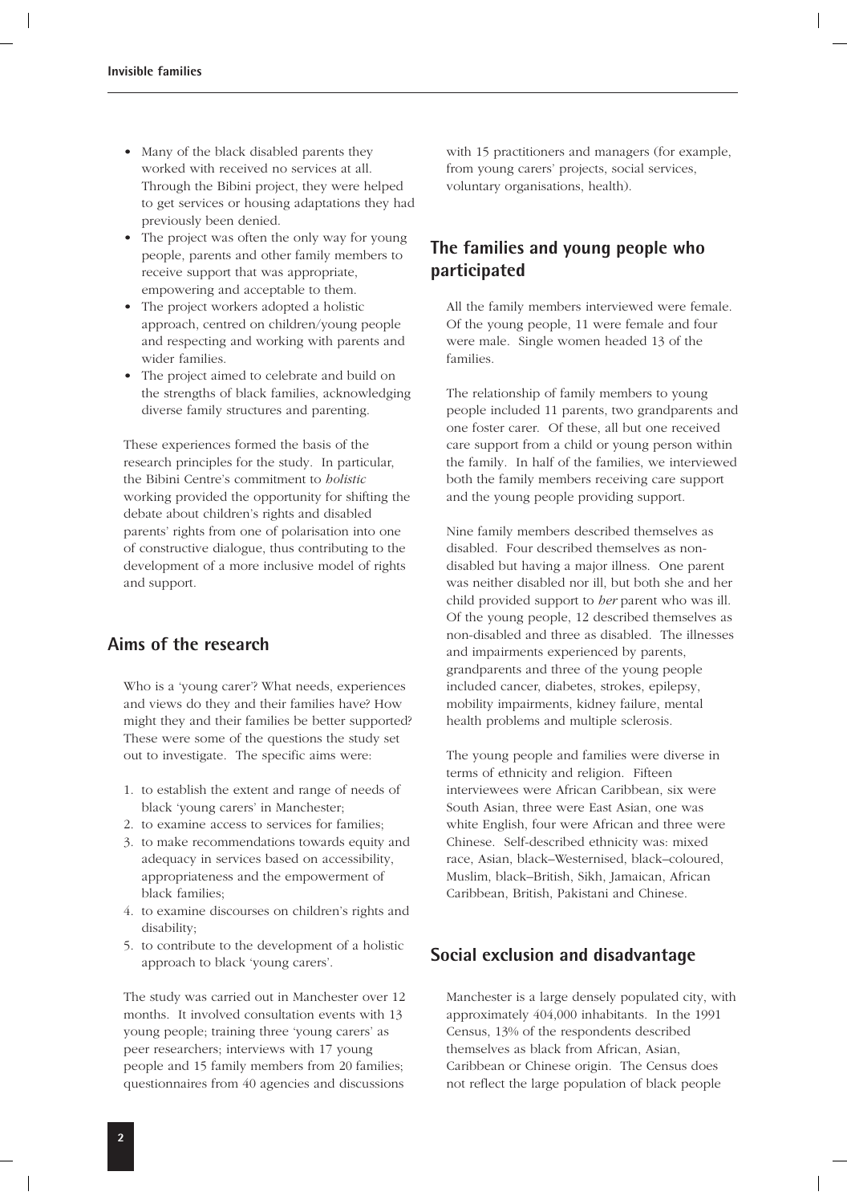- Many of the black disabled parents they worked with received no services at all. Through the Bibini project, they were helped to get services or housing adaptations they had previously been denied.
- The project was often the only way for young people, parents and other family members to receive support that was appropriate, empowering and acceptable to them.
- The project workers adopted a holistic approach, centred on children/young people and respecting and working with parents and wider families.
- The project aimed to celebrate and build on the strengths of black families, acknowledging diverse family structures and parenting.

These experiences formed the basis of the research principles for the study. In particular, the Bibini Centre's commitment to *holistic* working provided the opportunity for shifting the debate about children's rights and disabled parents' rights from one of polarisation into one of constructive dialogue, thus contributing to the development of a more inclusive model of rights and support.

## Aims of the research

Who is a 'young carer'? What needs, experiences and views do they and their families have? How might they and their families be better supported? These were some of the questions the study set out to investigate. The specific aims were:

1. to establish the extent and range of needs of black 'young carers' in Manchester;
2. to examine access to services for families;
3. to make recommendations towards equity and adequacy in services based on accessibility, appropriateness and the empowerment of black families;
4. to examine discourses on children's rights and disability;
5. to contribute to the development of a holistic approach to black 'young carers'.

The study was carried out in Manchester over 12 months. It involved consultation events with 13 young people; training three 'young carers' as peer researchers; interviews with 17 young people and 15 family members from 20 families; questionnaires from 40 agencies and discussions with 15 practitioners and managers (for example, from young carers' projects, social services, voluntary organisations, health).

## The families and young people who participated

All the family members interviewed were female. Of the young people, 11 were female and four were male. Single women headed 13 of the families.

The relationship of family members to young people included 11 parents, two grandparents and one foster carer. Of these, all but one received care support from a child or young person within the family. In half of the families, we interviewed both the family members receiving care support and the young people providing support.

Nine family members described themselves as disabled. Four described themselves as non-disabled but having a major illness. One parent was neither disabled nor ill, but both she and her child provided support to *her* parent who was ill. Of the young people, 12 described themselves as non-disabled and three as disabled. The illnesses and impairments experienced by parents, grandparents and three of the young people included cancer, diabetes, strokes, epilepsy, mobility impairments, kidney failure, mental health problems and multiple sclerosis.

The young people and families were diverse in terms of ethnicity and religion. Fifteen interviewees were African Caribbean, six were South Asian, three were East Asian, one was white English, four were African and three were Chinese. Self-described ethnicity was: mixed race, Asian, black–Westernised, black–coloured, Muslim, black–British, Sikh, Jamaican, African Caribbean, British, Pakistani and Chinese.

## Social exclusion and disadvantage

Manchester is a large densely populated city, with approximately 404,000 inhabitants. In the 1991 Census, 13% of the respondents described themselves as black from African, Asian, Caribbean or Chinese origin. The Census does not reflect the large population of black people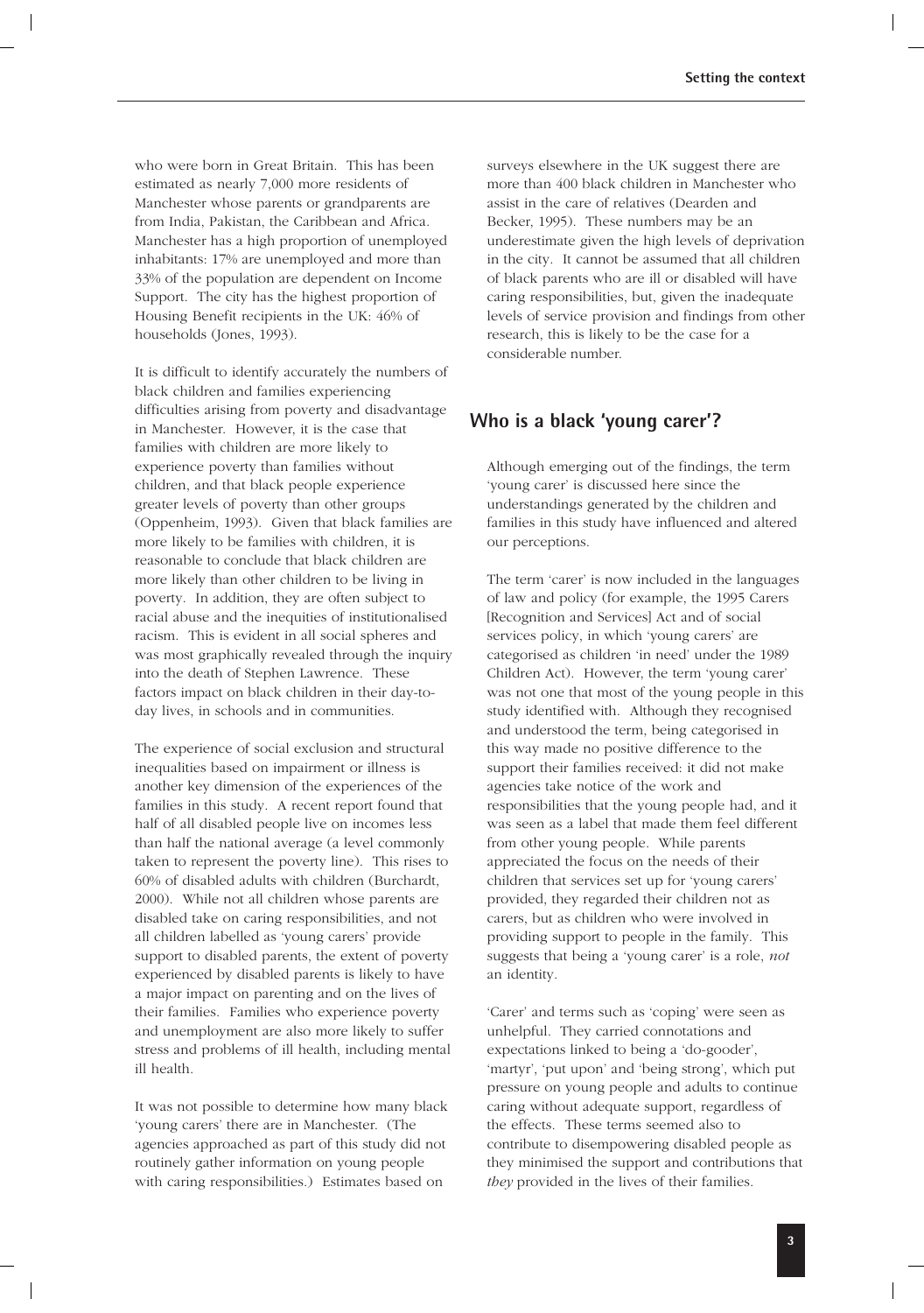who were born in Great Britain. This has been estimated as nearly 7,000 more residents of Manchester whose parents or grandparents are from India, Pakistan, the Caribbean and Africa. Manchester has a high proportion of unemployed inhabitants: 17% are unemployed and more than 33% of the population are dependent on Income Support. The city has the highest proportion of Housing Benefit recipients in the UK: 46% of households (Jones, 1993).

It is difficult to identify accurately the numbers of black children and families experiencing difficulties arising from poverty and disadvantage in Manchester. However, it is the case that families with children are more likely to experience poverty than families without children, and that black people experience greater levels of poverty than other groups (Oppenheim, 1993). Given that black families are more likely to be families with children, it is reasonable to conclude that black children are more likely than other children to be living in poverty. In addition, they are often subject to racial abuse and the inequities of institutionalised racism. This is evident in all social spheres and was most graphically revealed through the inquiry into the death of Stephen Lawrence. These factors impact on black children in their day-to-day lives, in schools and in communities.

The experience of social exclusion and structural inequalities based on impairment or illness is another key dimension of the experiences of the families in this study. A recent report found that half of all disabled people live on incomes less than half the national average (a level commonly taken to represent the poverty line). This rises to 60% of disabled adults with children (Burchardt, 2000). While not all children whose parents are disabled take on caring responsibilities, and not all children labelled as 'young carers' provide support to disabled parents, the extent of poverty experienced by disabled parents is likely to have a major impact on parenting and on the lives of their families. Families who experience poverty and unemployment are also more likely to suffer stress and problems of ill health, including mental ill health.

It was not possible to determine how many black 'young carers' there are in Manchester. (The agencies approached as part of this study did not routinely gather information on young people with caring responsibilities.) Estimates based on surveys elsewhere in the UK suggest there are more than 400 black children in Manchester who assist in the care of relatives (Dearden and Becker, 1995). These numbers may be an underestimate given the high levels of deprivation in the city. It cannot be assumed that all children of black parents who are ill or disabled will have caring responsibilities, but, given the inadequate levels of service provision and findings from other research, this is likely to be the case for a considerable number.

## Who is a black 'young carer'?

Although emerging out of the findings, the term 'young carer' is discussed here since the understandings generated by the children and families in this study have influenced and altered our perceptions.

The term 'carer' is now included in the languages of law and policy (for example, the 1995 Carers [Recognition and Services] Act and of social services policy, in which 'young carers' are categorised as children 'in need' under the 1989 Children Act). However, the term 'young carer' was not one that most of the young people in this study identified with. Although they recognised and understood the term, being categorised in this way made no positive difference to the support their families received: it did not make agencies take notice of the work and responsibilities that the young people had, and it was seen as a label that made them feel different from other young people. While parents appreciated the focus on the needs of their children that services set up for 'young carers' provided, they regarded their children not as carers, but as children who were involved in providing support to people in the family. This suggests that being a 'young carer' is a role, *not* an identity.

'Carer' and terms such as 'coping' were seen as unhelpful. They carried connotations and expectations linked to being a 'do-gooder', 'martyr', 'put upon' and 'being strong', which put pressure on young people and adults to continue caring without adequate support, regardless of the effects. These terms seemed also to contribute to disempowering disabled people as they minimised the support and contributions that *they* provided in the lives of their families.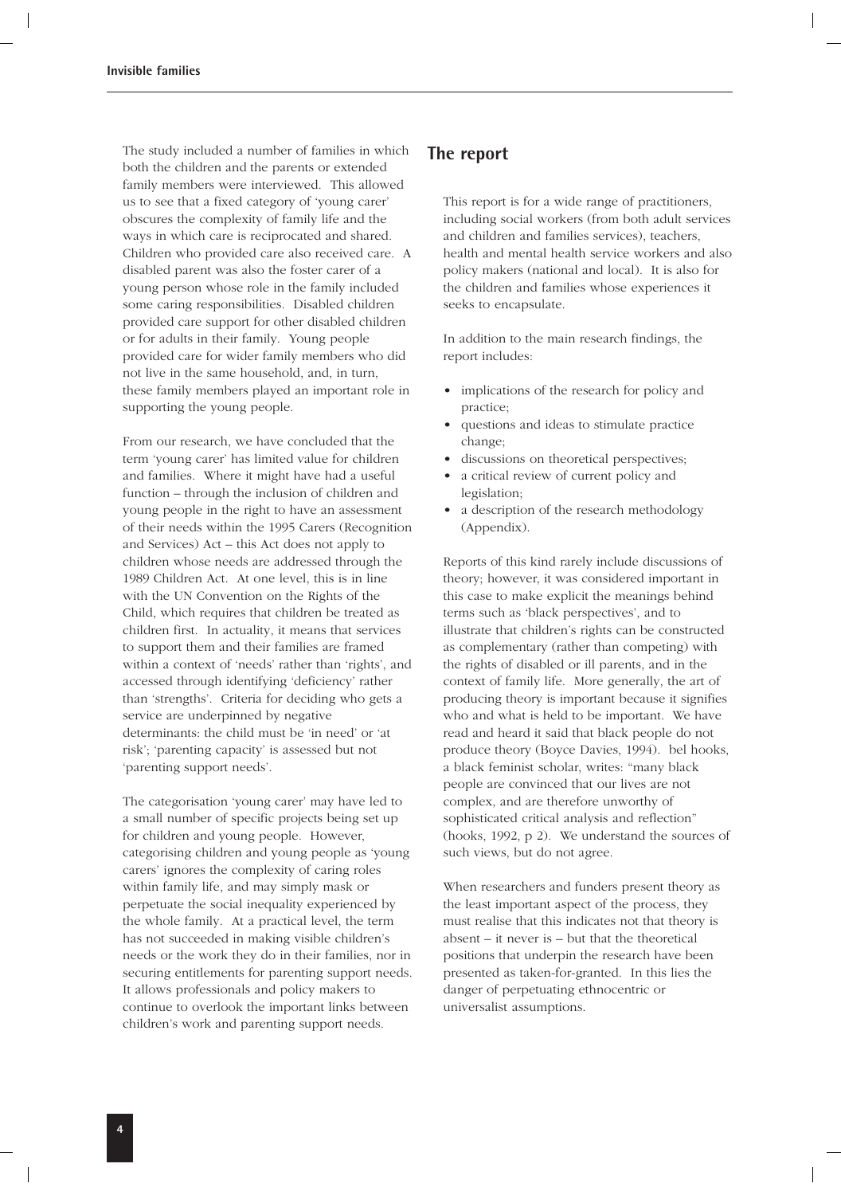The study included a number of families in which both the children and the parents or extended family members were interviewed. This allowed us to see that a fixed category of 'young carer' obscures the complexity of family life and the ways in which care is reciprocated and shared. Children who provided care also received care. A disabled parent was also the foster carer of a young person whose role in the family included some caring responsibilities. Disabled children provided care support for other disabled children or for adults in their family. Young people provided care for wider family members who did not live in the same household, and, in turn, these family members played an important role in supporting the young people.

From our research, we have concluded that the term 'young carer' has limited value for children and families. Where it might have had a useful function – through the inclusion of children and young people in the right to have an assessment of their needs within the 1995 Carers (Recognition and Services) Act – this Act does not apply to children whose needs are addressed through the 1989 Children Act. At one level, this is in line with the UN Convention on the Rights of the Child, which requires that children be treated as children first. In actuality, it means that services to support them and their families are framed within a context of 'needs' rather than 'rights', and accessed through identifying 'deficiency' rather than 'strengths'. Criteria for deciding who gets a service are underpinned by negative determinants: the child must be 'in need' or 'at risk'; 'parenting capacity' is assessed but not 'parenting support needs'.

The categorisation 'young carer' may have led to a small number of specific projects being set up for children and young people. However, categorising children and young people as 'young carers' ignores the complexity of caring roles within family life, and may simply mask or perpetuate the social inequality experienced by the whole family. At a practical level, the term has not succeeded in making visible children's needs or the work they do in their families, nor in securing entitlements for parenting support needs. It allows professionals and policy makers to continue to overlook the important links between children's work and parenting support needs.

## The report

This report is for a wide range of practitioners, including social workers (from both adult services and children and families services), teachers, health and mental health service workers and also policy makers (national and local). It is also for the children and families whose experiences it seeks to encapsulate.

In addition to the main research findings, the report includes:

- implications of the research for policy and practice;
- questions and ideas to stimulate practice change;
- discussions on theoretical perspectives;
- a critical review of current policy and legislation;
- a description of the research methodology (Appendix).

Reports of this kind rarely include discussions of theory; however, it was considered important in this case to make explicit the meanings behind terms such as 'black perspectives', and to illustrate that children's rights can be constructed as complementary (rather than competing) with the rights of disabled or ill parents, and in the context of family life. More generally, the art of producing theory is important because it signifies who and what is held to be important. We have read and heard it said that black people do not produce theory (Boyce Davies, 1994). bel hooks, a black feminist scholar, writes: "many black people are convinced that our lives are not complex, and are therefore unworthy of sophisticated critical analysis and reflection" (hooks, 1992, p 2). We understand the sources of such views, but do not agree.

When researchers and funders present theory as the least important aspect of the process, they must realise that this indicates not that theory is absent – it never is – but that the theoretical positions that underpin the research have been presented as taken-for-granted. In this lies the danger of perpetuating ethnocentric or universalist assumptions.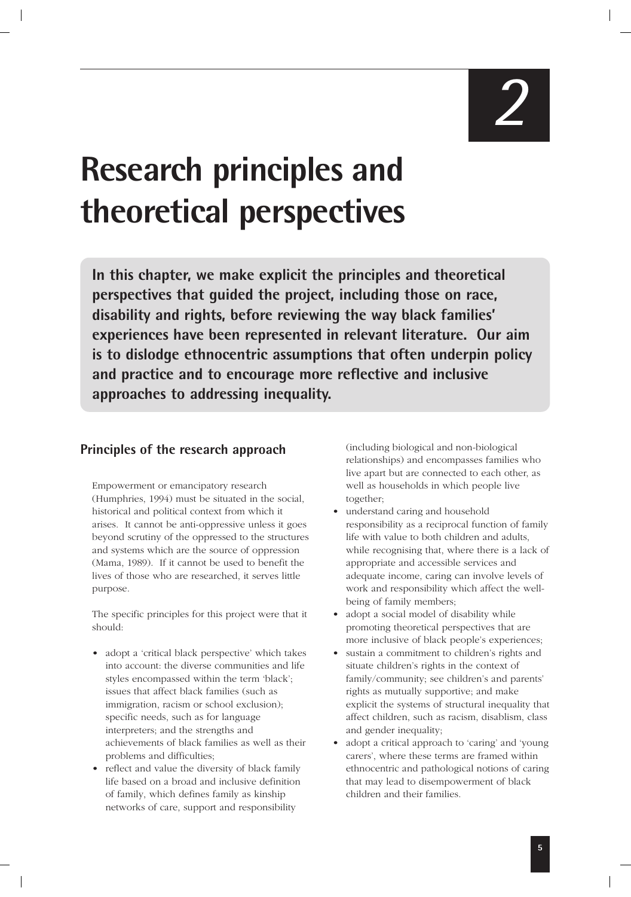# 2

# Research principles and theoretical perspectives

**In this chapter, we make explicit the principles and theoretical perspectives that guided the project, including those on race, disability and rights, before reviewing the way black families' experiences have been represented in relevant literature. Our aim is to dislodge ethnocentric assumptions that often underpin policy and practice and to encourage more reflective and inclusive approaches to addressing inequality.**

## Principles of the research approach

Empowerment or emancipatory research (Humphries, 1994) must be situated in the social, historical and political context from which it arises. It cannot be anti-oppressive unless it goes beyond scrutiny of the oppressed to the structures and systems which are the source of oppression (Mama, 1989). If it cannot be used to benefit the lives of those who are researched, it serves little purpose.

The specific principles for this project were that it should:

- adopt a 'critical black perspective' which takes into account: the diverse communities and life styles encompassed within the term 'black'; issues that affect black families (such as immigration, racism or school exclusion); specific needs, such as for language interpreters; and the strengths and achievements of black families as well as their problems and difficulties;
- reflect and value the diversity of black family life based on a broad and inclusive definition of family, which defines family as kinship networks of care, support and responsibility (including biological and non-biological relationships) and encompasses families who live apart but are connected to each other, as well as households in which people live together;
- understand caring and household responsibility as a reciprocal function of family life with value to both children and adults, while recognising that, where there is a lack of appropriate and accessible services and adequate income, caring can involve levels of work and responsibility which affect the well-being of family members;
- adopt a social model of disability while promoting theoretical perspectives that are more inclusive of black people's experiences;
- sustain a commitment to children's rights and situate children's rights in the context of family/community; see children's and parents' rights as mutually supportive; and make explicit the systems of structural inequality that affect children, such as racism, disablism, class and gender inequality;
- adopt a critical approach to 'caring' and 'young carers', where these terms are framed within ethnocentric and pathological notions of caring that may lead to disempowerment of black children and their families.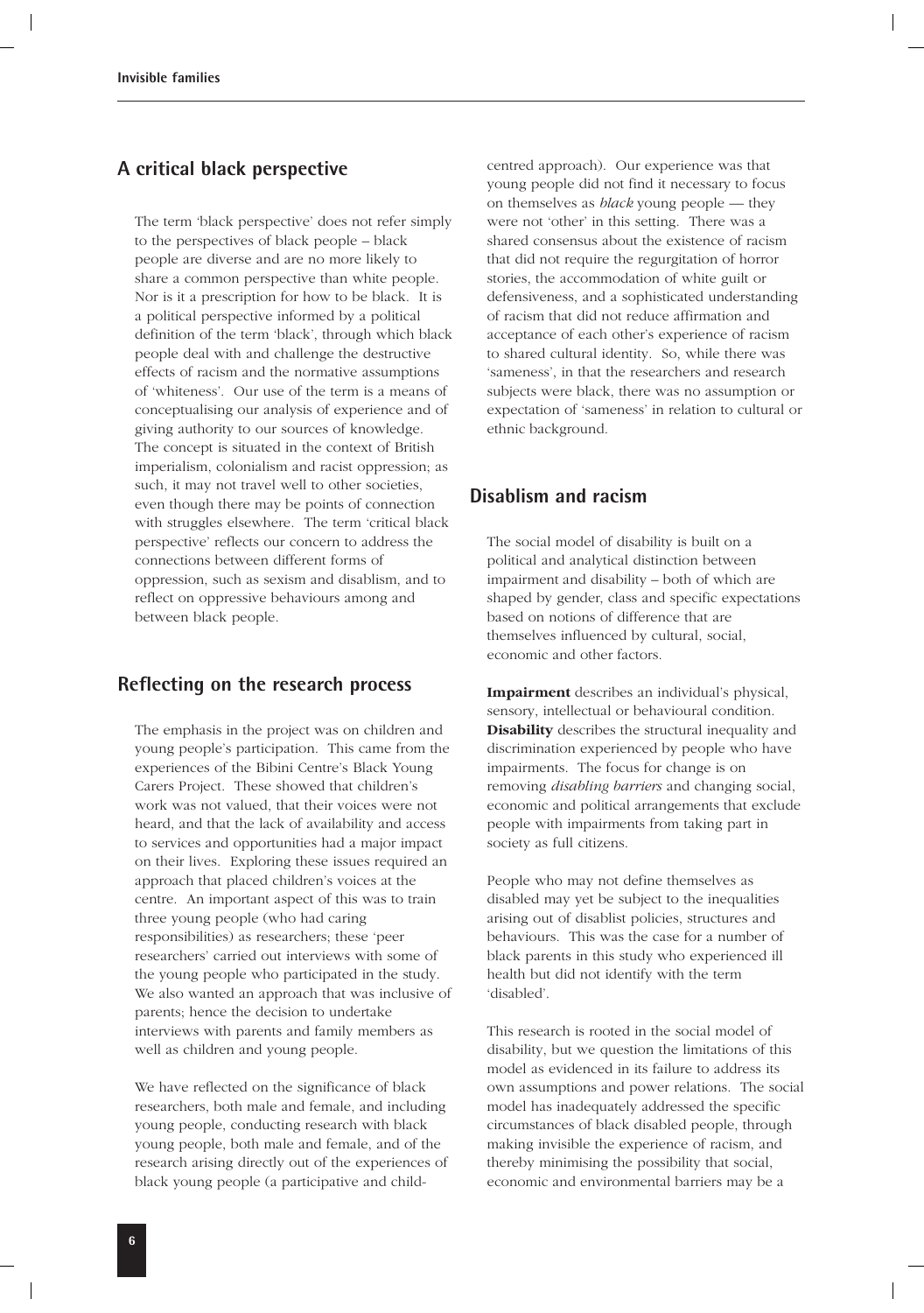## A critical black perspective

The term 'black perspective' does not refer simply to the perspectives of black people – black people are diverse and are no more likely to share a common perspective than white people. Nor is it a prescription for how to be black. It is a political perspective informed by a political definition of the term 'black', through which black people deal with and challenge the destructive effects of racism and the normative assumptions of 'whiteness'. Our use of the term is a means of conceptualising our analysis of experience and of giving authority to our sources of knowledge. The concept is situated in the context of British imperialism, colonialism and racist oppression; as such, it may not travel well to other societies, even though there may be points of connection with struggles elsewhere. The term 'critical black perspective' reflects our concern to address the connections between different forms of oppression, such as sexism and disablism, and to reflect on oppressive behaviours among and between black people.

## Reflecting on the research process

The emphasis in the project was on children and young people's participation. This came from the experiences of the Bibini Centre's Black Young Carers Project. These showed that children's work was not valued, that their voices were not heard, and that the lack of availability and access to services and opportunities had a major impact on their lives. Exploring these issues required an approach that placed children's voices at the centre. An important aspect of this was to train three young people (who had caring responsibilities) as researchers; these 'peer researchers' carried out interviews with some of the young people who participated in the study. We also wanted an approach that was inclusive of parents; hence the decision to undertake interviews with parents and family members as well as children and young people.

We have reflected on the significance of black researchers, both male and female, and including young people, conducting research with black young people, both male and female, and of the research arising directly out of the experiences of black young people (a participative and child-centred approach). Our experience was that young people did not find it necessary to focus on themselves as *black* young people — they were not 'other' in this setting. There was a shared consensus about the existence of racism that did not require the regurgitation of horror stories, the accommodation of white guilt or defensiveness, and a sophisticated understanding of racism that did not reduce affirmation and acceptance of each other's experience of racism to shared cultural identity. So, while there was 'sameness', in that the researchers and research subjects were black, there was no assumption or expectation of 'sameness' in relation to cultural or ethnic background.

## Disablism and racism

The social model of disability is built on a political and analytical distinction between impairment and disability – both of which are shaped by gender, class and specific expectations based on notions of difference that are themselves influenced by cultural, social, economic and other factors.

**Impairment** describes an individual's physical, sensory, intellectual or behavioural condition. **Disability** describes the structural inequality and discrimination experienced by people who have impairments. The focus for change is on removing *disabling barriers* and changing social, economic and political arrangements that exclude people with impairments from taking part in society as full citizens.

People who may not define themselves as disabled may yet be subject to the inequalities arising out of disablist policies, structures and behaviours. This was the case for a number of black parents in this study who experienced ill health but did not identify with the term 'disabled'.

This research is rooted in the social model of disability, but we question the limitations of this model as evidenced in its failure to address its own assumptions and power relations. The social model has inadequately addressed the specific circumstances of black disabled people, through making invisible the experience of racism, and thereby minimising the possibility that social, economic and environmental barriers may be a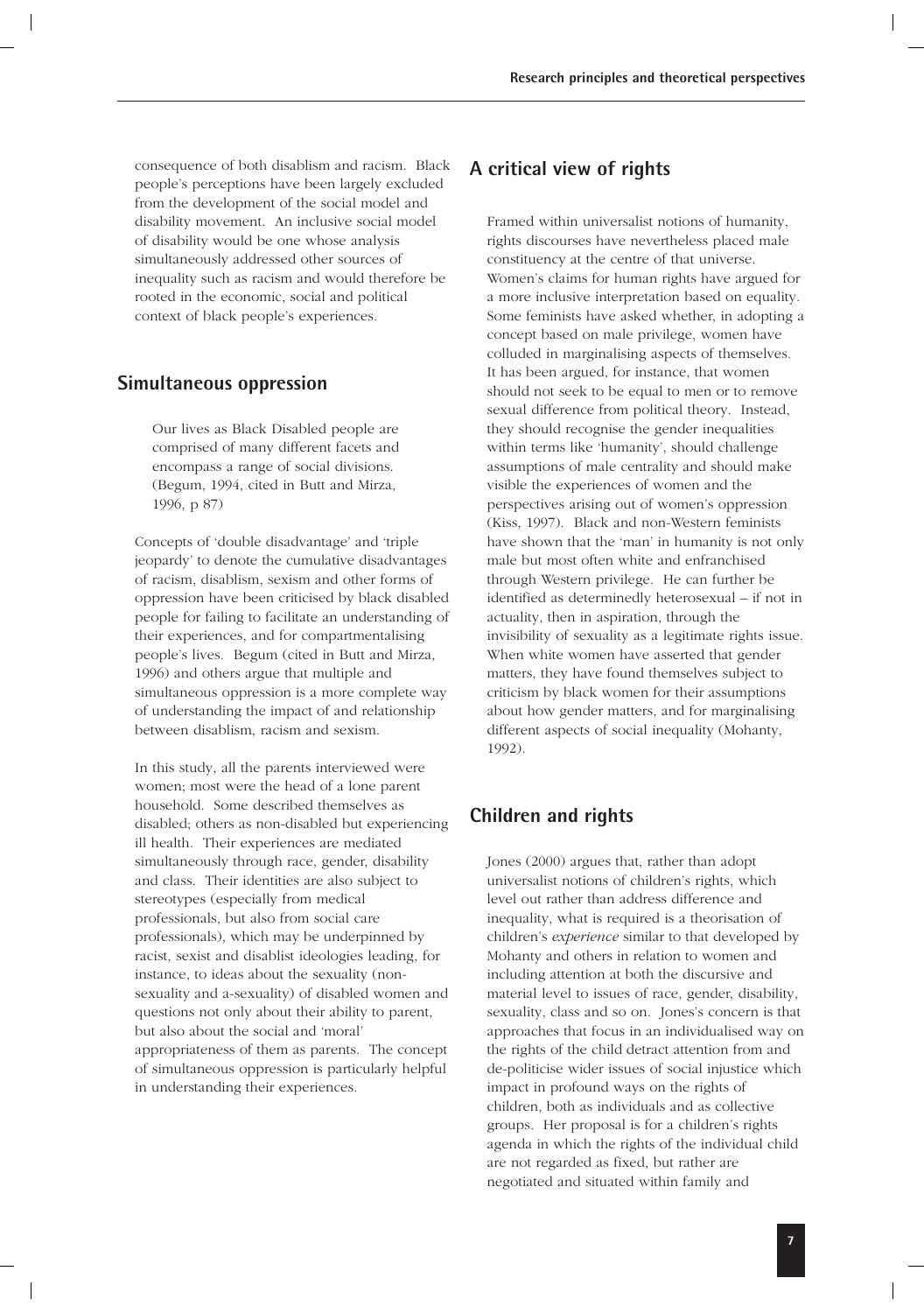consequence of both disablism and racism. Black people's perceptions have been largely excluded from the development of the social model and disability movement. An inclusive social model of disability would be one whose analysis simultaneously addressed other sources of inequality such as racism and would therefore be rooted in the economic, social and political context of black people's experiences.

## Simultaneous oppression

> Our lives as Black Disabled people are comprised of many different facets and encompass a range of social divisions. (Begum, 1994, cited in Butt and Mirza, 1996, p 87)

Concepts of 'double disadvantage' and 'triple jeopardy' to denote the cumulative disadvantages of racism, disablism, sexism and other forms of oppression have been criticised by black disabled people for failing to facilitate an understanding of their experiences, and for compartmentalising people's lives. Begum (cited in Butt and Mirza, 1996) and others argue that multiple and simultaneous oppression is a more complete way of understanding the impact of and relationship between disablism, racism and sexism.

In this study, all the parents interviewed were women; most were the head of a lone parent household. Some described themselves as disabled; others as non-disabled but experiencing ill health. Their experiences are mediated simultaneously through race, gender, disability and class. Their identities are also subject to stereotypes (especially from medical professionals, but also from social care professionals), which may be underpinned by racist, sexist and disablist ideologies leading, for instance, to ideas about the sexuality (non-sexuality and a-sexuality) of disabled women and questions not only about their ability to parent, but also about the social and 'moral' appropriateness of them as parents. The concept of simultaneous oppression is particularly helpful in understanding their experiences.

## A critical view of rights

Framed within universalist notions of humanity, rights discourses have nevertheless placed male constituency at the centre of that universe. Women's claims for human rights have argued for a more inclusive interpretation based on equality. Some feminists have asked whether, in adopting a concept based on male privilege, women have colluded in marginalising aspects of themselves. It has been argued, for instance, that women should not seek to be equal to men or to remove sexual difference from political theory. Instead, they should recognise the gender inequalities within terms like 'humanity', should challenge assumptions of male centrality and should make visible the experiences of women and the perspectives arising out of women's oppression (Kiss, 1997). Black and non-Western feminists have shown that the 'man' in humanity is not only male but most often white and enfranchised through Western privilege. He can further be identified as determinedly heterosexual – if not in actuality, then in aspiration, through the invisibility of sexuality as a legitimate rights issue. When white women have asserted that gender matters, they have found themselves subject to criticism by black women for their assumptions about how gender matters, and for marginalising different aspects of social inequality (Mohanty, 1992).

## Children and rights

Jones (2000) argues that, rather than adopt universalist notions of children's rights, which level out rather than address difference and inequality, what is required is a theorisation of children's *experience* similar to that developed by Mohanty and others in relation to women and including attention at both the discursive and material level to issues of race, gender, disability, sexuality, class and so on. Jones's concern is that approaches that focus in an individualised way on the rights of the child detract attention from and de-politicise wider issues of social injustice which impact in profound ways on the rights of children, both as individuals and as collective groups. Her proposal is for a children's rights agenda in which the rights of the individual child are not regarded as fixed, but rather are negotiated and situated within family and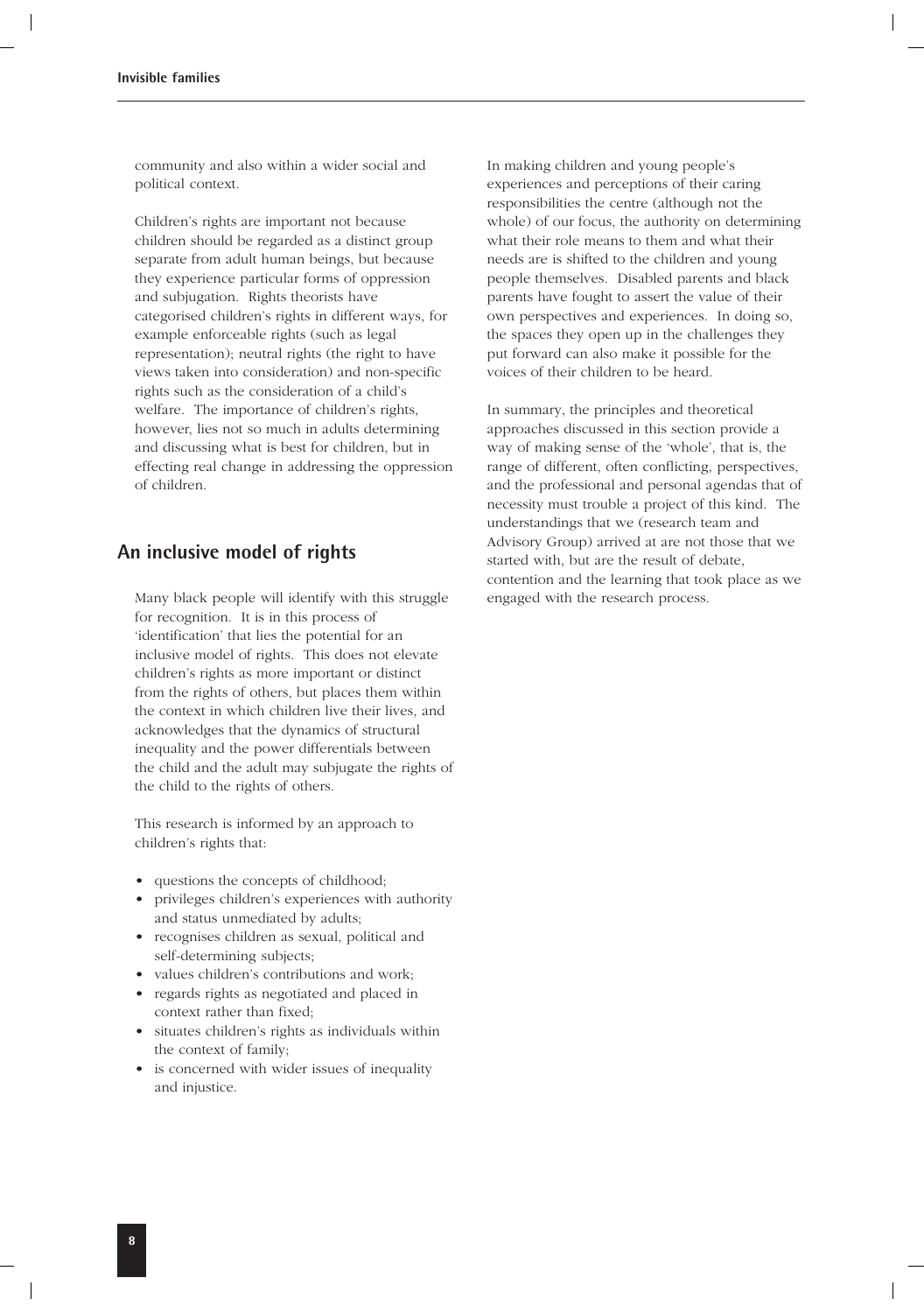community and also within a wider social and political context.

Children's rights are important not because children should be regarded as a distinct group separate from adult human beings, but because they experience particular forms of oppression and subjugation. Rights theorists have categorised children's rights in different ways, for example enforceable rights (such as legal representation); neutral rights (the right to have views taken into consideration) and non-specific rights such as the consideration of a child's welfare. The importance of children's rights, however, lies not so much in adults determining and discussing what is best for children, but in effecting real change in addressing the oppression of children.

## An inclusive model of rights

Many black people will identify with this struggle for recognition. It is in this process of 'identification' that lies the potential for an inclusive model of rights. This does not elevate children's rights as more important or distinct from the rights of others, but places them within the context in which children live their lives, and acknowledges that the dynamics of structural inequality and the power differentials between the child and the adult may subjugate the rights of the child to the rights of others.

This research is informed by an approach to children's rights that:

- questions the concepts of childhood;
- privileges children's experiences with authority and status unmediated by adults;
- recognises children as sexual, political and self-determining subjects;
- values children's contributions and work;
- regards rights as negotiated and placed in context rather than fixed;
- situates children's rights as individuals within the context of family;
- is concerned with wider issues of inequality and injustice.

In making children and young people's experiences and perceptions of their caring responsibilities the centre (although not the whole) of our focus, the authority on determining what their role means to them and what their needs are is shifted to the children and young people themselves. Disabled parents and black parents have fought to assert the value of their own perspectives and experiences. In doing so, the spaces they open up in the challenges they put forward can also make it possible for the voices of their children to be heard.

In summary, the principles and theoretical approaches discussed in this section provide a way of making sense of the 'whole', that is, the range of different, often conflicting, perspectives, and the professional and personal agendas that of necessity must trouble a project of this kind. The understandings that we (research team and Advisory Group) arrived at are not those that we started with, but are the result of debate, contention and the learning that took place as we engaged with the research process.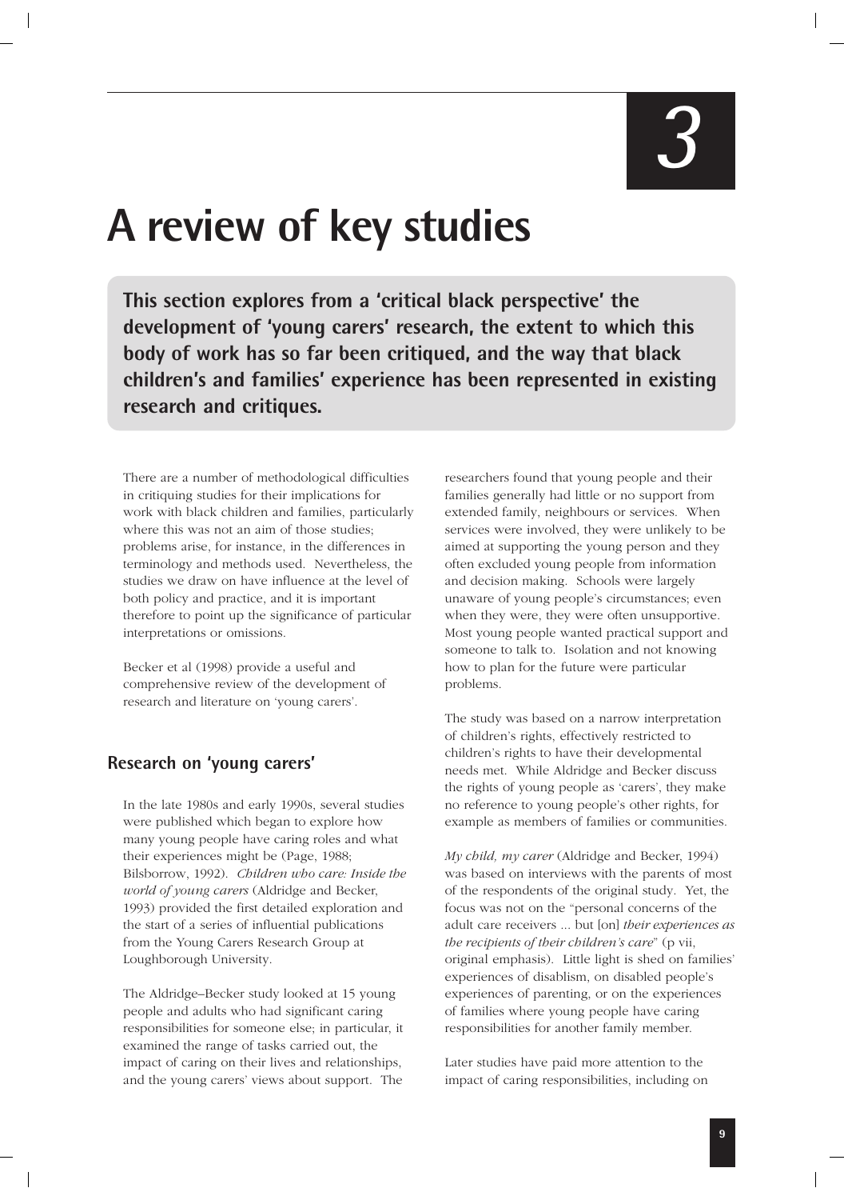# 3

# A review of key studies

**This section explores from a 'critical black perspective' the development of 'young carers' research, the extent to which this body of work has so far been critiqued, and the way that black children's and families' experience has been represented in existing research and critiques.**

There are a number of methodological difficulties in critiquing studies for their implications for work with black children and families, particularly where this was not an aim of those studies; problems arise, for instance, in the differences in terminology and methods used. Nevertheless, the studies we draw on have influence at the level of both policy and practice, and it is important therefore to point up the significance of particular interpretations or omissions.

Becker et al (1998) provide a useful and comprehensive review of the development of research and literature on 'young carers'.

## Research on 'young carers'

In the late 1980s and early 1990s, several studies were published which began to explore how many young people have caring roles and what their experiences might be (Page, 1988; Bilsborrow, 1992). *Children who care: Inside the world of young carers* (Aldridge and Becker, 1993) provided the first detailed exploration and the start of a series of influential publications from the Young Carers Research Group at Loughborough University.

The Aldridge–Becker study looked at 15 young people and adults who had significant caring responsibilities for someone else; in particular, it examined the range of tasks carried out, the impact of caring on their lives and relationships, and the young carers' views about support. The researchers found that young people and their families generally had little or no support from extended family, neighbours or services. When services were involved, they were unlikely to be aimed at supporting the young person and they often excluded young people from information and decision making. Schools were largely unaware of young people's circumstances; even when they were, they were often unsupportive. Most young people wanted practical support and someone to talk to. Isolation and not knowing how to plan for the future were particular problems.

The study was based on a narrow interpretation of children's rights, effectively restricted to children's rights to have their developmental needs met. While Aldridge and Becker discuss the rights of young people as 'carers', they make no reference to young people's other rights, for example as members of families or communities.

*My child, my carer* (Aldridge and Becker, 1994) was based on interviews with the parents of most of the respondents of the original study. Yet, the focus was not on the "personal concerns of the adult care receivers ... but [on] *their experiences as the recipients of their children's care*" (p vii, original emphasis). Little light is shed on families' experiences of disablism, on disabled people's experiences of parenting, or on the experiences of families where young people have caring responsibilities for another family member.

Later studies have paid more attention to the impact of caring responsibilities, including on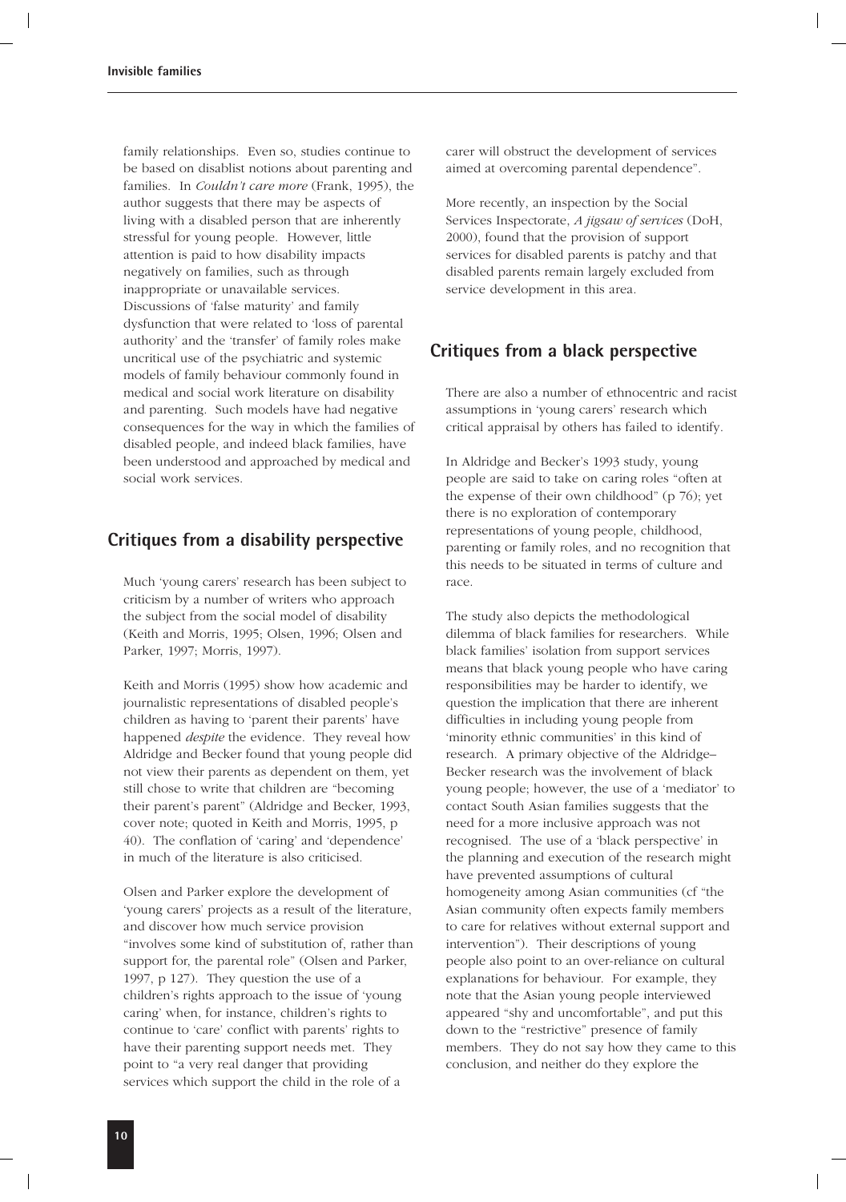family relationships. Even so, studies continue to be based on disablist notions about parenting and families. In *Couldn't care more* (Frank, 1995), the author suggests that there may be aspects of living with a disabled person that are inherently stressful for young people. However, little attention is paid to how disability impacts negatively on families, such as through inappropriate or unavailable services. Discussions of 'false maturity' and family dysfunction that were related to 'loss of parental authority' and the 'transfer' of family roles make uncritical use of the psychiatric and systemic models of family behaviour commonly found in medical and social work literature on disability and parenting. Such models have had negative consequences for the way in which the families of disabled people, and indeed black families, have been understood and approached by medical and social work services.

## Critiques from a disability perspective

Much 'young carers' research has been subject to criticism by a number of writers who approach the subject from the social model of disability (Keith and Morris, 1995; Olsen, 1996; Olsen and Parker, 1997; Morris, 1997).

Keith and Morris (1995) show how academic and journalistic representations of disabled people's children as having to 'parent their parents' have happened *despite* the evidence. They reveal how Aldridge and Becker found that young people did not view their parents as dependent on them, yet still chose to write that children are "becoming their parent's parent" (Aldridge and Becker, 1993, cover note; quoted in Keith and Morris, 1995, p 40). The conflation of 'caring' and 'dependence' in much of the literature is also criticised.

Olsen and Parker explore the development of 'young carers' projects as a result of the literature, and discover how much service provision "involves some kind of substitution of, rather than support for, the parental role" (Olsen and Parker, 1997, p 127). They question the use of a children's rights approach to the issue of 'young caring' when, for instance, children's rights to continue to 'care' conflict with parents' rights to have their parenting support needs met. They point to "a very real danger that providing services which support the child in the role of a carer will obstruct the development of services aimed at overcoming parental dependence".

More recently, an inspection by the Social Services Inspectorate, *A jigsaw of services* (DoH, 2000), found that the provision of support services for disabled parents is patchy and that disabled parents remain largely excluded from service development in this area.

## Critiques from a black perspective

There are also a number of ethnocentric and racist assumptions in 'young carers' research which critical appraisal by others has failed to identify.

In Aldridge and Becker's 1993 study, young people are said to take on caring roles "often at the expense of their own childhood" (p 76); yet there is no exploration of contemporary representations of young people, childhood, parenting or family roles, and no recognition that this needs to be situated in terms of culture and race.

The study also depicts the methodological dilemma of black families for researchers. While black families' isolation from support services means that black young people who have caring responsibilities may be harder to identify, we question the implication that there are inherent difficulties in including young people from 'minority ethnic communities' in this kind of research. A primary objective of the Aldridge–Becker research was the involvement of black young people; however, the use of a 'mediator' to contact South Asian families suggests that the need for a more inclusive approach was not recognised. The use of a 'black perspective' in the planning and execution of the research might have prevented assumptions of cultural homogeneity among Asian communities (cf "the Asian community often expects family members to care for relatives without external support and intervention"). Their descriptions of young people also point to an over-reliance on cultural explanations for behaviour. For example, they note that the Asian young people interviewed appeared "shy and uncomfortable", and put this down to the "restrictive" presence of family members. They do not say how they came to this conclusion, and neither do they explore the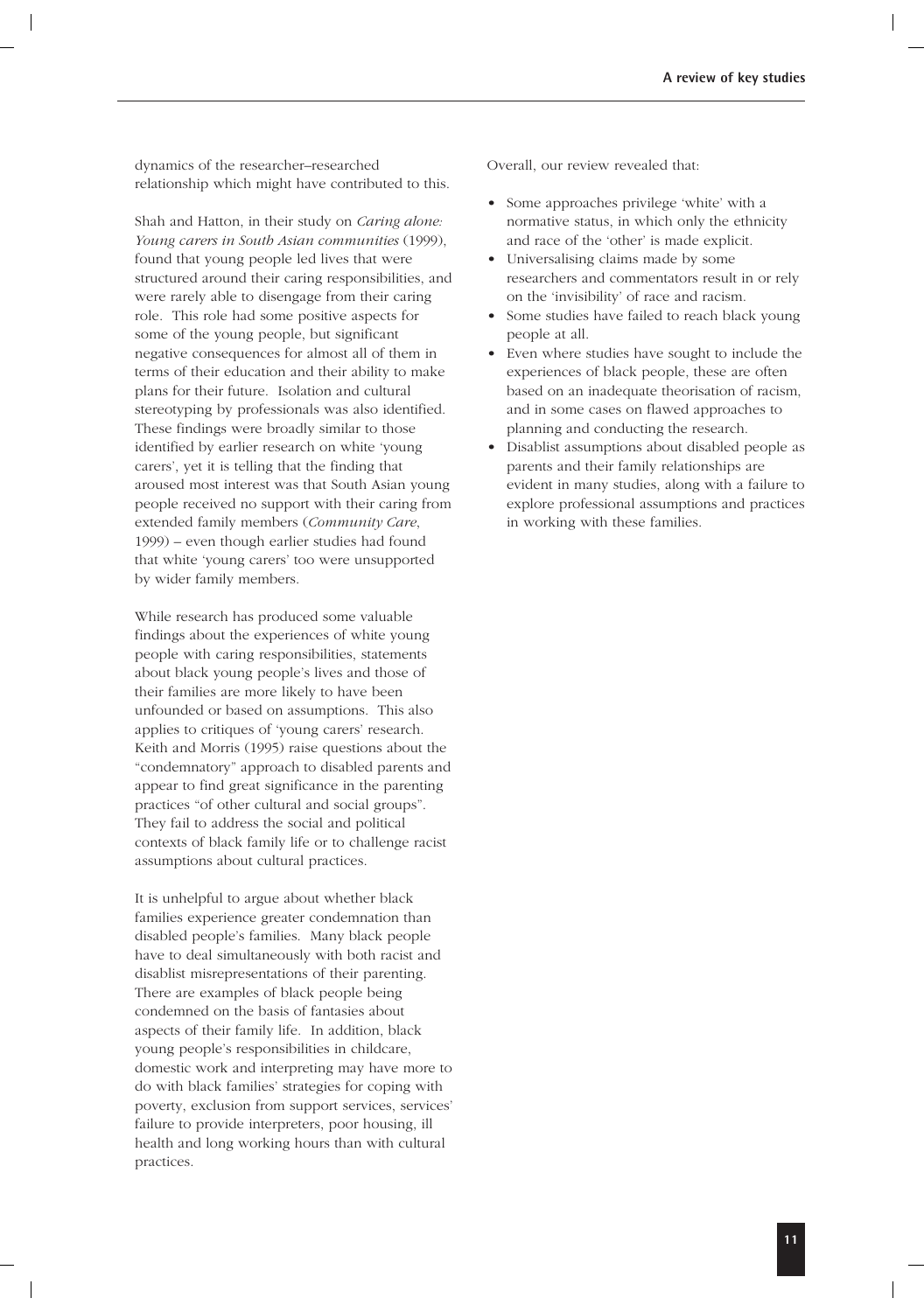dynamics of the researcher–researched relationship which might have contributed to this.

Shah and Hatton, in their study on *Caring alone: Young carers in South Asian communities* (1999), found that young people led lives that were structured around their caring responsibilities, and were rarely able to disengage from their caring role. This role had some positive aspects for some of the young people, but significant negative consequences for almost all of them in terms of their education and their ability to make plans for their future. Isolation and cultural stereotyping by professionals was also identified. These findings were broadly similar to those identified by earlier research on white 'young carers', yet it is telling that the finding that aroused most interest was that South Asian young people received no support with their caring from extended family members (*Community Care*, 1999) – even though earlier studies had found that white 'young carers' too were unsupported by wider family members.

While research has produced some valuable findings about the experiences of white young people with caring responsibilities, statements about black young people's lives and those of their families are more likely to have been unfounded or based on assumptions. This also applies to critiques of 'young carers' research. Keith and Morris (1995) raise questions about the "condemnatory" approach to disabled parents and appear to find great significance in the parenting practices "of other cultural and social groups". They fail to address the social and political contexts of black family life or to challenge racist assumptions about cultural practices.

It is unhelpful to argue about whether black families experience greater condemnation than disabled people's families. Many black people have to deal simultaneously with both racist and disablist misrepresentations of their parenting. There are examples of black people being condemned on the basis of fantasies about aspects of their family life. In addition, black young people's responsibilities in childcare, domestic work and interpreting may have more to do with black families' strategies for coping with poverty, exclusion from support services, services' failure to provide interpreters, poor housing, ill health and long working hours than with cultural practices.

Overall, our review revealed that:

- Some approaches privilege 'white' with a normative status, in which only the ethnicity and race of the 'other' is made explicit.
- Universalising claims made by some researchers and commentators result in or rely on the 'invisibility' of race and racism.
- Some studies have failed to reach black young people at all.
- Even where studies have sought to include the experiences of black people, these are often based on an inadequate theorisation of racism, and in some cases on flawed approaches to planning and conducting the research.
- Disablist assumptions about disabled people as parents and their family relationships are evident in many studies, along with a failure to explore professional assumptions and practices in working with these families.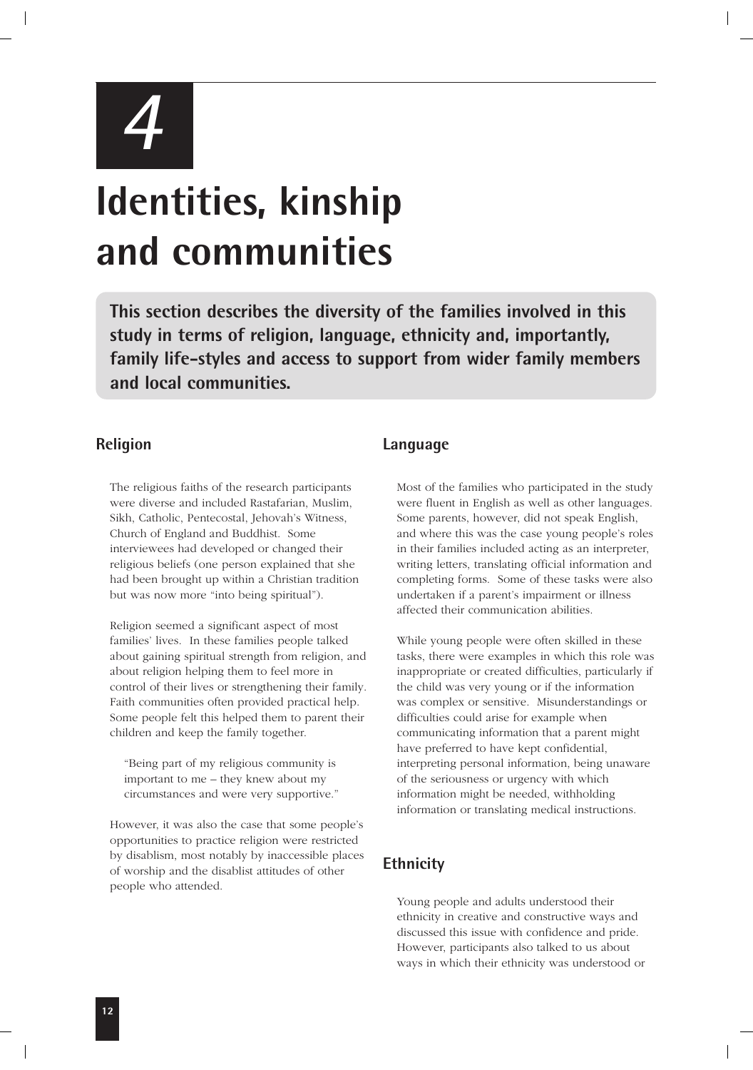# 4

# Identities, kinship and communities

**This section describes the diversity of the families involved in this study in terms of religion, language, ethnicity and, importantly, family life-styles and access to support from wider family members and local communities.**

## Religion

The religious faiths of the research participants were diverse and included Rastafarian, Muslim, Sikh, Catholic, Pentecostal, Jehovah's Witness, Church of England and Buddhist. Some interviewees had developed or changed their religious beliefs (one person explained that she had been brought up within a Christian tradition but was now more "into being spiritual").

Religion seemed a significant aspect of most families' lives. In these families people talked about gaining spiritual strength from religion, and about religion helping them to feel more in control of their lives or strengthening their family. Faith communities often provided practical help. Some people felt this helped them to parent their children and keep the family together.

> "Being part of my religious community is important to me – they knew about my circumstances and were very supportive."

However, it was also the case that some people's opportunities to practice religion were restricted by disablism, most notably by inaccessible places of worship and the disablist attitudes of other people who attended.

## Language

Most of the families who participated in the study were fluent in English as well as other languages. Some parents, however, did not speak English, and where this was the case young people's roles in their families included acting as an interpreter, writing letters, translating official information and completing forms. Some of these tasks were also undertaken if a parent's impairment or illness affected their communication abilities.

While young people were often skilled in these tasks, there were examples in which this role was inappropriate or created difficulties, particularly if the child was very young or if the information was complex or sensitive. Misunderstandings or difficulties could arise for example when communicating information that a parent might have preferred to have kept confidential, interpreting personal information, being unaware of the seriousness or urgency with which information might be needed, withholding information or translating medical instructions.

## Ethnicity

Young people and adults understood their ethnicity in creative and constructive ways and discussed this issue with confidence and pride. However, participants also talked to us about ways in which their ethnicity was understood or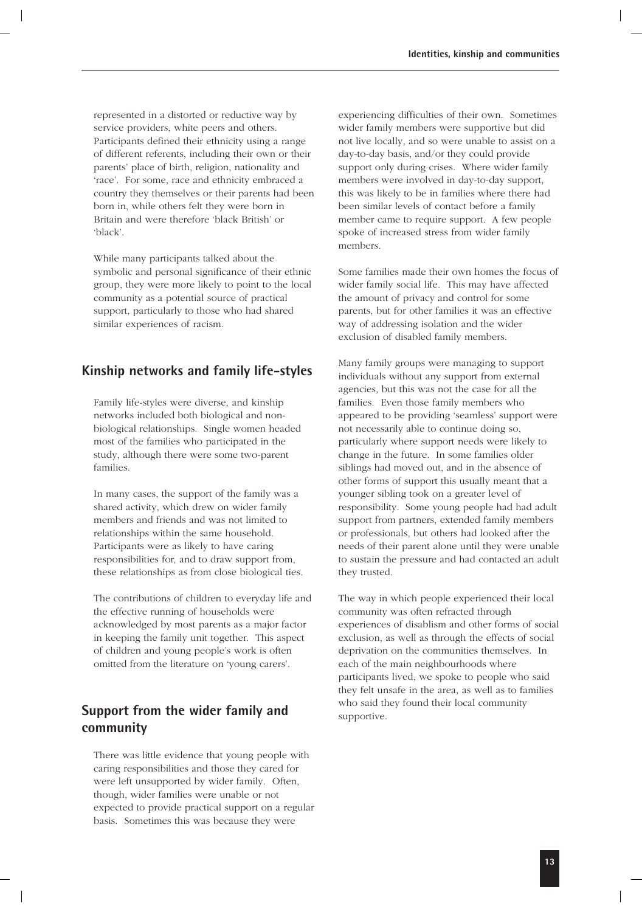represented in a distorted or reductive way by service providers, white peers and others. Participants defined their ethnicity using a range of different referents, including their own or their parents' place of birth, religion, nationality and 'race'. For some, race and ethnicity embraced a country they themselves or their parents had been born in, while others felt they were born in Britain and were therefore 'black British' or 'black'.

While many participants talked about the symbolic and personal significance of their ethnic group, they were more likely to point to the local community as a potential source of practical support, particularly to those who had shared similar experiences of racism.

## Kinship networks and family life-styles

Family life-styles were diverse, and kinship networks included both biological and non-biological relationships. Single women headed most of the families who participated in the study, although there were some two-parent families.

In many cases, the support of the family was a shared activity, which drew on wider family members and friends and was not limited to relationships within the same household. Participants were as likely to have caring responsibilities for, and to draw support from, these relationships as from close biological ties.

The contributions of children to everyday life and the effective running of households were acknowledged by most parents as a major factor in keeping the family unit together. This aspect of children and young people's work is often omitted from the literature on 'young carers'.

## Support from the wider family and community

There was little evidence that young people with caring responsibilities and those they cared for were left unsupported by wider family. Often, though, wider families were unable or not expected to provide practical support on a regular basis. Sometimes this was because they were experiencing difficulties of their own. Sometimes wider family members were supportive but did not live locally, and so were unable to assist on a day-to-day basis, and/or they could provide support only during crises. Where wider family members were involved in day-to-day support, this was likely to be in families where there had been similar levels of contact before a family member came to require support. A few people spoke of increased stress from wider family members.

Some families made their own homes the focus of wider family social life. This may have affected the amount of privacy and control for some parents, but for other families it was an effective way of addressing isolation and the wider exclusion of disabled family members.

Many family groups were managing to support individuals without any support from external agencies, but this was not the case for all the families. Even those family members who appeared to be providing 'seamless' support were not necessarily able to continue doing so, particularly where support needs were likely to change in the future. In some families older siblings had moved out, and in the absence of other forms of support this usually meant that a younger sibling took on a greater level of responsibility. Some young people had had adult support from partners, extended family members or professionals, but others had looked after the needs of their parent alone until they were unable to sustain the pressure and had contacted an adult they trusted.

The way in which people experienced their local community was often refracted through experiences of disablism and other forms of social exclusion, as well as through the effects of social deprivation on the communities themselves. In each of the main neighbourhoods where participants lived, we spoke to people who said they felt unsafe in the area, as well as to families who said they found their local community supportive.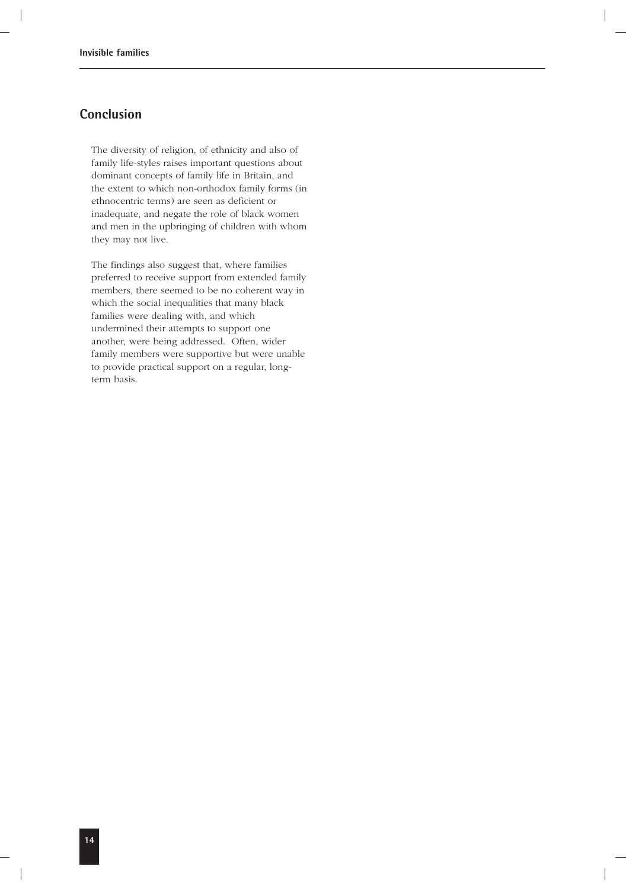## Conclusion

The diversity of religion, of ethnicity and also of family life-styles raises important questions about dominant concepts of family life in Britain, and the extent to which non-orthodox family forms (in ethnocentric terms) are seen as deficient or inadequate, and negate the role of black women and men in the upbringing of children with whom they may not live.

The findings also suggest that, where families preferred to receive support from extended family members, there seemed to be no coherent way in which the social inequalities that many black families were dealing with, and which undermined their attempts to support one another, were being addressed. Often, wider family members were supportive but were unable to provide practical support on a regular, long-term basis.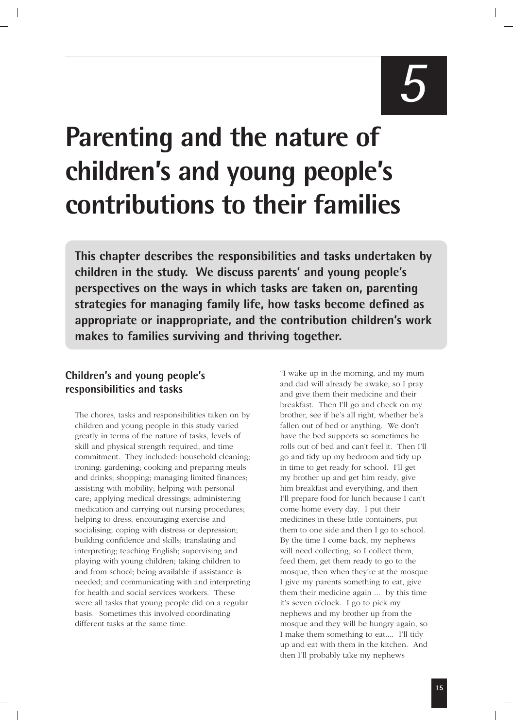# 5

# Parenting and the nature of children's and young people's contributions to their families

**This chapter describes the responsibilities and tasks undertaken by children in the study. We discuss parents' and young people's perspectives on the ways in which tasks are taken on, parenting strategies for managing family life, how tasks become defined as appropriate or inappropriate, and the contribution children's work makes to families surviving and thriving together.**

## Children's and young people's responsibilities and tasks

The chores, tasks and responsibilities taken on by children and young people in this study varied greatly in terms of the nature of tasks, levels of skill and physical strength required, and time commitment. They included: household cleaning; ironing; gardening; cooking and preparing meals and drinks; shopping; managing limited finances; assisting with mobility; helping with personal care; applying medical dressings; administering medication and carrying out nursing procedures; helping to dress; encouraging exercise and socialising; coping with distress or depression; building confidence and skills; translating and interpreting; teaching English; supervising and playing with young children; taking children to and from school; being available if assistance is needed; and communicating with and interpreting for health and social services workers. These were all tasks that young people did on a regular basis. Sometimes this involved coordinating different tasks at the same time.

"I wake up in the morning, and my mum and dad will already be awake, so I pray and give them their medicine and their breakfast. Then I'll go and check on my brother, see if he's all right, whether he's fallen out of bed or anything. We don't have the bed supports so sometimes he rolls out of bed and can't feel it. Then I'll go and tidy up my bedroom and tidy up in time to get ready for school. I'll get my brother up and get him ready, give him breakfast and everything, and then I'll prepare food for lunch because I can't come home every day. I put their medicines in these little containers, put them to one side and then I go to school. By the time I come back, my nephews will need collecting, so I collect them, feed them, get them ready to go to the mosque, then when they're at the mosque I give my parents something to eat, give them their medicine again ... by this time it's seven o'clock. I go to pick my nephews and my brother up from the mosque and they will be hungry again, so I make them something to eat.... I'll tidy up and eat with them in the kitchen. And then I'll probably take my nephews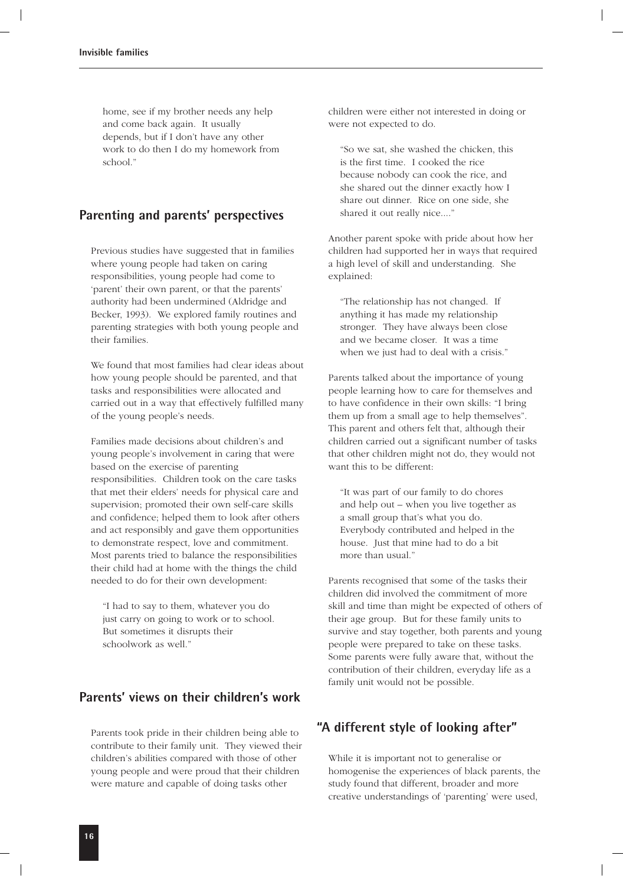home, see if my brother needs any help and come back again. It usually depends, but if I don't have any other work to do then I do my homework from school."

## Parenting and parents' perspectives

Previous studies have suggested that in families where young people had taken on caring responsibilities, young people had come to 'parent' their own parent, or that the parents' authority had been undermined (Aldridge and Becker, 1993). We explored family routines and parenting strategies with both young people and their families.

We found that most families had clear ideas about how young people should be parented, and that tasks and responsibilities were allocated and carried out in a way that effectively fulfilled many of the young people's needs.

Families made decisions about children's and young people's involvement in caring that were based on the exercise of parenting responsibilities. Children took on the care tasks that met their elders' needs for physical care and supervision; promoted their own self-care skills and confidence; helped them to look after others and act responsibly and gave them opportunities to demonstrate respect, love and commitment. Most parents tried to balance the responsibilities their child had at home with the things the child needed to do for their own development:

> "I had to say to them, whatever you do just carry on going to work or to school. But sometimes it disrupts their schoolwork as well."

## Parents' views on their children's work

Parents took pride in their children being able to contribute to their family unit. They viewed their children's abilities compared with those of other young people and were proud that their children were mature and capable of doing tasks other children were either not interested in doing or were not expected to do.

> "So we sat, she washed the chicken, this is the first time. I cooked the rice because nobody can cook the rice, and she shared out the dinner exactly how I share out dinner. Rice on one side, she shared it out really nice...."

Another parent spoke with pride about how her children had supported her in ways that required a high level of skill and understanding. She explained:

> "The relationship has not changed. If anything it has made my relationship stronger. They have always been close and we became closer. It was a time when we just had to deal with a crisis."

Parents talked about the importance of young people learning how to care for themselves and to have confidence in their own skills: "I bring them up from a small age to help themselves". This parent and others felt that, although their children carried out a significant number of tasks that other children might not do, they would not want this to be different:

> "It was part of our family to do chores and help out – when you live together as a small group that's what you do. Everybody contributed and helped in the house. Just that mine had to do a bit more than usual."

Parents recognised that some of the tasks their children did involved the commitment of more skill and time than might be expected of others of their age group. But for these family units to survive and stay together, both parents and young people were prepared to take on these tasks. Some parents were fully aware that, without the contribution of their children, everyday life as a family unit would not be possible.

## "A different style of looking after"

While it is important not to generalise or homogenise the experiences of black parents, the study found that different, broader and more creative understandings of 'parenting' were used,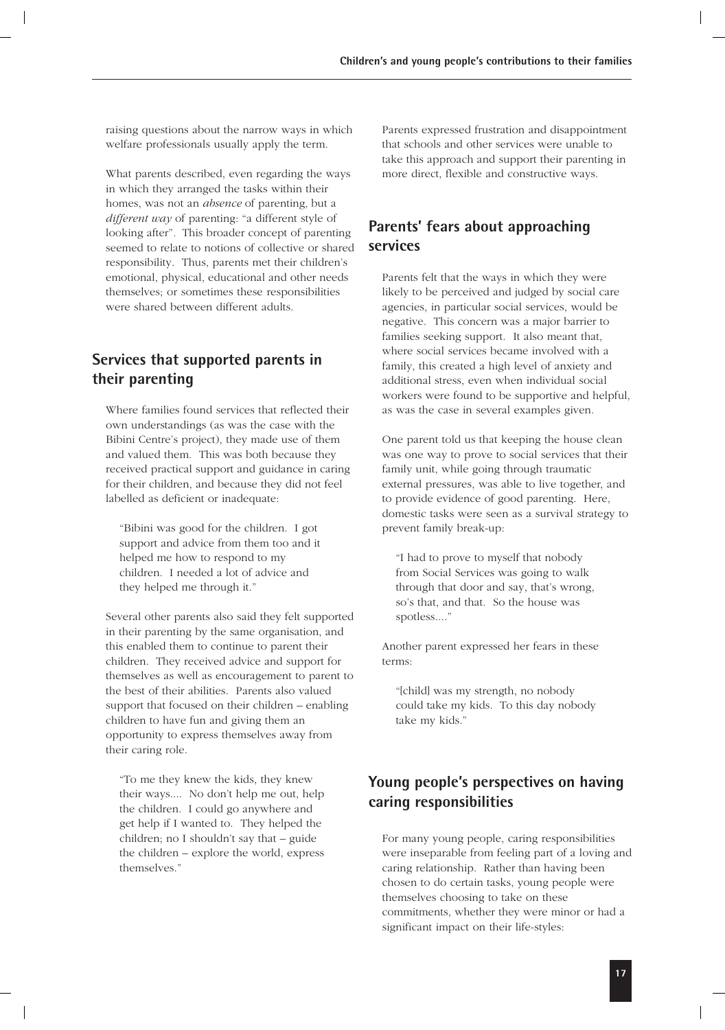raising questions about the narrow ways in which welfare professionals usually apply the term.

What parents described, even regarding the ways in which they arranged the tasks within their homes, was not an *absence* of parenting, but a *different way* of parenting: "a different style of looking after". This broader concept of parenting seemed to relate to notions of collective or shared responsibility. Thus, parents met their children's emotional, physical, educational and other needs themselves; or sometimes these responsibilities were shared between different adults.

## Services that supported parents in their parenting

Where families found services that reflected their own understandings (as was the case with the Bibini Centre's project), they made use of them and valued them. This was both because they received practical support and guidance in caring for their children, and because they did not feel labelled as deficient or inadequate:

> "Bibini was good for the children. I got support and advice from them too and it helped me how to respond to my children. I needed a lot of advice and they helped me through it."

Several other parents also said they felt supported in their parenting by the same organisation, and this enabled them to continue to parent their children. They received advice and support for themselves as well as encouragement to parent to the best of their abilities. Parents also valued support that focused on their children – enabling children to have fun and giving them an opportunity to express themselves away from their caring role.

> "To me they knew the kids, they knew their ways.... No don't help me out, help the children. I could go anywhere and get help if I wanted to. They helped the children; no I shouldn't say that – guide the children – explore the world, express themselves."

Parents expressed frustration and disappointment that schools and other services were unable to take this approach and support their parenting in more direct, flexible and constructive ways.

## Parents' fears about approaching services

Parents felt that the ways in which they were likely to be perceived and judged by social care agencies, in particular social services, would be negative. This concern was a major barrier to families seeking support. It also meant that, where social services became involved with a family, this created a high level of anxiety and additional stress, even when individual social workers were found to be supportive and helpful, as was the case in several examples given.

One parent told us that keeping the house clean was one way to prove to social services that their family unit, while going through traumatic external pressures, was able to live together, and to provide evidence of good parenting. Here, domestic tasks were seen as a survival strategy to prevent family break-up:

> "I had to prove to myself that nobody from Social Services was going to walk through that door and say, that's wrong, so's that, and that. So the house was spotless...."

Another parent expressed her fears in these terms:

> "[child] was my strength, no nobody could take my kids. To this day nobody take my kids."

## Young people's perspectives on having caring responsibilities

For many young people, caring responsibilities were inseparable from feeling part of a loving and caring relationship. Rather than having been chosen to do certain tasks, young people were themselves choosing to take on these commitments, whether they were minor or had a significant impact on their life-styles: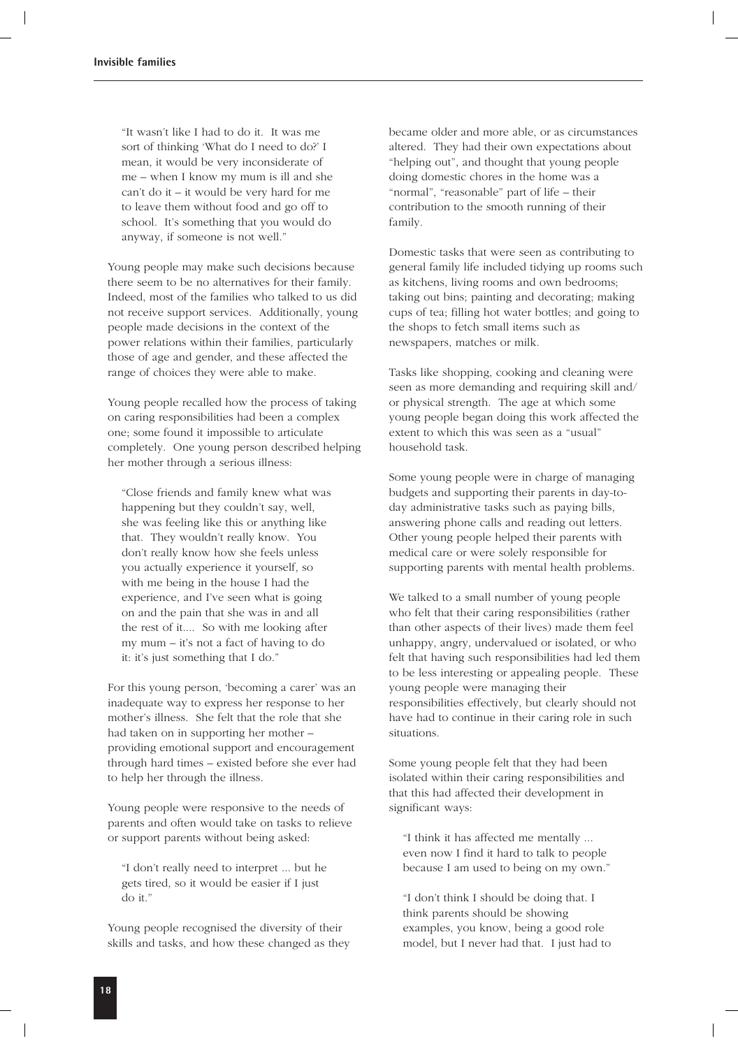> "It wasn't like I had to do it. It was me sort of thinking 'What do I need to do?' I mean, it would be very inconsiderate of me – when I know my mum is ill and she can't do it – it would be very hard for me to leave them without food and go off to school. It's something that you would do anyway, if someone is not well."

Young people may make such decisions because there seem to be no alternatives for their family. Indeed, most of the families who talked to us did not receive support services. Additionally, young people made decisions in the context of the power relations within their families, particularly those of age and gender, and these affected the range of choices they were able to make.

Young people recalled how the process of taking on caring responsibilities had been a complex one; some found it impossible to articulate completely. One young person described helping her mother through a serious illness:

> "Close friends and family knew what was happening but they couldn't say, well, she was feeling like this or anything like that. They wouldn't really know. You don't really know how she feels unless you actually experience it yourself, so with me being in the house I had the experience, and I've seen what is going on and the pain that she was in and all the rest of it.... So with me looking after my mum – it's not a fact of having to do it: it's just something that I do."

For this young person, 'becoming a carer' was an inadequate way to express her response to her mother's illness. She felt that the role that she had taken on in supporting her mother – providing emotional support and encouragement through hard times – existed before she ever had to help her through the illness.

Young people were responsive to the needs of parents and often would take on tasks to relieve or support parents without being asked:

> "I don't really need to interpret ... but he gets tired, so it would be easier if I just do it."

Young people recognised the diversity of their skills and tasks, and how these changed as they became older and more able, or as circumstances altered. They had their own expectations about "helping out", and thought that young people doing domestic chores in the home was a "normal", "reasonable" part of life – their contribution to the smooth running of their family.

Domestic tasks that were seen as contributing to general family life included tidying up rooms such as kitchens, living rooms and own bedrooms; taking out bins; painting and decorating; making cups of tea; filling hot water bottles; and going to the shops to fetch small items such as newspapers, matches or milk.

Tasks like shopping, cooking and cleaning were seen as more demanding and requiring skill and/ or physical strength. The age at which some young people began doing this work affected the extent to which this was seen as a "usual" household task.

Some young people were in charge of managing budgets and supporting their parents in day-to-day administrative tasks such as paying bills, answering phone calls and reading out letters. Other young people helped their parents with medical care or were solely responsible for supporting parents with mental health problems.

We talked to a small number of young people who felt that their caring responsibilities (rather than other aspects of their lives) made them feel unhappy, angry, undervalued or isolated, or who felt that having such responsibilities had led them to be less interesting or appealing people. These young people were managing their responsibilities effectively, but clearly should not have had to continue in their caring role in such situations.

Some young people felt that they had been isolated within their caring responsibilities and that this had affected their development in significant ways:

> "I think it has affected me mentally ... even now I find it hard to talk to people because I am used to being on my own."

> "I don't think I should be doing that. I think parents should be showing examples, you know, being a good role model, but I never had that. I just had to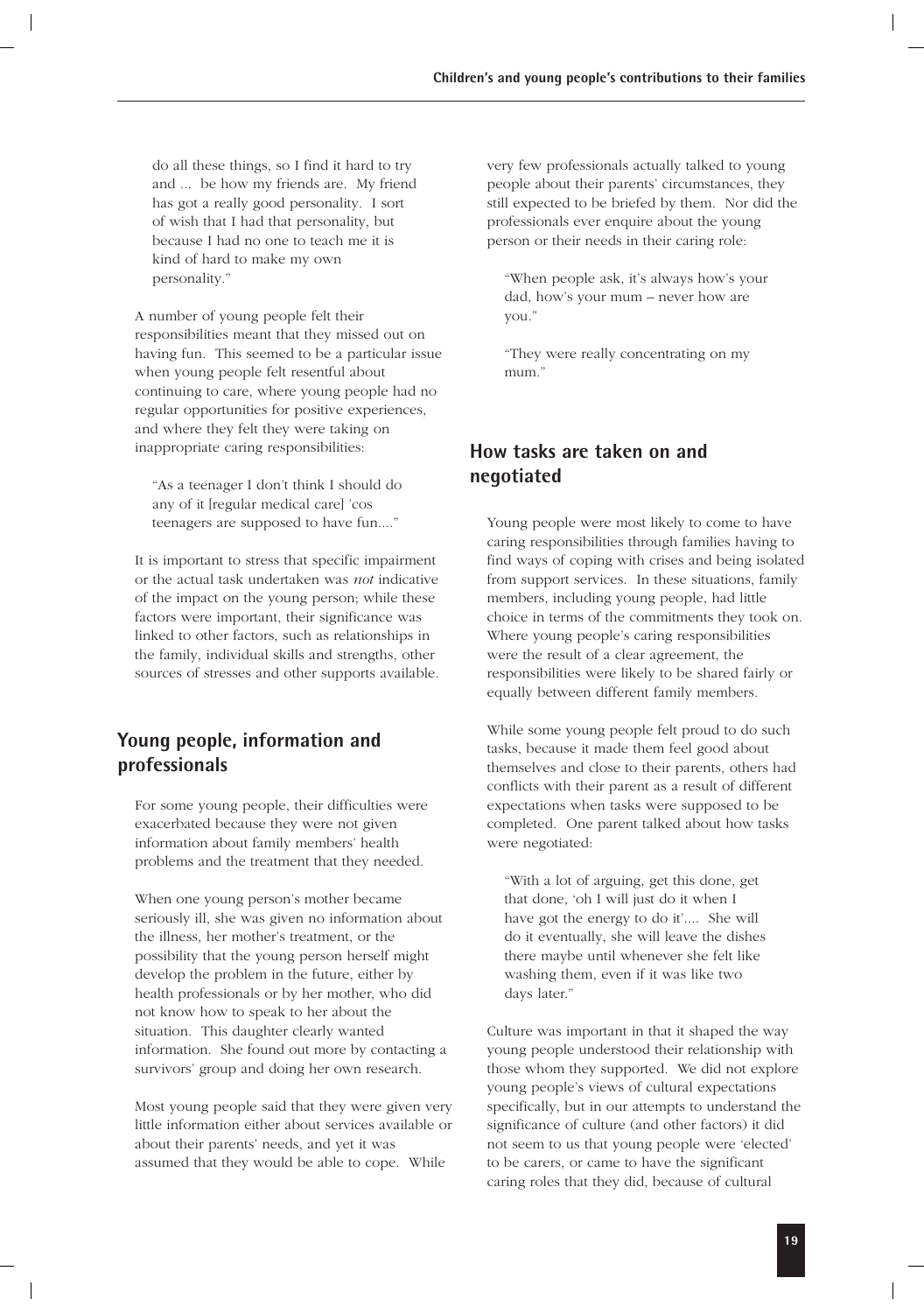do all these things, so I find it hard to try and ... be how my friends are. My friend has got a really good personality. I sort of wish that I had that personality, but because I had no one to teach me it is kind of hard to make my own personality."

A number of young people felt their responsibilities meant that they missed out on having fun. This seemed to be a particular issue when young people felt resentful about continuing to care, where young people had no regular opportunities for positive experiences, and where they felt they were taking on inappropriate caring responsibilities:

> "As a teenager I don't think I should do any of it [regular medical care] 'cos teenagers are supposed to have fun...."

It is important to stress that specific impairment or the actual task undertaken was *not* indicative of the impact on the young person; while these factors were important, their significance was linked to other factors, such as relationships in the family, individual skills and strengths, other sources of stresses and other supports available.

## Young people, information and professionals

For some young people, their difficulties were exacerbated because they were not given information about family members' health problems and the treatment that they needed.

When one young person's mother became seriously ill, she was given no information about the illness, her mother's treatment, or the possibility that the young person herself might develop the problem in the future, either by health professionals or by her mother, who did not know how to speak to her about the situation. This daughter clearly wanted information. She found out more by contacting a survivors' group and doing her own research.

Most young people said that they were given very little information either about services available or about their parents' needs, and yet it was assumed that they would be able to cope. While very few professionals actually talked to young people about their parents' circumstances, they still expected to be briefed by them. Nor did the professionals ever enquire about the young person or their needs in their caring role:

> "When people ask, it's always how's your dad, how's your mum – never how are you."

> "They were really concentrating on my mum."

## How tasks are taken on and negotiated

Young people were most likely to come to have caring responsibilities through families having to find ways of coping with crises and being isolated from support services. In these situations, family members, including young people, had little choice in terms of the commitments they took on. Where young people's caring responsibilities were the result of a clear agreement, the responsibilities were likely to be shared fairly or equally between different family members.

While some young people felt proud to do such tasks, because it made them feel good about themselves and close to their parents, others had conflicts with their parent as a result of different expectations when tasks were supposed to be completed. One parent talked about how tasks were negotiated:

> "With a lot of arguing, get this done, get that done, 'oh I will just do it when I have got the energy to do it'.... She will do it eventually, she will leave the dishes there maybe until whenever she felt like washing them, even if it was like two days later."

Culture was important in that it shaped the way young people understood their relationship with those whom they supported. We did not explore young people's views of cultural expectations specifically, but in our attempts to understand the significance of culture (and other factors) it did not seem to us that young people were 'elected' to be carers, or came to have the significant caring roles that they did, because of cultural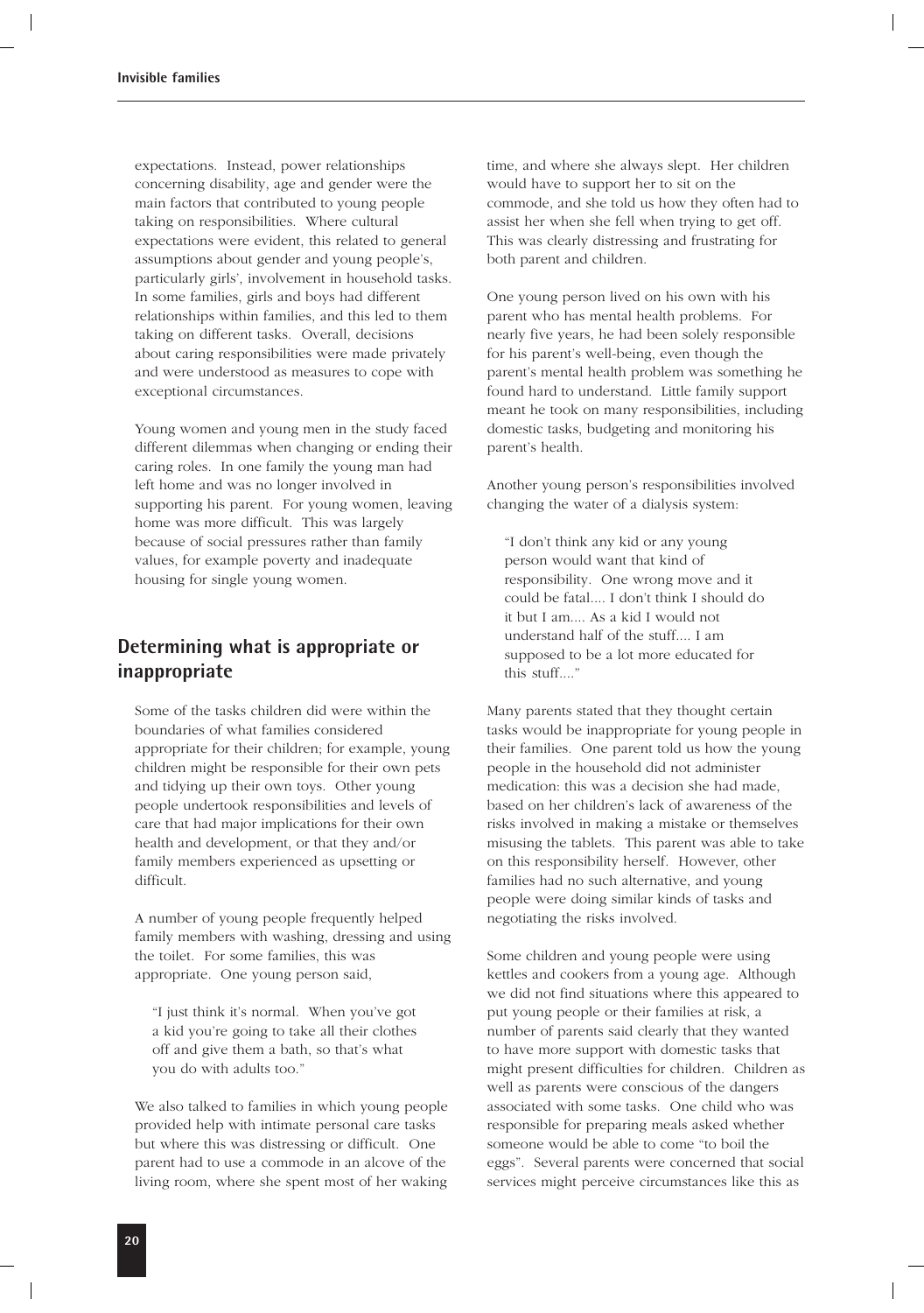expectations. Instead, power relationships concerning disability, age and gender were the main factors that contributed to young people taking on responsibilities. Where cultural expectations were evident, this related to general assumptions about gender and young people's, particularly girls', involvement in household tasks. In some families, girls and boys had different relationships within families, and this led to them taking on different tasks. Overall, decisions about caring responsibilities were made privately and were understood as measures to cope with exceptional circumstances.

Young women and young men in the study faced different dilemmas when changing or ending their caring roles. In one family the young man had left home and was no longer involved in supporting his parent. For young women, leaving home was more difficult. This was largely because of social pressures rather than family values, for example poverty and inadequate housing for single young women.

## Determining what is appropriate or inappropriate

Some of the tasks children did were within the boundaries of what families considered appropriate for their children; for example, young children might be responsible for their own pets and tidying up their own toys. Other young people undertook responsibilities and levels of care that had major implications for their own health and development, or that they and/or family members experienced as upsetting or difficult.

A number of young people frequently helped family members with washing, dressing and using the toilet. For some families, this was appropriate. One young person said,

> "I just think it's normal. When you've got a kid you're going to take all their clothes off and give them a bath, so that's what you do with adults too."

We also talked to families in which young people provided help with intimate personal care tasks but where this was distressing or difficult. One parent had to use a commode in an alcove of the living room, where she spent most of her waking time, and where she always slept. Her children would have to support her to sit on the commode, and she told us how they often had to assist her when she fell when trying to get off. This was clearly distressing and frustrating for both parent and children.

One young person lived on his own with his parent who has mental health problems. For nearly five years, he had been solely responsible for his parent's well-being, even though the parent's mental health problem was something he found hard to understand. Little family support meant he took on many responsibilities, including domestic tasks, budgeting and monitoring his parent's health.

Another young person's responsibilities involved changing the water of a dialysis system:

> "I don't think any kid or any young person would want that kind of responsibility. One wrong move and it could be fatal.... I don't think I should do it but I am.... As a kid I would not understand half of the stuff.... I am supposed to be a lot more educated for this stuff...."

Many parents stated that they thought certain tasks would be inappropriate for young people in their families. One parent told us how the young people in the household did not administer medication: this was a decision she had made, based on her children's lack of awareness of the risks involved in making a mistake or themselves misusing the tablets. This parent was able to take on this responsibility herself. However, other families had no such alternative, and young people were doing similar kinds of tasks and negotiating the risks involved.

Some children and young people were using kettles and cookers from a young age. Although we did not find situations where this appeared to put young people or their families at risk, a number of parents said clearly that they wanted to have more support with domestic tasks that might present difficulties for children. Children as well as parents were conscious of the dangers associated with some tasks. One child who was responsible for preparing meals asked whether someone would be able to come "to boil the eggs". Several parents were concerned that social services might perceive circumstances like this as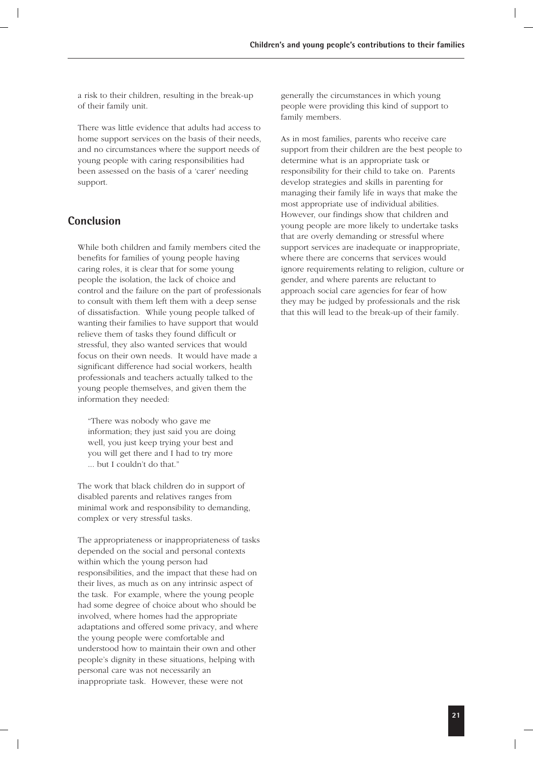a risk to their children, resulting in the break-up of their family unit.

There was little evidence that adults had access to home support services on the basis of their needs, and no circumstances where the support needs of young people with caring responsibilities had been assessed on the basis of a 'carer' needing support.

## Conclusion

While both children and family members cited the benefits for families of young people having caring roles, it is clear that for some young people the isolation, the lack of choice and control and the failure on the part of professionals to consult with them left them with a deep sense of dissatisfaction. While young people talked of wanting their families to have support that would relieve them of tasks they found difficult or stressful, they also wanted services that would focus on their own needs. It would have made a significant difference had social workers, health professionals and teachers actually talked to the young people themselves, and given them the information they needed:

> "There was nobody who gave me information; they just said you are doing well, you just keep trying your best and you will get there and I had to try more ... but I couldn't do that."

The work that black children do in support of disabled parents and relatives ranges from minimal work and responsibility to demanding, complex or very stressful tasks.

The appropriateness or inappropriateness of tasks depended on the social and personal contexts within which the young person had responsibilities, and the impact that these had on their lives, as much as on any intrinsic aspect of the task. For example, where the young people had some degree of choice about who should be involved, where homes had the appropriate adaptations and offered some privacy, and where the young people were comfortable and understood how to maintain their own and other people's dignity in these situations, helping with personal care was not necessarily an inappropriate task. However, these were not generally the circumstances in which young people were providing this kind of support to family members.

As in most families, parents who receive care support from their children are the best people to determine what is an appropriate task or responsibility for their child to take on. Parents develop strategies and skills in parenting for managing their family life in ways that make the most appropriate use of individual abilities. However, our findings show that children and young people are more likely to undertake tasks that are overly demanding or stressful where support services are inadequate or inappropriate, where there are concerns that services would ignore requirements relating to religion, culture or gender, and where parents are reluctant to approach social care agencies for fear of how they may be judged by professionals and the risk that this will lead to the break-up of their family.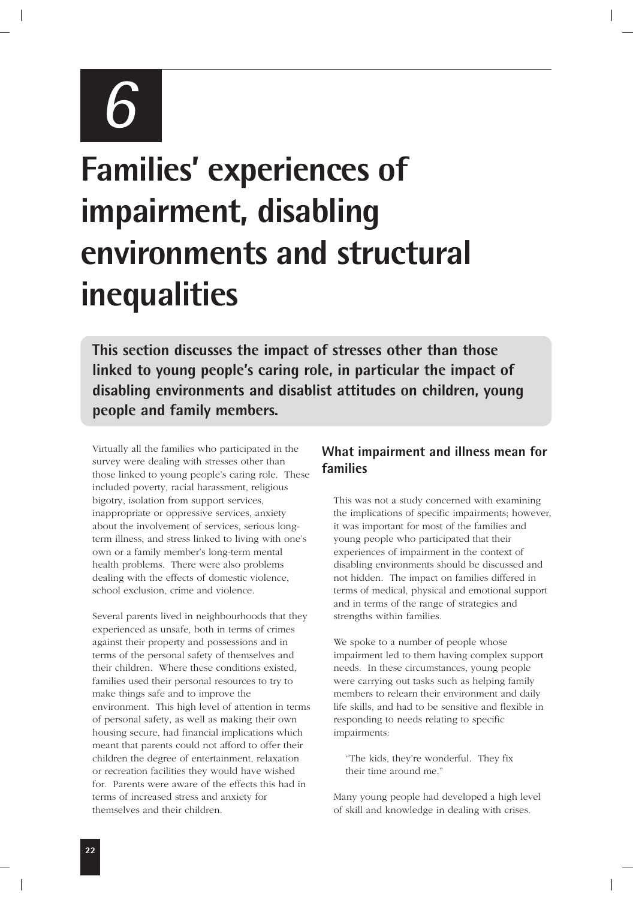# 6

# Families' experiences of impairment, disabling environments and structural inequalities

**This section discusses the impact of stresses other than those linked to young people's caring role, in particular the impact of disabling environments and disablist attitudes on children, young people and family members.**

Virtually all the families who participated in the survey were dealing with stresses other than those linked to young people's caring role. These included poverty, racial harassment, religious bigotry, isolation from support services, inappropriate or oppressive services, anxiety about the involvement of services, serious long-term illness, and stress linked to living with one's own or a family member's long-term mental health problems. There were also problems dealing with the effects of domestic violence, school exclusion, crime and violence.

Several parents lived in neighbourhoods that they experienced as unsafe, both in terms of crimes against their property and possessions and in terms of the personal safety of themselves and their children. Where these conditions existed, families used their personal resources to try to make things safe and to improve the environment. This high level of attention in terms of personal safety, as well as making their own housing secure, had financial implications which meant that parents could not afford to offer their children the degree of entertainment, relaxation or recreation facilities they would have wished for. Parents were aware of the effects this had in terms of increased stress and anxiety for themselves and their children.

## What impairment and illness mean for families

This was not a study concerned with examining the implications of specific impairments; however, it was important for most of the families and young people who participated that their experiences of impairment in the context of disabling environments should be discussed and not hidden. The impact on families differed in terms of medical, physical and emotional support and in terms of the range of strategies and strengths within families.

We spoke to a number of people whose impairment led to them having complex support needs. In these circumstances, young people were carrying out tasks such as helping family members to relearn their environment and daily life skills, and had to be sensitive and flexible in responding to needs relating to specific impairments:

> "The kids, they're wonderful. They fix their time around me."

Many young people had developed a high level of skill and knowledge in dealing with crises.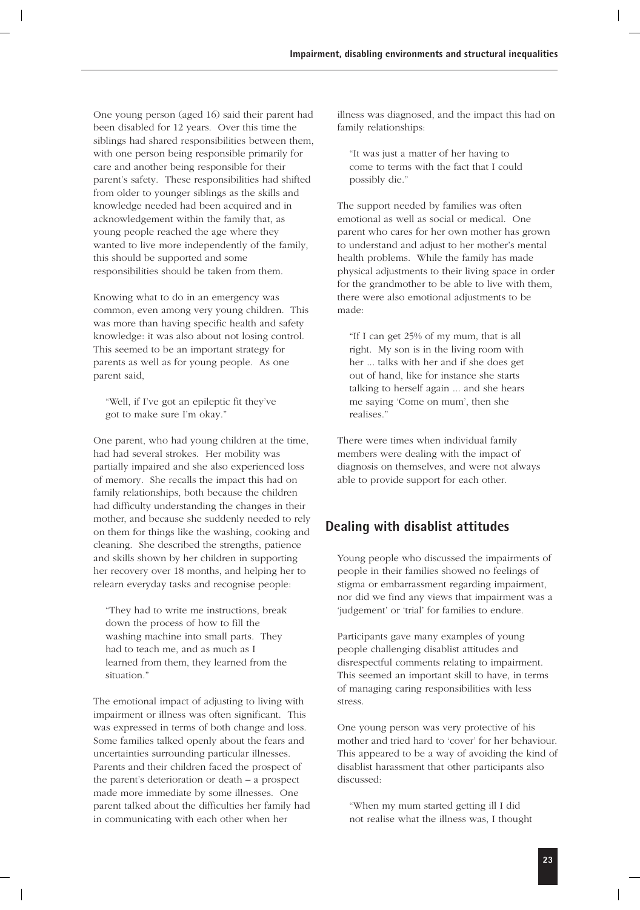One young person (aged 16) said their parent had been disabled for 12 years. Over this time the siblings had shared responsibilities between them, with one person being responsible primarily for care and another being responsible for their parent's safety. These responsibilities had shifted from older to younger siblings as the skills and knowledge needed had been acquired and in acknowledgement within the family that, as young people reached the age where they wanted to live more independently of the family, this should be supported and some responsibilities should be taken from them.

Knowing what to do in an emergency was common, even among very young children. This was more than having specific health and safety knowledge: it was also about not losing control. This seemed to be an important strategy for parents as well as for young people. As one parent said,

> "Well, if I've got an epileptic fit they've got to make sure I'm okay."

One parent, who had young children at the time, had had several strokes. Her mobility was partially impaired and she also experienced loss of memory. She recalls the impact this had on family relationships, both because the children had difficulty understanding the changes in their mother, and because she suddenly needed to rely on them for things like the washing, cooking and cleaning. She described the strengths, patience and skills shown by her children in supporting her recovery over 18 months, and helping her to relearn everyday tasks and recognise people:

> "They had to write me instructions, break down the process of how to fill the washing machine into small parts. They had to teach me, and as much as I learned from them, they learned from the situation."

The emotional impact of adjusting to living with impairment or illness was often significant. This was expressed in terms of both change and loss. Some families talked openly about the fears and uncertainties surrounding particular illnesses. Parents and their children faced the prospect of the parent's deterioration or death – a prospect made more immediate by some illnesses. One parent talked about the difficulties her family had in communicating with each other when her illness was diagnosed, and the impact this had on family relationships:

> "It was just a matter of her having to come to terms with the fact that I could possibly die."

The support needed by families was often emotional as well as social or medical. One parent who cares for her own mother has grown to understand and adjust to her mother's mental health problems. While the family has made physical adjustments to their living space in order for the grandmother to be able to live with them, there were also emotional adjustments to be made:

> "If I can get 25% of my mum, that is all right. My son is in the living room with her ... talks with her and if she does get out of hand, like for instance she starts talking to herself again ... and she hears me saying 'Come on mum', then she realises."

There were times when individual family members were dealing with the impact of diagnosis on themselves, and were not always able to provide support for each other.

## Dealing with disablist attitudes

Young people who discussed the impairments of people in their families showed no feelings of stigma or embarrassment regarding impairment, nor did we find any views that impairment was a 'judgement' or 'trial' for families to endure.

Participants gave many examples of young people challenging disablist attitudes and disrespectful comments relating to impairment. This seemed an important skill to have, in terms of managing caring responsibilities with less stress.

One young person was very protective of his mother and tried hard to 'cover' for her behaviour. This appeared to be a way of avoiding the kind of disablist harassment that other participants also discussed:

> "When my mum started getting ill I did not realise what the illness was, I thought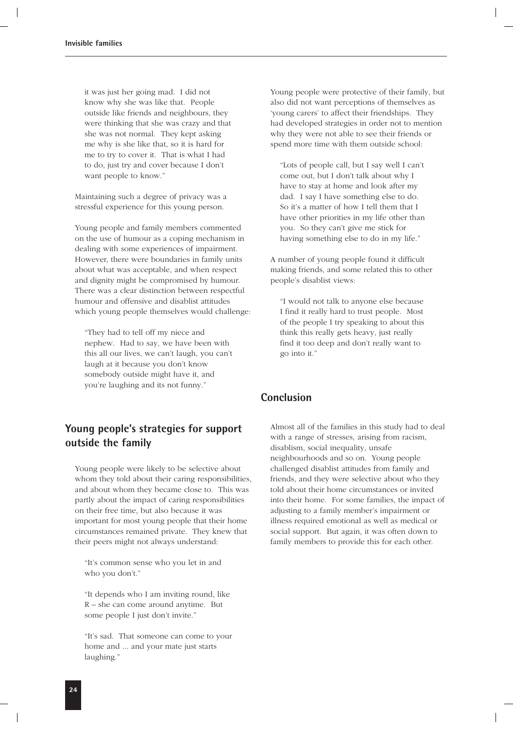it was just her going mad. I did not know why she was like that. People outside like friends and neighbours, they were thinking that she was crazy and that she was not normal. They kept asking me why is she like that, so it is hard for me to try to cover it. That is what I had to do, just try and cover because I don't want people to know."

Maintaining such a degree of privacy was a stressful experience for this young person.

Young people and family members commented on the use of humour as a coping mechanism in dealing with some experiences of impairment. However, there were boundaries in family units about what was acceptable, and when respect and dignity might be compromised by humour. There was a clear distinction between respectful humour and offensive and disablist attitudes which young people themselves would challenge:

> "They had to tell off my niece and nephew. Had to say, we have been with this all our lives, we can't laugh, you can't laugh at it because you don't know somebody outside might have it, and you're laughing and its not funny."

## Young people's strategies for support outside the family

Young people were likely to be selective about whom they told about their caring responsibilities, and about whom they became close to. This was partly about the impact of caring responsibilities on their free time, but also because it was important for most young people that their home circumstances remained private. They knew that their peers might not always understand:

> "It's common sense who you let in and who you don't."

> "It depends who I am inviting round, like R – she can come around anytime. But some people I just don't invite."

> "It's sad. That someone can come to your home and ... and your mate just starts laughing."

Young people were protective of their family, but also did not want perceptions of themselves as 'young carers' to affect their friendships. They had developed strategies in order not to mention why they were not able to see their friends or spend more time with them outside school:

> "Lots of people call, but I say well I can't come out, but I don't talk about why I have to stay at home and look after my dad. I say I have something else to do. So it's a matter of how I tell them that I have other priorities in my life other than you. So they can't give me stick for having something else to do in my life."

A number of young people found it difficult making friends, and some related this to other people's disablist views:

> "I would not talk to anyone else because I find it really hard to trust people. Most of the people I try speaking to about this think this really gets heavy, just really find it too deep and don't really want to go into it."

## Conclusion

Almost all of the families in this study had to deal with a range of stresses, arising from racism, disablism, social inequality, unsafe neighbourhoods and so on. Young people challenged disablist attitudes from family and friends, and they were selective about who they told about their home circumstances or invited into their home. For some families, the impact of adjusting to a family member's impairment or illness required emotional as well as medical or social support. But again, it was often down to family members to provide this for each other.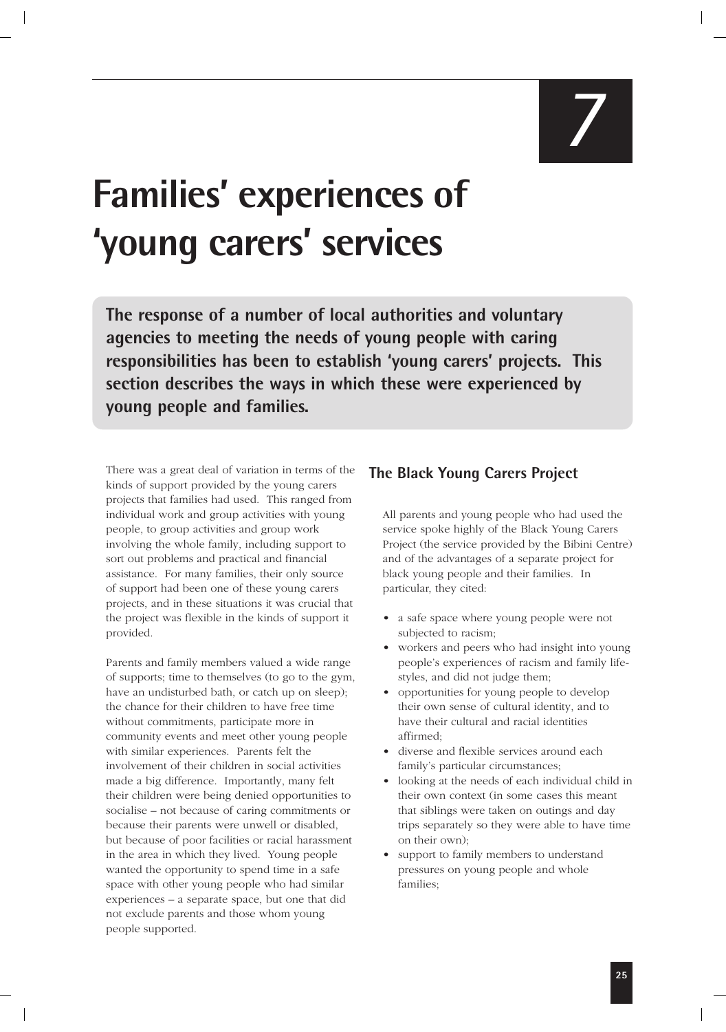# 7

# Families' experiences of 'young carers' services

**The response of a number of local authorities and voluntary agencies to meeting the needs of young people with caring responsibilities has been to establish 'young carers' projects. This section describes the ways in which these were experienced by young people and families.**

There was a great deal of variation in terms of the kinds of support provided by the young carers projects that families had used. This ranged from individual work and group activities with young people, to group activities and group work involving the whole family, including support to sort out problems and practical and financial assistance. For many families, their only source of support had been one of these young carers projects, and in these situations it was crucial that the project was flexible in the kinds of support it provided.

Parents and family members valued a wide range of supports; time to themselves (to go to the gym, have an undisturbed bath, or catch up on sleep); the chance for their children to have free time without commitments, participate more in community events and meet other young people with similar experiences. Parents felt the involvement of their children in social activities made a big difference. Importantly, many felt their children were being denied opportunities to socialise – not because of caring commitments or because their parents were unwell or disabled, but because of poor facilities or racial harassment in the area in which they lived. Young people wanted the opportunity to spend time in a safe space with other young people who had similar experiences – a separate space, but one that did not exclude parents and those whom young people supported.

## The Black Young Carers Project

All parents and young people who had used the service spoke highly of the Black Young Carers Project (the service provided by the Bibini Centre) and of the advantages of a separate project for black young people and their families. In particular, they cited:

- a safe space where young people were not subjected to racism;
- workers and peers who had insight into young people's experiences of racism and family life-styles, and did not judge them;
- opportunities for young people to develop their own sense of cultural identity, and to have their cultural and racial identities affirmed;
- diverse and flexible services around each family's particular circumstances;
- looking at the needs of each individual child in their own context (in some cases this meant that siblings were taken on outings and day trips separately so they were able to have time on their own);
- support to family members to understand pressures on young people and whole families;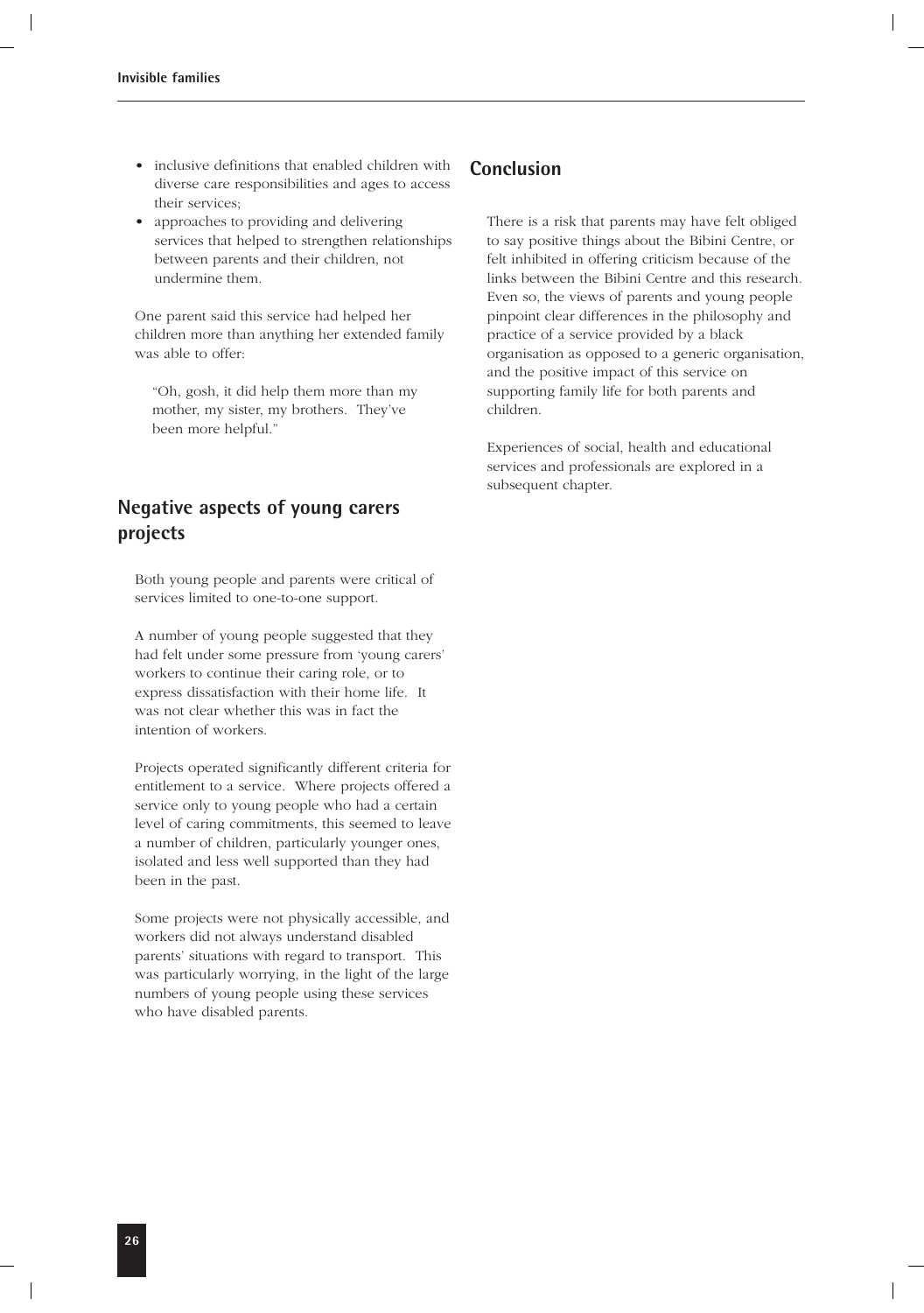- inclusive definitions that enabled children with diverse care responsibilities and ages to access their services;
- approaches to providing and delivering services that helped to strengthen relationships between parents and their children, not undermine them.

One parent said this service had helped her children more than anything her extended family was able to offer:

> "Oh, gosh, it did help them more than my mother, my sister, my brothers. They've been more helpful."

## Negative aspects of young carers projects

Both young people and parents were critical of services limited to one-to-one support.

A number of young people suggested that they had felt under some pressure from 'young carers' workers to continue their caring role, or to express dissatisfaction with their home life. It was not clear whether this was in fact the intention of workers.

Projects operated significantly different criteria for entitlement to a service. Where projects offered a service only to young people who had a certain level of caring commitments, this seemed to leave a number of children, particularly younger ones, isolated and less well supported than they had been in the past.

Some projects were not physically accessible, and workers did not always understand disabled parents' situations with regard to transport. This was particularly worrying, in the light of the large numbers of young people using these services who have disabled parents.

## Conclusion

There is a risk that parents may have felt obliged to say positive things about the Bibini Centre, or felt inhibited in offering criticism because of the links between the Bibini Centre and this research. Even so, the views of parents and young people pinpoint clear differences in the philosophy and practice of a service provided by a black organisation as opposed to a generic organisation, and the positive impact of this service on supporting family life for both parents and children.

Experiences of social, health and educational services and professionals are explored in a subsequent chapter.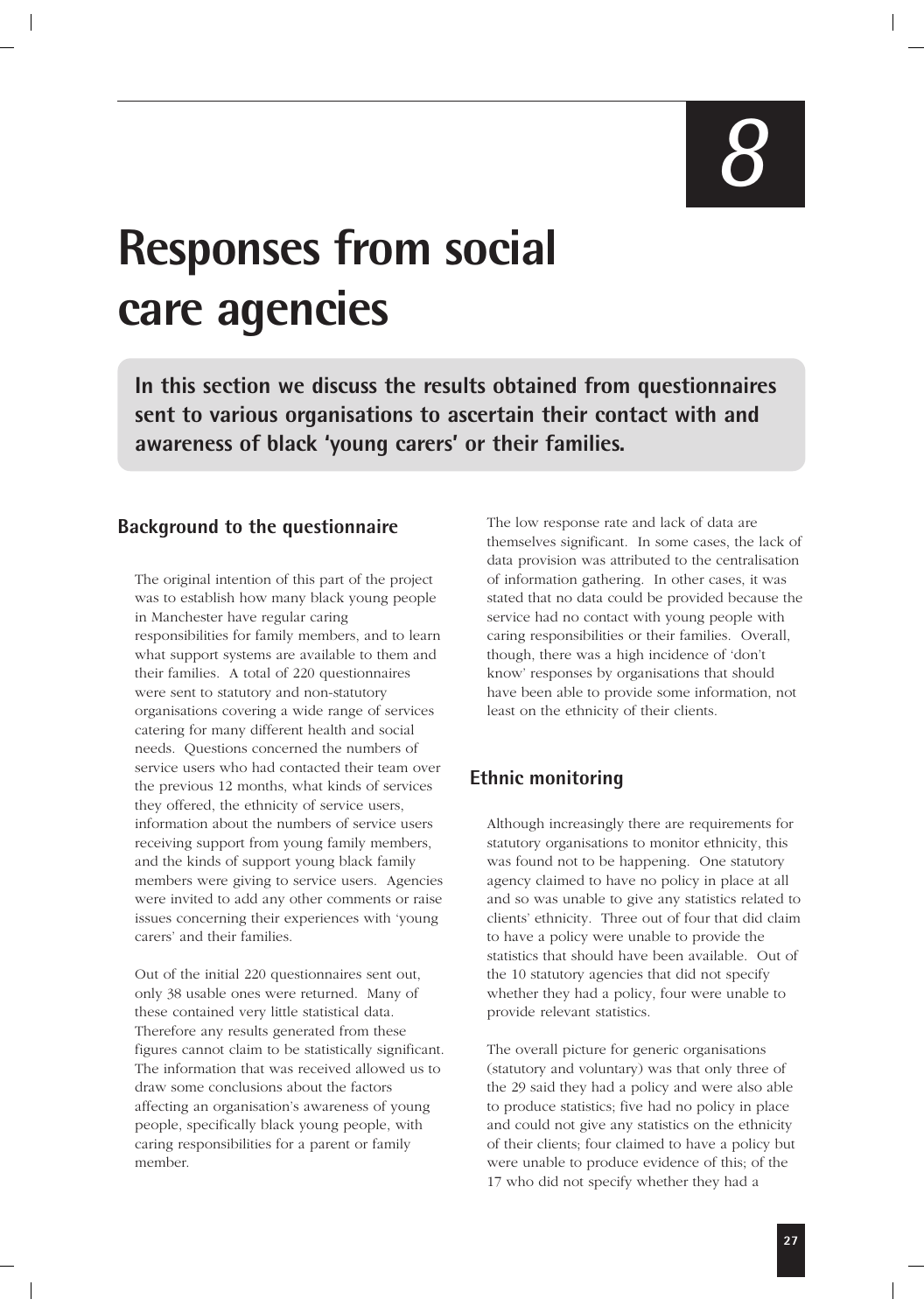# 8

# Responses from social care agencies

**In this section we discuss the results obtained from questionnaires sent to various organisations to ascertain their contact with and awareness of black 'young carers' or their families.**

## Background to the questionnaire

The original intention of this part of the project was to establish how many black young people in Manchester have regular caring responsibilities for family members, and to learn what support systems are available to them and their families. A total of 220 questionnaires were sent to statutory and non-statutory organisations covering a wide range of services catering for many different health and social needs. Questions concerned the numbers of service users who had contacted their team over the previous 12 months, what kinds of services they offered, the ethnicity of service users, information about the numbers of service users receiving support from young family members, and the kinds of support young black family members were giving to service users. Agencies were invited to add any other comments or raise issues concerning their experiences with 'young carers' and their families.

Out of the initial 220 questionnaires sent out, only 38 usable ones were returned. Many of these contained very little statistical data. Therefore any results generated from these figures cannot claim to be statistically significant. The information that was received allowed us to draw some conclusions about the factors affecting an organisation's awareness of young people, specifically black young people, with caring responsibilities for a parent or family member.

The low response rate and lack of data are themselves significant. In some cases, the lack of data provision was attributed to the centralisation of information gathering. In other cases, it was stated that no data could be provided because the service had no contact with young people with caring responsibilities or their families. Overall, though, there was a high incidence of 'don't know' responses by organisations that should have been able to provide some information, not least on the ethnicity of their clients.

## Ethnic monitoring

Although increasingly there are requirements for statutory organisations to monitor ethnicity, this was found not to be happening. One statutory agency claimed to have no policy in place at all and so was unable to give any statistics related to clients' ethnicity. Three out of four that did claim to have a policy were unable to provide the statistics that should have been available. Out of the 10 statutory agencies that did not specify whether they had a policy, four were unable to provide relevant statistics.

The overall picture for generic organisations (statutory and voluntary) was that only three of the 29 said they had a policy and were also able to produce statistics; five had no policy in place and could not give any statistics on the ethnicity of their clients; four claimed to have a policy but were unable to produce evidence of this; of the 17 who did not specify whether they had a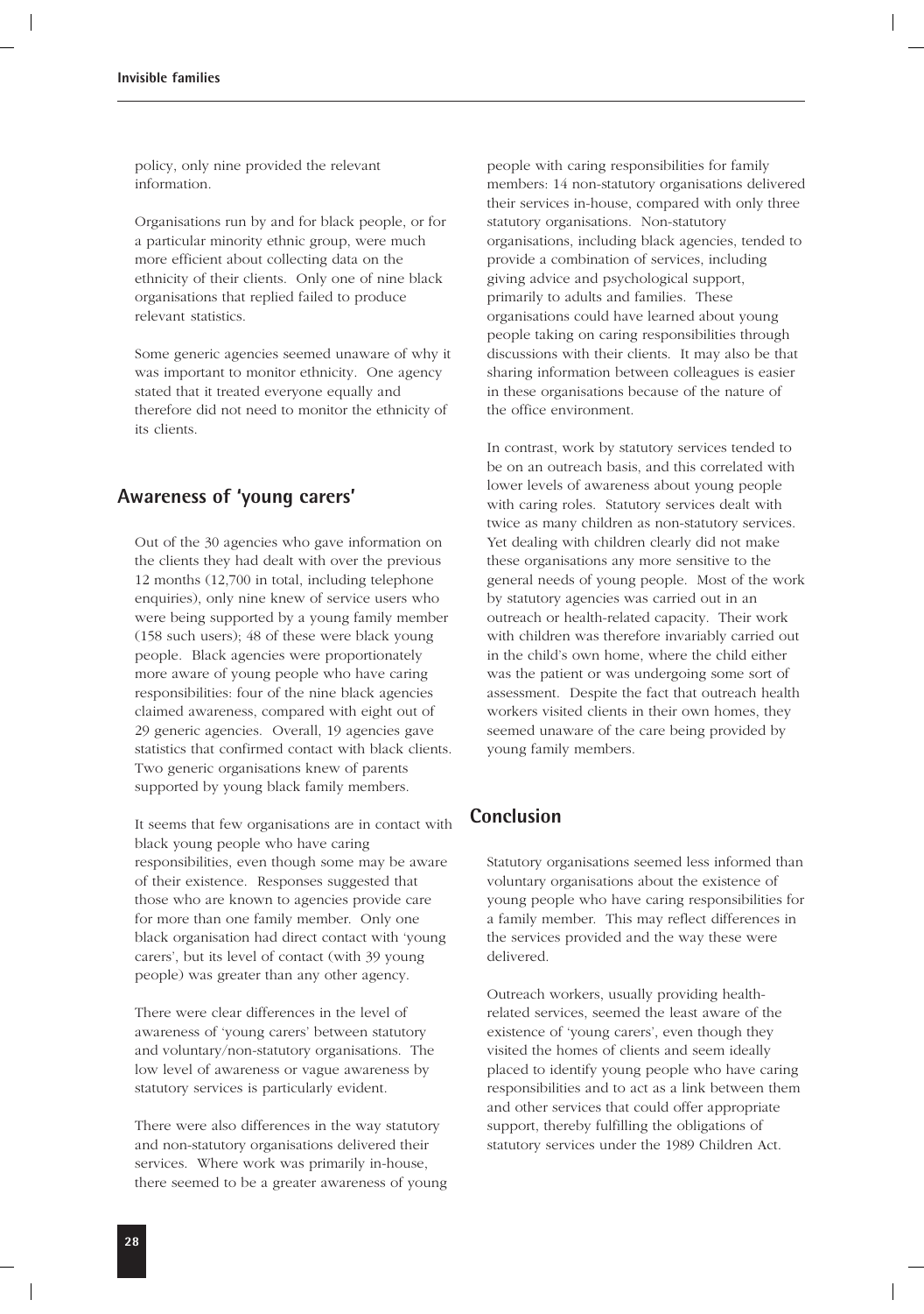policy, only nine provided the relevant information.

Organisations run by and for black people, or for a particular minority ethnic group, were much more efficient about collecting data on the ethnicity of their clients. Only one of nine black organisations that replied failed to produce relevant statistics.

Some generic agencies seemed unaware of why it was important to monitor ethnicity. One agency stated that it treated everyone equally and therefore did not need to monitor the ethnicity of its clients.

## Awareness of 'young carers'

Out of the 30 agencies who gave information on the clients they had dealt with over the previous 12 months (12,700 in total, including telephone enquiries), only nine knew of service users who were being supported by a young family member (158 such users); 48 of these were black young people. Black agencies were proportionately more aware of young people who have caring responsibilities: four of the nine black agencies claimed awareness, compared with eight out of 29 generic agencies. Overall, 19 agencies gave statistics that confirmed contact with black clients. Two generic organisations knew of parents supported by young black family members.

It seems that few organisations are in contact with black young people who have caring responsibilities, even though some may be aware of their existence. Responses suggested that those who are known to agencies provide care for more than one family member. Only one black organisation had direct contact with 'young carers', but its level of contact (with 39 young people) was greater than any other agency.

There were clear differences in the level of awareness of 'young carers' between statutory and voluntary/non-statutory organisations. The low level of awareness or vague awareness by statutory services is particularly evident.

There were also differences in the way statutory and non-statutory organisations delivered their services. Where work was primarily in-house, there seemed to be a greater awareness of young people with caring responsibilities for family members: 14 non-statutory organisations delivered their services in-house, compared with only three statutory organisations. Non-statutory organisations, including black agencies, tended to provide a combination of services, including giving advice and psychological support, primarily to adults and families. These organisations could have learned about young people taking on caring responsibilities through discussions with their clients. It may also be that sharing information between colleagues is easier in these organisations because of the nature of the office environment.

In contrast, work by statutory services tended to be on an outreach basis, and this correlated with lower levels of awareness about young people with caring roles. Statutory services dealt with twice as many children as non-statutory services. Yet dealing with children clearly did not make these organisations any more sensitive to the general needs of young people. Most of the work by statutory agencies was carried out in an outreach or health-related capacity. Their work with children was therefore invariably carried out in the child's own home, where the child either was the patient or was undergoing some sort of assessment. Despite the fact that outreach health workers visited clients in their own homes, they seemed unaware of the care being provided by young family members.

## Conclusion

Statutory organisations seemed less informed than voluntary organisations about the existence of young people who have caring responsibilities for a family member. This may reflect differences in the services provided and the way these were delivered.

Outreach workers, usually providing health-related services, seemed the least aware of the existence of 'young carers', even though they visited the homes of clients and seem ideally placed to identify young people who have caring responsibilities and to act as a link between them and other services that could offer appropriate support, thereby fulfilling the obligations of statutory services under the 1989 Children Act.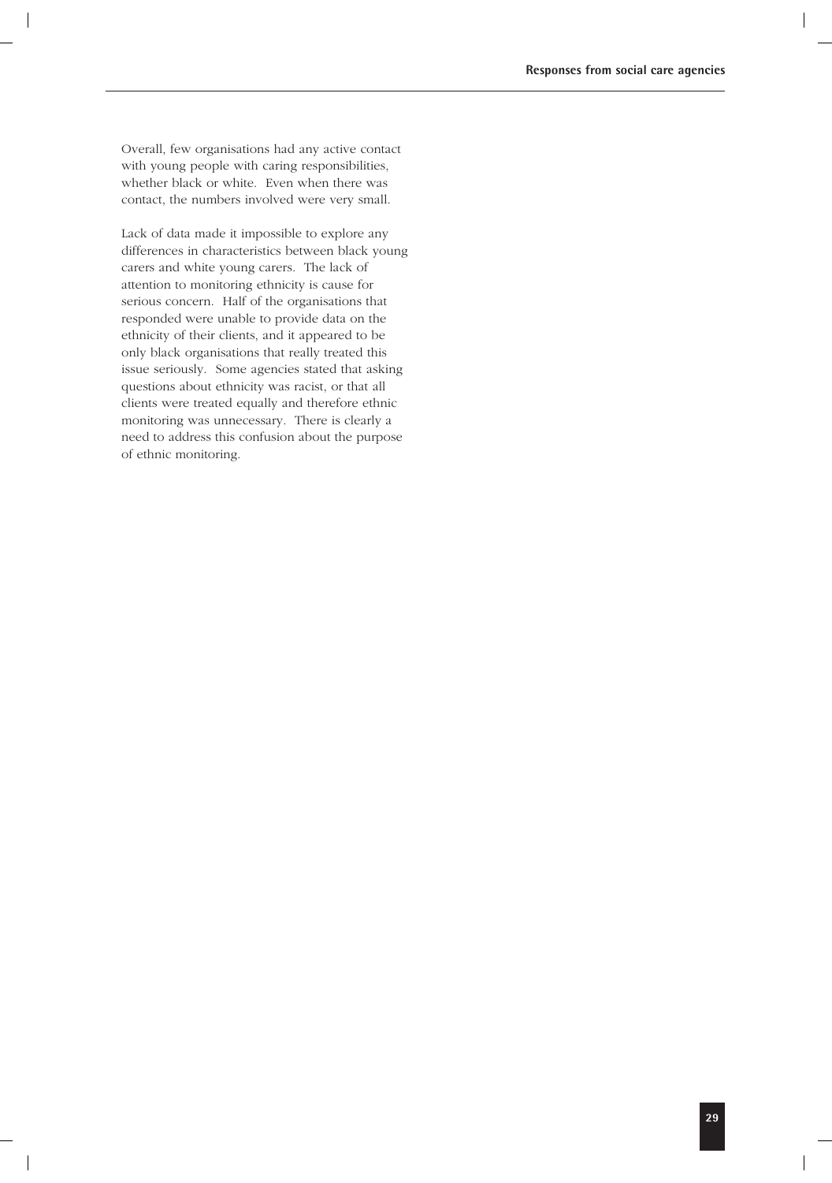Overall, few organisations had any active contact with young people with caring responsibilities, whether black or white. Even when there was contact, the numbers involved were very small.

Lack of data made it impossible to explore any differences in characteristics between black young carers and white young carers. The lack of attention to monitoring ethnicity is cause for serious concern. Half of the organisations that responded were unable to provide data on the ethnicity of their clients, and it appeared to be only black organisations that really treated this issue seriously. Some agencies stated that asking questions about ethnicity was racist, or that all clients were treated equally and therefore ethnic monitoring was unnecessary. There is clearly a need to address this confusion about the purpose of ethnic monitoring.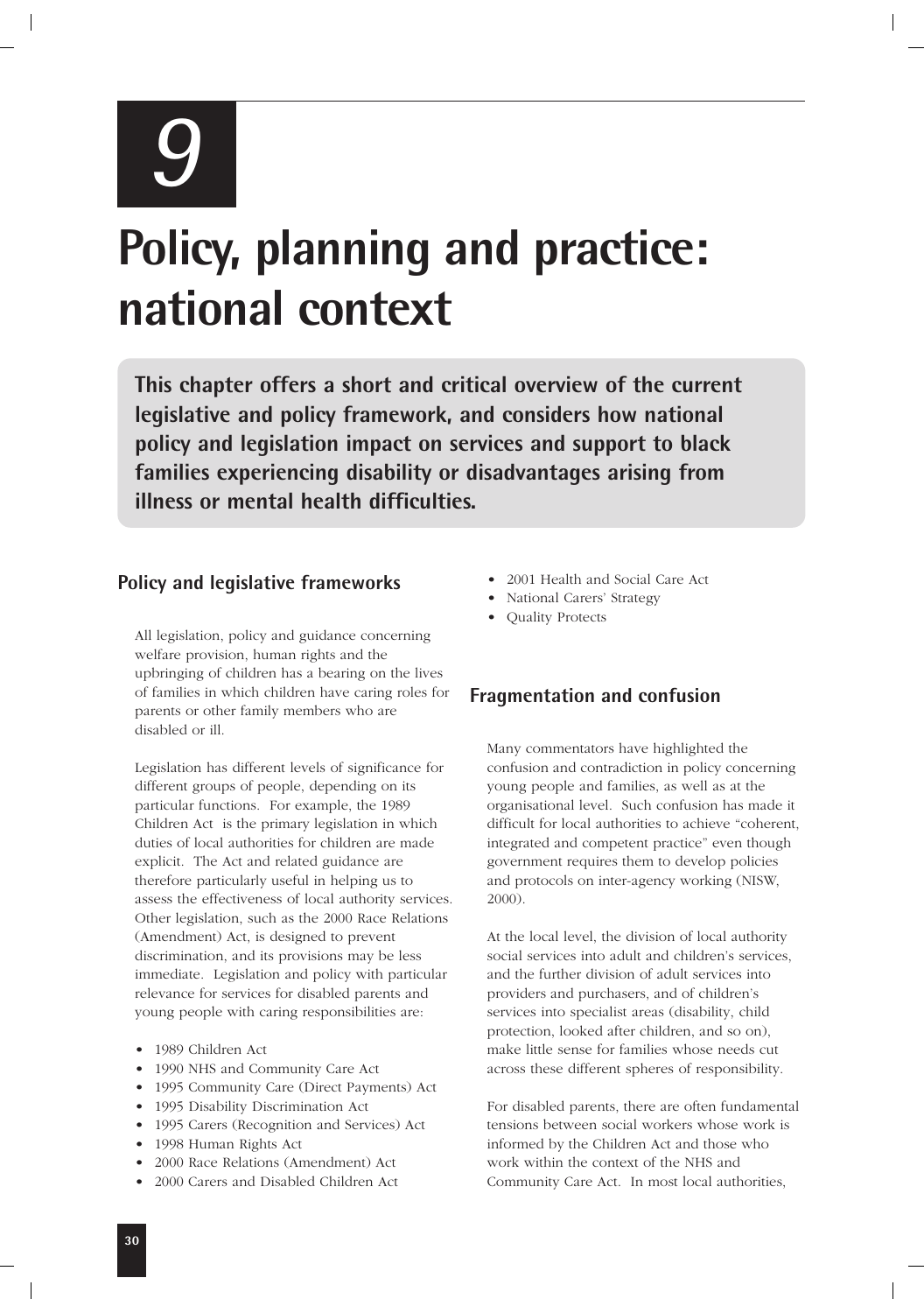# 9

# Policy, planning and practice: national context

**This chapter offers a short and critical overview of the current legislative and policy framework, and considers how national policy and legislation impact on services and support to black families experiencing disability or disadvantages arising from illness or mental health difficulties.**

## Policy and legislative frameworks

All legislation, policy and guidance concerning welfare provision, human rights and the upbringing of children has a bearing on the lives of families in which children have caring roles for parents or other family members who are disabled or ill.

Legislation has different levels of significance for different groups of people, depending on its particular functions. For example, the 1989 Children Act is the primary legislation in which duties of local authorities for children are made explicit. The Act and related guidance are therefore particularly useful in helping us to assess the effectiveness of local authority services. Other legislation, such as the 2000 Race Relations (Amendment) Act, is designed to prevent discrimination, and its provisions may be less immediate. Legislation and policy with particular relevance for services for disabled parents and young people with caring responsibilities are:

- 1989 Children Act
- 1990 NHS and Community Care Act
- 1995 Community Care (Direct Payments) Act
- 1995 Disability Discrimination Act
- 1995 Carers (Recognition and Services) Act
- 1998 Human Rights Act
- 2000 Race Relations (Amendment) Act
- 2000 Carers and Disabled Children Act
- 2001 Health and Social Care Act
- National Carers' Strategy
- Quality Protects

## Fragmentation and confusion

Many commentators have highlighted the confusion and contradiction in policy concerning young people and families, as well as at the organisational level. Such confusion has made it difficult for local authorities to achieve "coherent, integrated and competent practice" even though government requires them to develop policies and protocols on inter-agency working (NISW, 2000).

At the local level, the division of local authority social services into adult and children's services, and the further division of adult services into providers and purchasers, and of children's services into specialist areas (disability, child protection, looked after children, and so on), make little sense for families whose needs cut across these different spheres of responsibility.

For disabled parents, there are often fundamental tensions between social workers whose work is informed by the Children Act and those who work within the context of the NHS and Community Care Act. In most local authorities,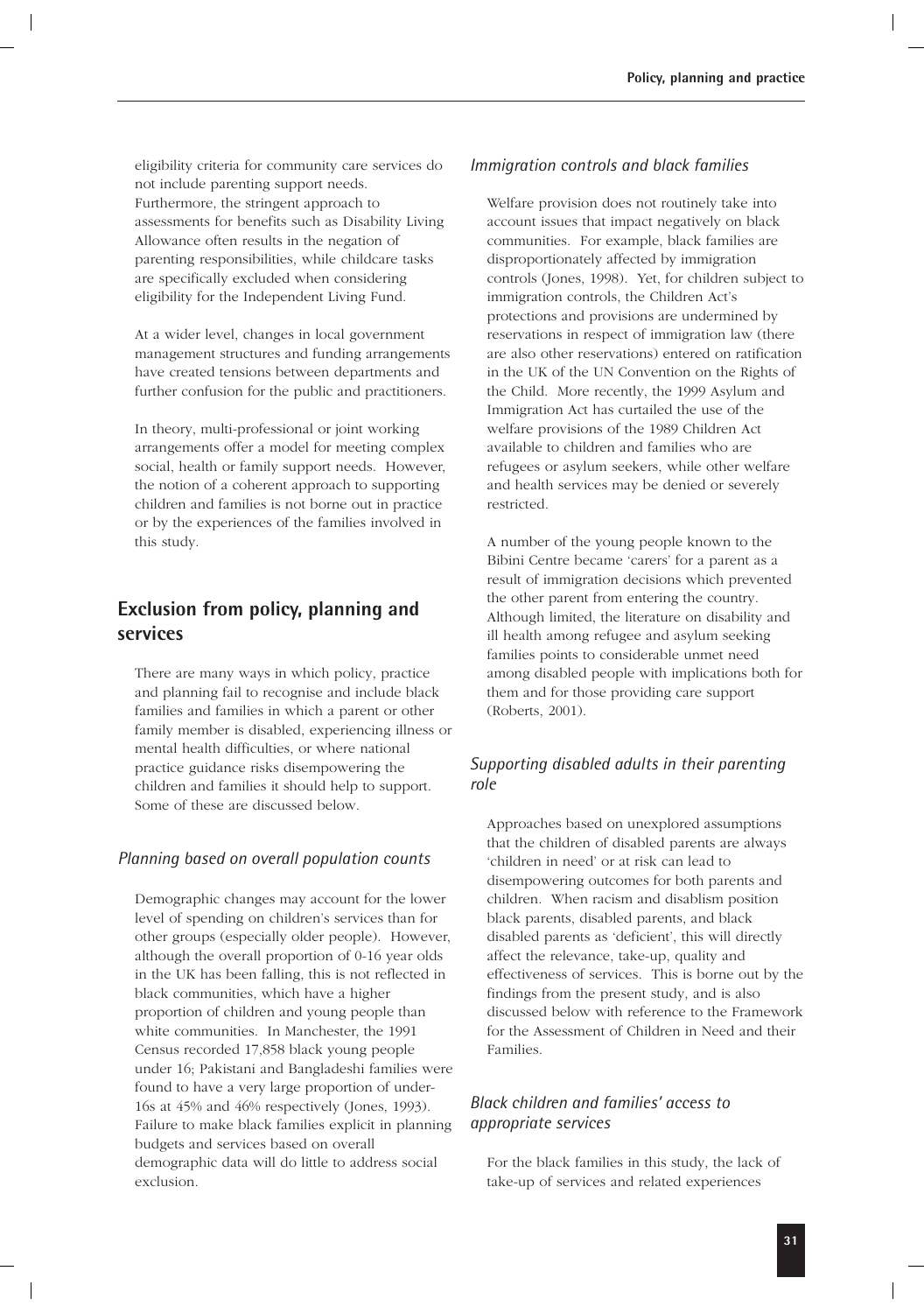eligibility criteria for community care services do not include parenting support needs. Furthermore, the stringent approach to assessments for benefits such as Disability Living Allowance often results in the negation of parenting responsibilities, while childcare tasks are specifically excluded when considering eligibility for the Independent Living Fund.

At a wider level, changes in local government management structures and funding arrangements have created tensions between departments and further confusion for the public and practitioners.

In theory, multi-professional or joint working arrangements offer a model for meeting complex social, health or family support needs. However, the notion of a coherent approach to supporting children and families is not borne out in practice or by the experiences of the families involved in this study.

## Exclusion from policy, planning and services

There are many ways in which policy, practice and planning fail to recognise and include black families and families in which a parent or other family member is disabled, experiencing illness or mental health difficulties, or where national practice guidance risks disempowering the children and families it should help to support. Some of these are discussed below.

### *Planning based on overall population counts*

Demographic changes may account for the lower level of spending on children's services than for other groups (especially older people). However, although the overall proportion of 0-16 year olds in the UK has been falling, this is not reflected in black communities, which have a higher proportion of children and young people than white communities. In Manchester, the 1991 Census recorded 17,858 black young people under 16; Pakistani and Bangladeshi families were found to have a very large proportion of under-16s at 45% and 46% respectively (Jones, 1993). Failure to make black families explicit in planning budgets and services based on overall demographic data will do little to address social exclusion.

### *Immigration controls and black families*

Welfare provision does not routinely take into account issues that impact negatively on black communities. For example, black families are disproportionately affected by immigration controls (Jones, 1998). Yet, for children subject to immigration controls, the Children Act's protections and provisions are undermined by reservations in respect of immigration law (there are also other reservations) entered on ratification in the UK of the UN Convention on the Rights of the Child. More recently, the 1999 Asylum and Immigration Act has curtailed the use of the welfare provisions of the 1989 Children Act available to children and families who are refugees or asylum seekers, while other welfare and health services may be denied or severely restricted.

A number of the young people known to the Bibini Centre became 'carers' for a parent as a result of immigration decisions which prevented the other parent from entering the country. Although limited, the literature on disability and ill health among refugee and asylum seeking families points to considerable unmet need among disabled people with implications both for them and for those providing care support (Roberts, 2001).

### *Supporting disabled adults in their parenting role*

Approaches based on unexplored assumptions that the children of disabled parents are always 'children in need' or at risk can lead to disempowering outcomes for both parents and children. When racism and disablism position black parents, disabled parents, and black disabled parents as 'deficient', this will directly affect the relevance, take-up, quality and effectiveness of services. This is borne out by the findings from the present study, and is also discussed below with reference to the Framework for the Assessment of Children in Need and their Families.

### *Black children and families' access to appropriate services*

For the black families in this study, the lack of take-up of services and related experiences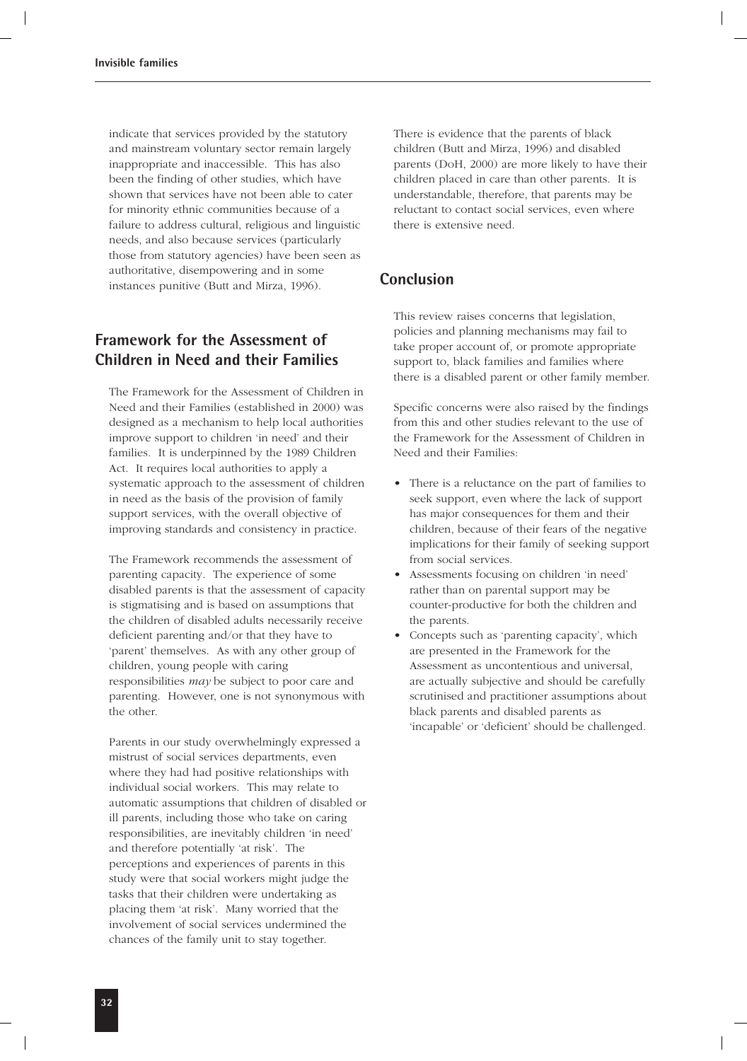indicate that services provided by the statutory and mainstream voluntary sector remain largely inappropriate and inaccessible. This has also been the finding of other studies, which have shown that services have not been able to cater for minority ethnic communities because of a failure to address cultural, religious and linguistic needs, and also because services (particularly those from statutory agencies) have been seen as authoritative, disempowering and in some instances punitive (Butt and Mirza, 1996).

## Framework for the Assessment of Children in Need and their Families

The Framework for the Assessment of Children in Need and their Families (established in 2000) was designed as a mechanism to help local authorities improve support to children 'in need' and their families. It is underpinned by the 1989 Children Act. It requires local authorities to apply a systematic approach to the assessment of children in need as the basis of the provision of family support services, with the overall objective of improving standards and consistency in practice.

The Framework recommends the assessment of parenting capacity. The experience of some disabled parents is that the assessment of capacity is stigmatising and is based on assumptions that the children of disabled adults necessarily receive deficient parenting and/or that they have to 'parent' themselves. As with any other group of children, young people with caring responsibilities *may* be subject to poor care and parenting. However, one is not synonymous with the other.

Parents in our study overwhelmingly expressed a mistrust of social services departments, even where they had had positive relationships with individual social workers. This may relate to automatic assumptions that children of disabled or ill parents, including those who take on caring responsibilities, are inevitably children 'in need' and therefore potentially 'at risk'. The perceptions and experiences of parents in this study were that social workers might judge the tasks that their children were undertaking as placing them 'at risk'. Many worried that the involvement of social services undermined the chances of the family unit to stay together.

There is evidence that the parents of black children (Butt and Mirza, 1996) and disabled parents (DoH, 2000) are more likely to have their children placed in care than other parents. It is understandable, therefore, that parents may be reluctant to contact social services, even where there is extensive need.

## Conclusion

This review raises concerns that legislation, policies and planning mechanisms may fail to take proper account of, or promote appropriate support to, black families and families where there is a disabled parent or other family member.

Specific concerns were also raised by the findings from this and other studies relevant to the use of the Framework for the Assessment of Children in Need and their Families:

- There is a reluctance on the part of families to seek support, even where the lack of support has major consequences for them and their children, because of their fears of the negative implications for their family of seeking support from social services.
- Assessments focusing on children 'in need' rather than on parental support may be counter-productive for both the children and the parents.
- Concepts such as 'parenting capacity', which are presented in the Framework for the Assessment as uncontentious and universal, are actually subjective and should be carefully scrutinised and practitioner assumptions about black parents and disabled parents as 'incapable' or 'deficient' should be challenged.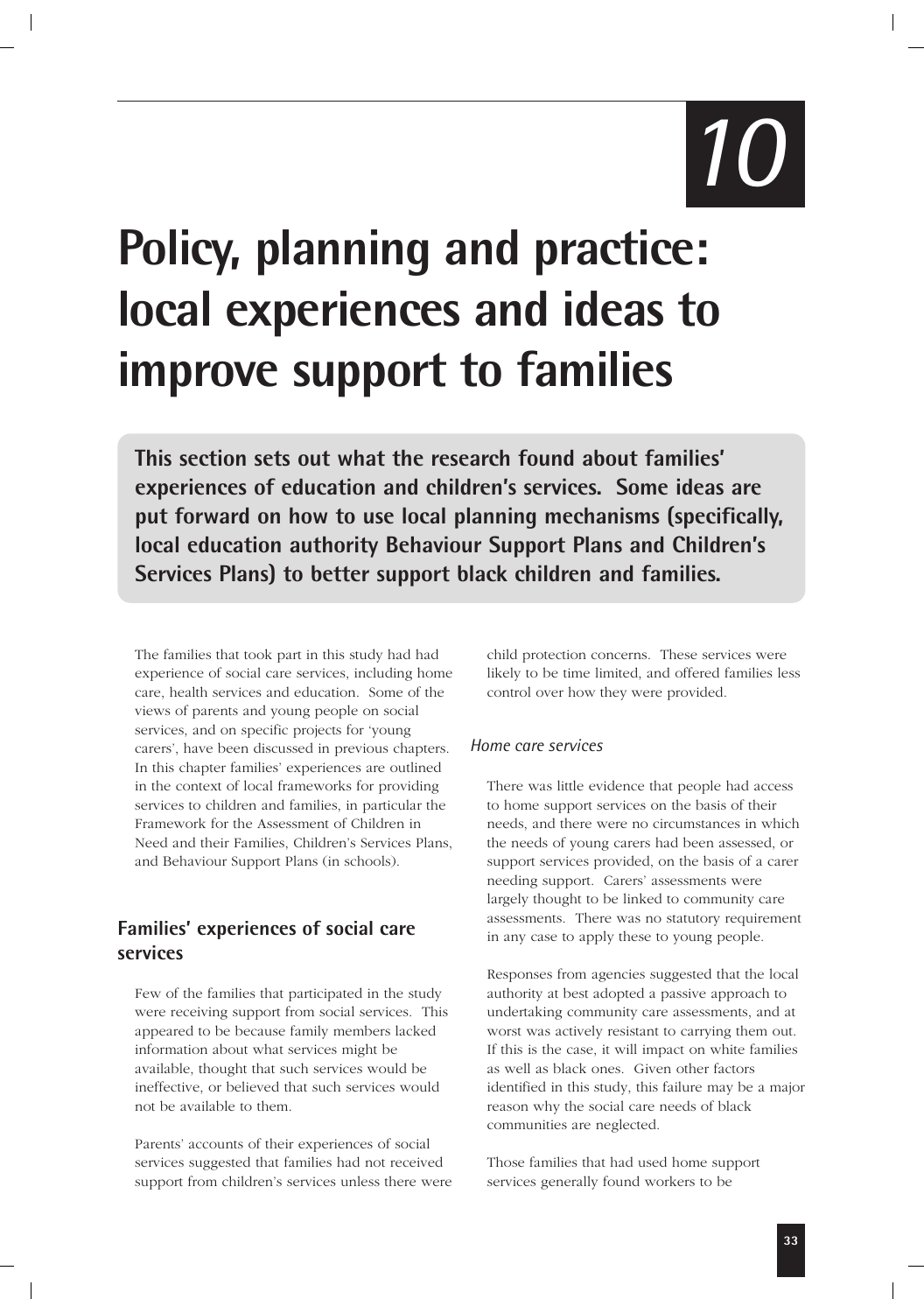# 10

# Policy, planning and practice: local experiences and ideas to improve support to families

**This section sets out what the research found about families' experiences of education and children's services. Some ideas are put forward on how to use local planning mechanisms (specifically, local education authority Behaviour Support Plans and Children's Services Plans) to better support black children and families.**

The families that took part in this study had had experience of social care services, including home care, health services and education. Some of the views of parents and young people on social services, and on specific projects for 'young carers', have been discussed in previous chapters. In this chapter families' experiences are outlined in the context of local frameworks for providing services to children and families, in particular the Framework for the Assessment of Children in Need and their Families, Children's Services Plans, and Behaviour Support Plans (in schools).

## Families' experiences of social care services

Few of the families that participated in the study were receiving support from social services. This appeared to be because family members lacked information about what services might be available, thought that such services would be ineffective, or believed that such services would not be available to them.

Parents' accounts of their experiences of social services suggested that families had not received support from children's services unless there were child protection concerns. These services were likely to be time limited, and offered families less control over how they were provided.

### *Home care services*

There was little evidence that people had access to home support services on the basis of their needs, and there were no circumstances in which the needs of young carers had been assessed, or support services provided, on the basis of a carer needing support. Carers' assessments were largely thought to be linked to community care assessments. There was no statutory requirement in any case to apply these to young people.

Responses from agencies suggested that the local authority at best adopted a passive approach to undertaking community care assessments, and at worst was actively resistant to carrying them out. If this is the case, it will impact on white families as well as black ones. Given other factors identified in this study, this failure may be a major reason why the social care needs of black communities are neglected.

Those families that had used home support services generally found workers to be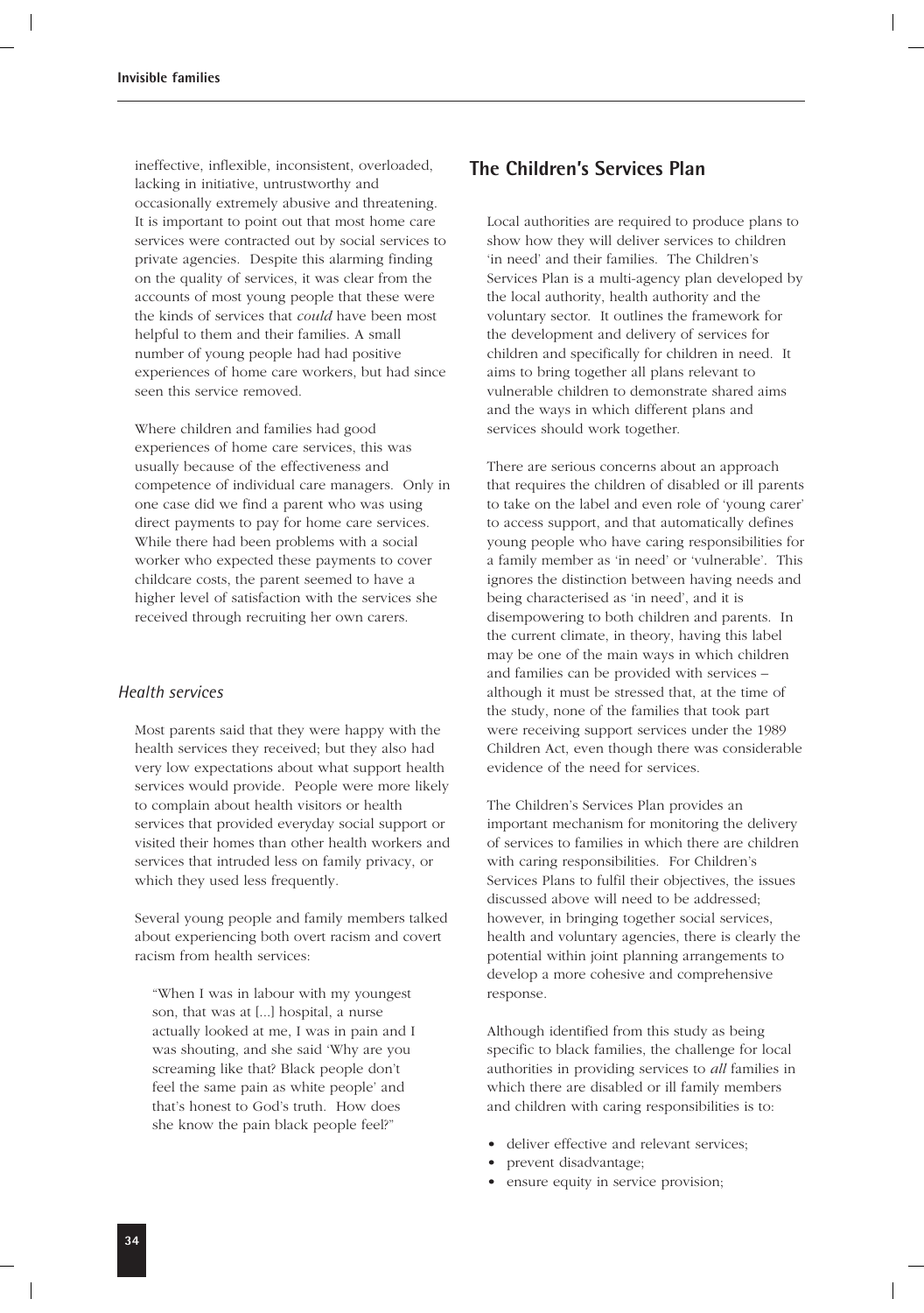ineffective, inflexible, inconsistent, overloaded, lacking in initiative, untrustworthy and occasionally extremely abusive and threatening. It is important to point out that most home care services were contracted out by social services to private agencies. Despite this alarming finding on the quality of services, it was clear from the accounts of most young people that these were the kinds of services that *could* have been most helpful to them and their families. A small number of young people had had positive experiences of home care workers, but had since seen this service removed.

Where children and families had good experiences of home care services, this was usually because of the effectiveness and competence of individual care managers. Only in one case did we find a parent who was using direct payments to pay for home care services. While there had been problems with a social worker who expected these payments to cover childcare costs, the parent seemed to have a higher level of satisfaction with the services she received through recruiting her own carers.

### *Health services*

Most parents said that they were happy with the health services they received; but they also had very low expectations about what support health services would provide. People were more likely to complain about health visitors or health services that provided everyday social support or visited their homes than other health workers and services that intruded less on family privacy, or which they used less frequently.

Several young people and family members talked about experiencing both overt racism and covert racism from health services:

> "When I was in labour with my youngest son, that was at [...] hospital, a nurse actually looked at me, I was in pain and I was shouting, and she said 'Why are you screaming like that? Black people don't feel the same pain as white people' and that's honest to God's truth. How does she know the pain black people feel?"

## The Children's Services Plan

Local authorities are required to produce plans to show how they will deliver services to children 'in need' and their families. The Children's Services Plan is a multi-agency plan developed by the local authority, health authority and the voluntary sector. It outlines the framework for the development and delivery of services for children and specifically for children in need. It aims to bring together all plans relevant to vulnerable children to demonstrate shared aims and the ways in which different plans and services should work together.

There are serious concerns about an approach that requires the children of disabled or ill parents to take on the label and even role of 'young carer' to access support, and that automatically defines young people who have caring responsibilities for a family member as 'in need' or 'vulnerable'. This ignores the distinction between having needs and being characterised as 'in need', and it is disempowering to both children and parents. In the current climate, in theory, having this label may be one of the main ways in which children and families can be provided with services – although it must be stressed that, at the time of the study, none of the families that took part were receiving support services under the 1989 Children Act, even though there was considerable evidence of the need for services.

The Children's Services Plan provides an important mechanism for monitoring the delivery of services to families in which there are children with caring responsibilities. For Children's Services Plans to fulfil their objectives, the issues discussed above will need to be addressed; however, in bringing together social services, health and voluntary agencies, there is clearly the potential within joint planning arrangements to develop a more cohesive and comprehensive response.

Although identified from this study as being specific to black families, the challenge for local authorities in providing services to *all* families in which there are disabled or ill family members and children with caring responsibilities is to:

- deliver effective and relevant services;
- prevent disadvantage;
- ensure equity in service provision;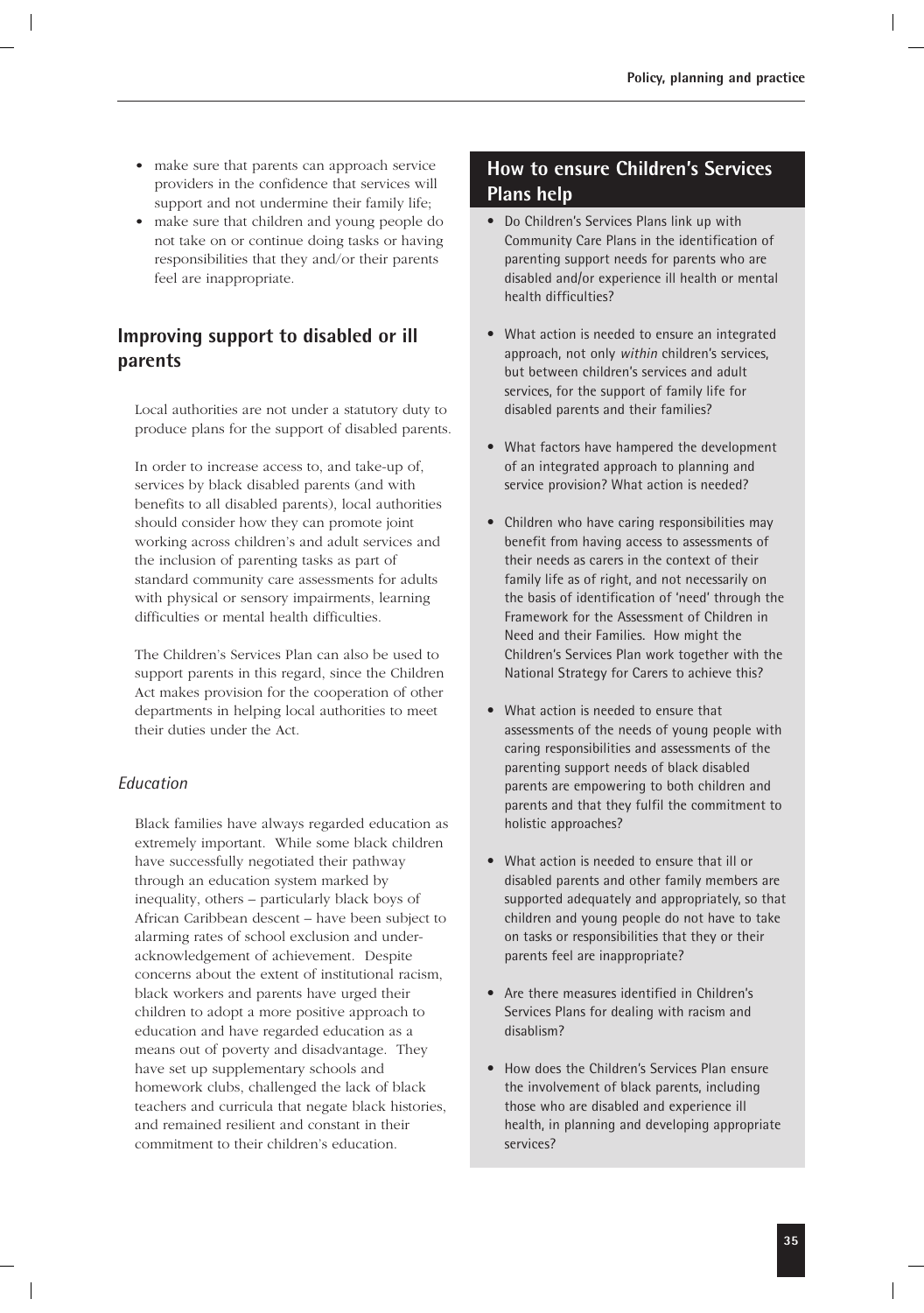- make sure that parents can approach service providers in the confidence that services will support and not undermine their family life;
- make sure that children and young people do not take on or continue doing tasks or having responsibilities that they and/or their parents feel are inappropriate.

## Improving support to disabled or ill parents

Local authorities are not under a statutory duty to produce plans for the support of disabled parents.

In order to increase access to, and take-up of, services by black disabled parents (and with benefits to all disabled parents), local authorities should consider how they can promote joint working across children's and adult services and the inclusion of parenting tasks as part of standard community care assessments for adults with physical or sensory impairments, learning difficulties or mental health difficulties.

The Children's Services Plan can also be used to support parents in this regard, since the Children Act makes provision for the cooperation of other departments in helping local authorities to meet their duties under the Act.

### *Education*

Black families have always regarded education as extremely important. While some black children have successfully negotiated their pathway through an education system marked by inequality, others – particularly black boys of African Caribbean descent – have been subject to alarming rates of school exclusion and under-acknowledgement of achievement. Despite concerns about the extent of institutional racism, black workers and parents have urged their children to adopt a more positive approach to education and have regarded education as a means out of poverty and disadvantage. They have set up supplementary schools and homework clubs, challenged the lack of black teachers and curricula that negate black histories, and remained resilient and constant in their commitment to their children's education.

## How to ensure Children's Services Plans help

- Do Children's Services Plans link up with Community Care Plans in the identification of parenting support needs for parents who are disabled and/or experience ill health or mental health difficulties?
- What action is needed to ensure an integrated approach, not only *within* children's services, but between children's services and adult services, for the support of family life for disabled parents and their families?
- What factors have hampered the development of an integrated approach to planning and service provision? What action is needed?
- Children who have caring responsibilities may benefit from having access to assessments of their needs as carers in the context of their family life as of right, and not necessarily on the basis of identification of 'need' through the Framework for the Assessment of Children in Need and their Families. How might the Children's Services Plan work together with the National Strategy for Carers to achieve this?
- What action is needed to ensure that assessments of the needs of young people with caring responsibilities and assessments of the parenting support needs of black disabled parents are empowering to both children and parents and that they fulfil the commitment to holistic approaches?
- What action is needed to ensure that ill or disabled parents and other family members are supported adequately and appropriately, so that children and young people do not have to take on tasks or responsibilities that they or their parents feel are inappropriate?
- Are there measures identified in Children's Services Plans for dealing with racism and disablism?
- How does the Children's Services Plan ensure the involvement of black parents, including those who are disabled and experience ill health, in planning and developing appropriate services?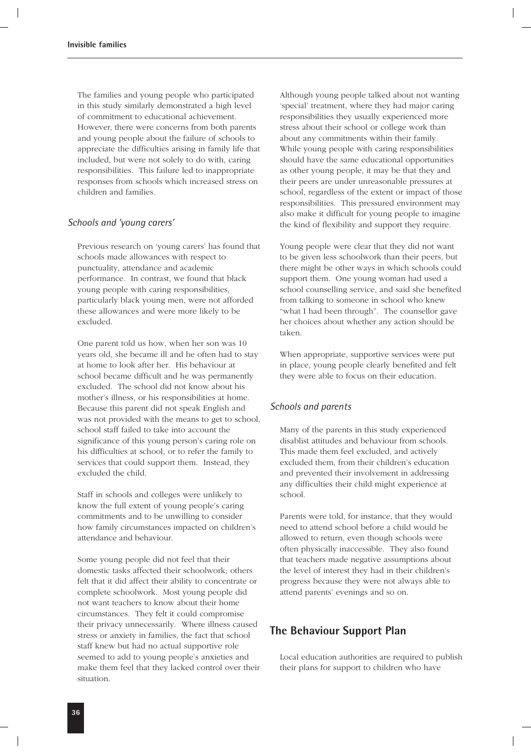The families and young people who participated in this study similarly demonstrated a high level of commitment to educational achievement. However, there were concerns from both parents and young people about the failure of schools to appreciate the difficulties arising in family life that included, but were not solely to do with, caring responsibilities. This failure led to inappropriate responses from schools which increased stress on children and families.

### *Schools and 'young carers'*

Previous research on 'young carers' has found that schools made allowances with respect to punctuality, attendance and academic performance. In contrast, we found that black young people with caring responsibilities, particularly black young men, were not afforded these allowances and were more likely to be excluded.

One parent told us how, when her son was 10 years old, she became ill and he often had to stay at home to look after her. His behaviour at school became difficult and he was permanently excluded. The school did not know about his mother's illness, or his responsibilities at home. Because this parent did not speak English and was not provided with the means to get to school, school staff failed to take into account the significance of this young person's caring role on his difficulties at school, or to refer the family to services that could support them. Instead, they excluded the child.

Staff in schools and colleges were unlikely to know the full extent of young people's caring commitments and to be unwilling to consider how family circumstances impacted on children's attendance and behaviour.

Some young people did not feel that their domestic tasks affected their schoolwork; others felt that it did affect their ability to concentrate or complete schoolwork. Most young people did not want teachers to know about their home circumstances. They felt it could compromise their privacy unnecessarily. Where illness caused stress or anxiety in families, the fact that school staff knew but had no actual supportive role seemed to add to young people's anxieties and make them feel that they lacked control over their situation.

Although young people talked about not wanting 'special' treatment, where they had major caring responsibilities they usually experienced more stress about their school or college work than about any commitments within their family. While young people with caring responsibilities should have the same educational opportunities as other young people, it may be that they and their peers are under unreasonable pressures at school, regardless of the extent or impact of those responsibilities. This pressured environment may also make it difficult for young people to imagine the kind of flexibility and support they require.

Young people were clear that they did not want to be given less schoolwork than their peers, but there might be other ways in which schools could support them. One young woman had used a school counselling service, and said she benefited from talking to someone in school who knew "what I had been through". The counsellor gave her choices about whether any action should be taken.

When appropriate, supportive services were put in place, young people clearly benefited and felt they were able to focus on their education.

### *Schools and parents*

Many of the parents in this study experienced disablist attitudes and behaviour from schools. This made them feel excluded, and actively excluded them, from their children's education and prevented their involvement in addressing any difficulties their child might experience at school.

Parents were told, for instance, that they would need to attend school before a child would be allowed to return, even though schools were often physically inaccessible. They also found that teachers made negative assumptions about the level of interest they had in their children's progress because they were not always able to attend parents' evenings and so on.

## The Behaviour Support Plan

Local education authorities are required to publish their plans for support to children who have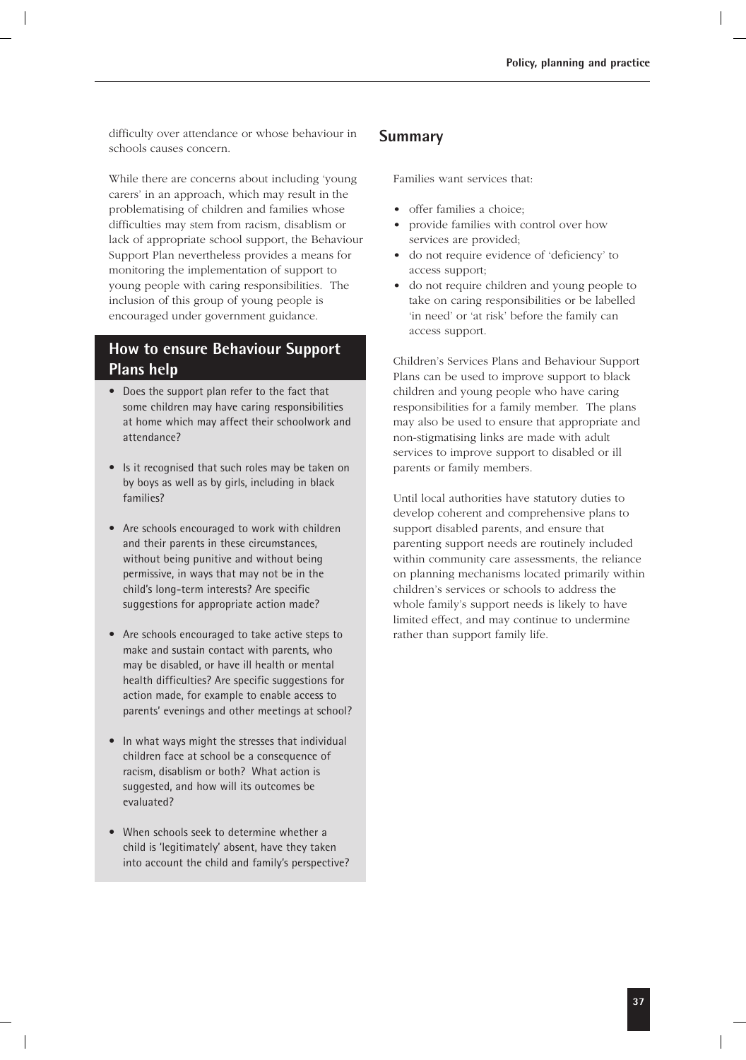difficulty over attendance or whose behaviour in schools causes concern.

While there are concerns about including 'young carers' in an approach, which may result in the problematising of children and families whose difficulties may stem from racism, disablism or lack of appropriate school support, the Behaviour Support Plan nevertheless provides a means for monitoring the implementation of support to young people with caring responsibilities. The inclusion of this group of young people is encouraged under government guidance.

## How to ensure Behaviour Support Plans help

- Does the support plan refer to the fact that some children may have caring responsibilities at home which may affect their schoolwork and attendance?
- Is it recognised that such roles may be taken on by boys as well as by girls, including in black families?
- Are schools encouraged to work with children and their parents in these circumstances, without being punitive and without being permissive, in ways that may not be in the child's long-term interests? Are specific suggestions for appropriate action made?
- Are schools encouraged to take active steps to make and sustain contact with parents, who may be disabled, or have ill health or mental health difficulties? Are specific suggestions for action made, for example to enable access to parents' evenings and other meetings at school?
- In what ways might the stresses that individual children face at school be a consequence of racism, disablism or both? What action is suggested, and how will its outcomes be evaluated?
- When schools seek to determine whether a child is 'legitimately' absent, have they taken into account the child and family's perspective?

## Summary

Families want services that:

- offer families a choice;
- provide families with control over how services are provided;
- do not require evidence of 'deficiency' to access support;
- do not require children and young people to take on caring responsibilities or be labelled 'in need' or 'at risk' before the family can access support.

Children's Services Plans and Behaviour Support Plans can be used to improve support to black children and young people who have caring responsibilities for a family member. The plans may also be used to ensure that appropriate and non-stigmatising links are made with adult services to improve support to disabled or ill parents or family members.

Until local authorities have statutory duties to develop coherent and comprehensive plans to support disabled parents, and ensure that parenting support needs are routinely included within community care assessments, the reliance on planning mechanisms located primarily within children's services or schools to address the whole family's support needs is likely to have limited effect, and may continue to undermine rather than support family life.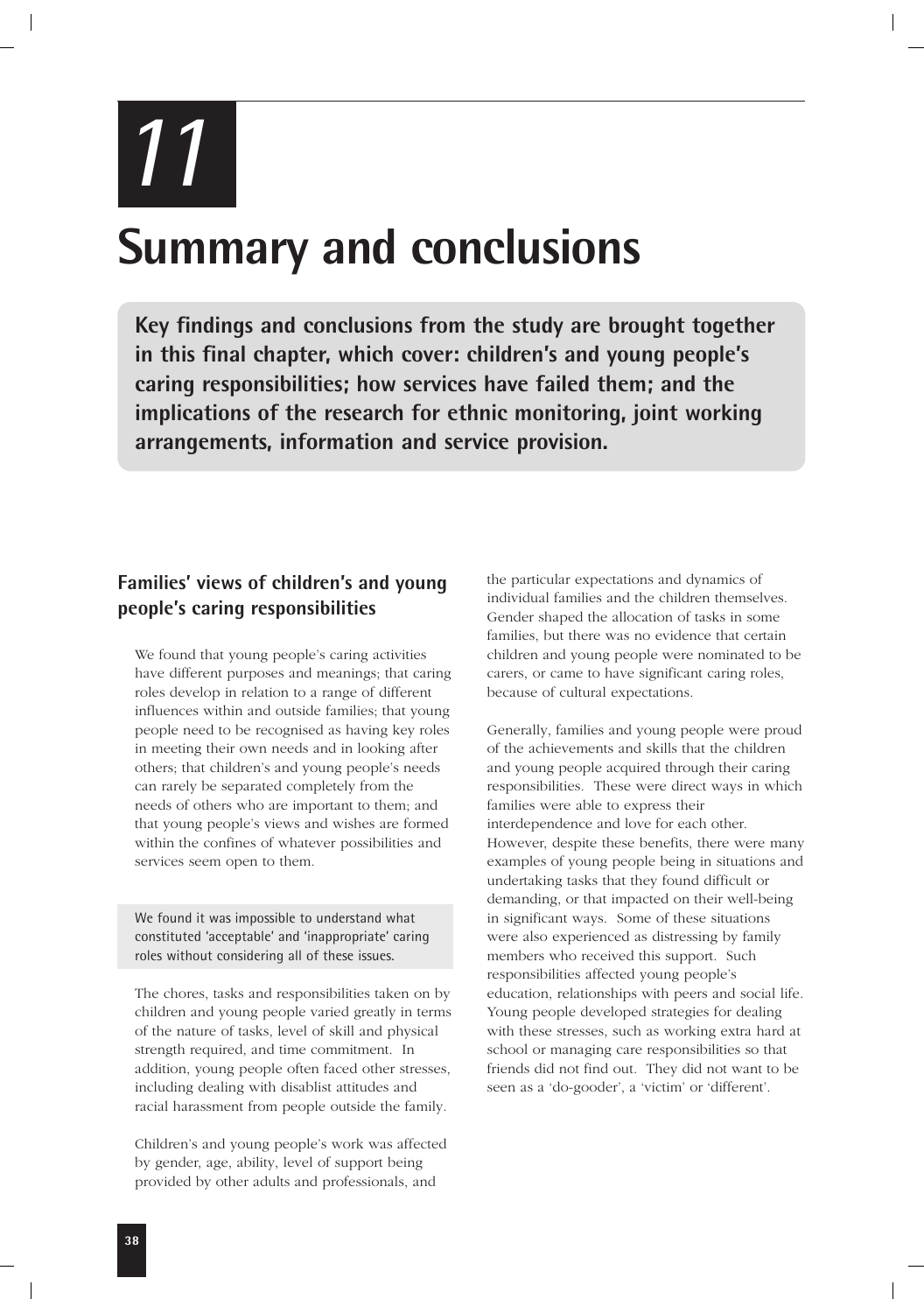# 11

# Summary and conclusions

**Key findings and conclusions from the study are brought together in this final chapter, which cover: children's and young people's caring responsibilities; how services have failed them; and the implications of the research for ethnic monitoring, joint working arrangements, information and service provision.**

## Families' views of children's and young people's caring responsibilities

We found that young people's caring activities have different purposes and meanings; that caring roles develop in relation to a range of different influences within and outside families; that young people need to be recognised as having key roles in meeting their own needs and in looking after others; that children's and young people's needs can rarely be separated completely from the needs of others who are important to them; and that young people's views and wishes are formed within the confines of whatever possibilities and services seem open to them.

We found it was impossible to understand what constituted 'acceptable' and 'inappropriate' caring roles without considering all of these issues.

The chores, tasks and responsibilities taken on by children and young people varied greatly in terms of the nature of tasks, level of skill and physical strength required, and time commitment. In addition, young people often faced other stresses, including dealing with disablist attitudes and racial harassment from people outside the family.

Children's and young people's work was affected by gender, age, ability, level of support being provided by other adults and professionals, and the particular expectations and dynamics of individual families and the children themselves. Gender shaped the allocation of tasks in some families, but there was no evidence that certain children and young people were nominated to be carers, or came to have significant caring roles, because of cultural expectations.

Generally, families and young people were proud of the achievements and skills that the children and young people acquired through their caring responsibilities. These were direct ways in which families were able to express their interdependence and love for each other. However, despite these benefits, there were many examples of young people being in situations and undertaking tasks that they found difficult or demanding, or that impacted on their well-being in significant ways. Some of these situations were also experienced as distressing by family members who received this support. Such responsibilities affected young people's education, relationships with peers and social life. Young people developed strategies for dealing with these stresses, such as working extra hard at school or managing care responsibilities so that friends did not find out. They did not want to be seen as a 'do-gooder', a 'victim' or 'different'.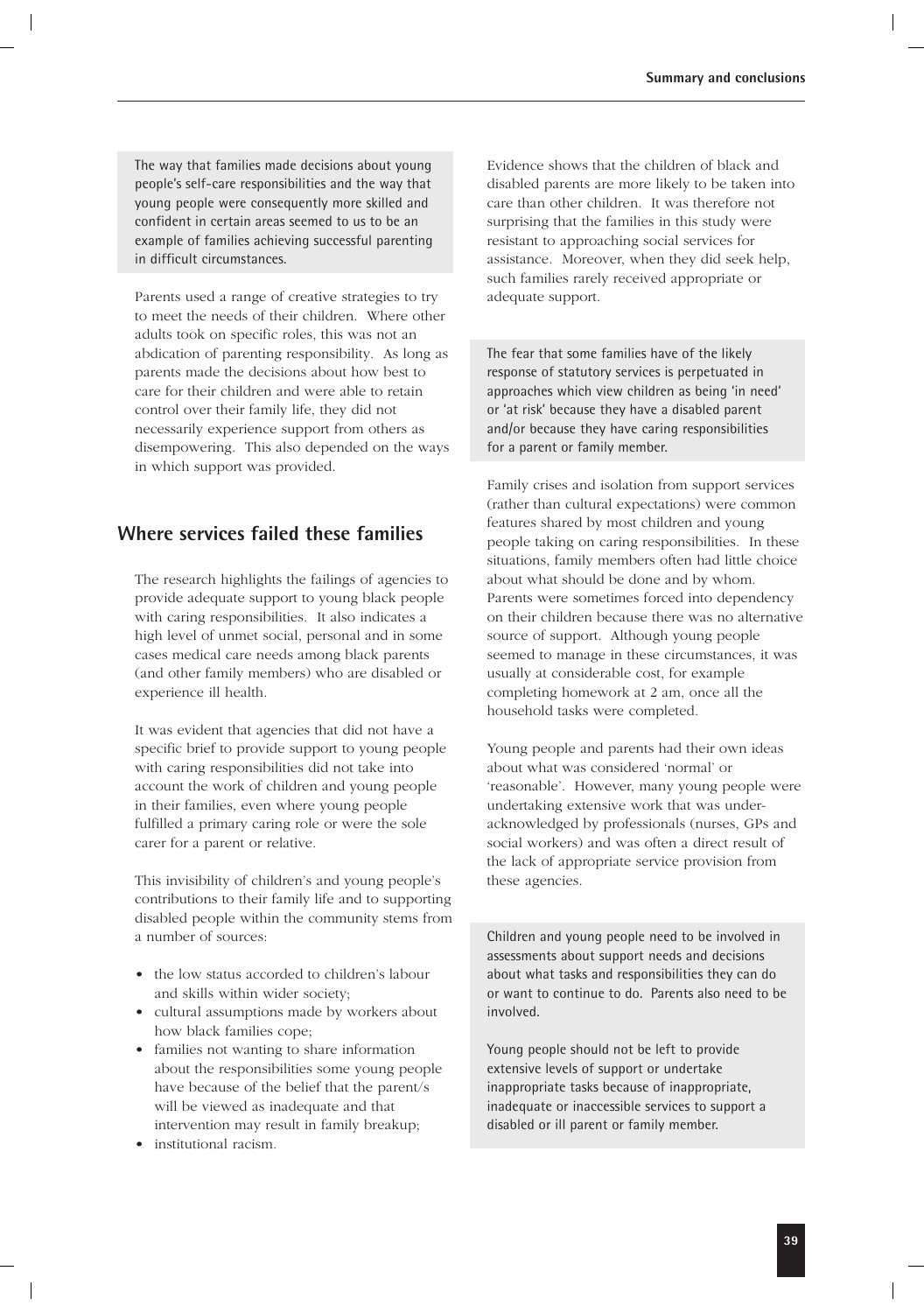The way that families made decisions about young people's self-care responsibilities and the way that young people were consequently more skilled and confident in certain areas seemed to us to be an example of families achieving successful parenting in difficult circumstances.

Parents used a range of creative strategies to try to meet the needs of their children. Where other adults took on specific roles, this was not an abdication of parenting responsibility. As long as parents made the decisions about how best to care for their children and were able to retain control over their family life, they did not necessarily experience support from others as disempowering. This also depended on the ways in which support was provided.

## Where services failed these families

The research highlights the failings of agencies to provide adequate support to young black people with caring responsibilities. It also indicates a high level of unmet social, personal and in some cases medical care needs among black parents (and other family members) who are disabled or experience ill health.

It was evident that agencies that did not have a specific brief to provide support to young people with caring responsibilities did not take into account the work of children and young people in their families, even where young people fulfilled a primary caring role or were the sole carer for a parent or relative.

This invisibility of children's and young people's contributions to their family life and to supporting disabled people within the community stems from a number of sources:

- the low status accorded to children's labour and skills within wider society;
- cultural assumptions made by workers about how black families cope;
- families not wanting to share information about the responsibilities some young people have because of the belief that the parent/s will be viewed as inadequate and that intervention may result in family breakup;
- institutional racism.

Evidence shows that the children of black and disabled parents are more likely to be taken into care than other children. It was therefore not surprising that the families in this study were resistant to approaching social services for assistance. Moreover, when they did seek help, such families rarely received appropriate or adequate support.

The fear that some families have of the likely response of statutory services is perpetuated in approaches which view children as being 'in need' or 'at risk' because they have a disabled parent and/or because they have caring responsibilities for a parent or family member.

Family crises and isolation from support services (rather than cultural expectations) were common features shared by most children and young people taking on caring responsibilities. In these situations, family members often had little choice about what should be done and by whom. Parents were sometimes forced into dependency on their children because there was no alternative source of support. Although young people seemed to manage in these circumstances, it was usually at considerable cost, for example completing homework at 2 am, once all the household tasks were completed.

Young people and parents had their own ideas about what was considered 'normal' or 'reasonable'. However, many young people were undertaking extensive work that was under-acknowledged by professionals (nurses, GPs and social workers) and was often a direct result of the lack of appropriate service provision from these agencies.

Children and young people need to be involved in assessments about support needs and decisions about what tasks and responsibilities they can do or want to continue to do. Parents also need to be involved.

Young people should not be left to provide extensive levels of support or undertake inappropriate tasks because of inappropriate, inadequate or inaccessible services to support a disabled or ill parent or family member.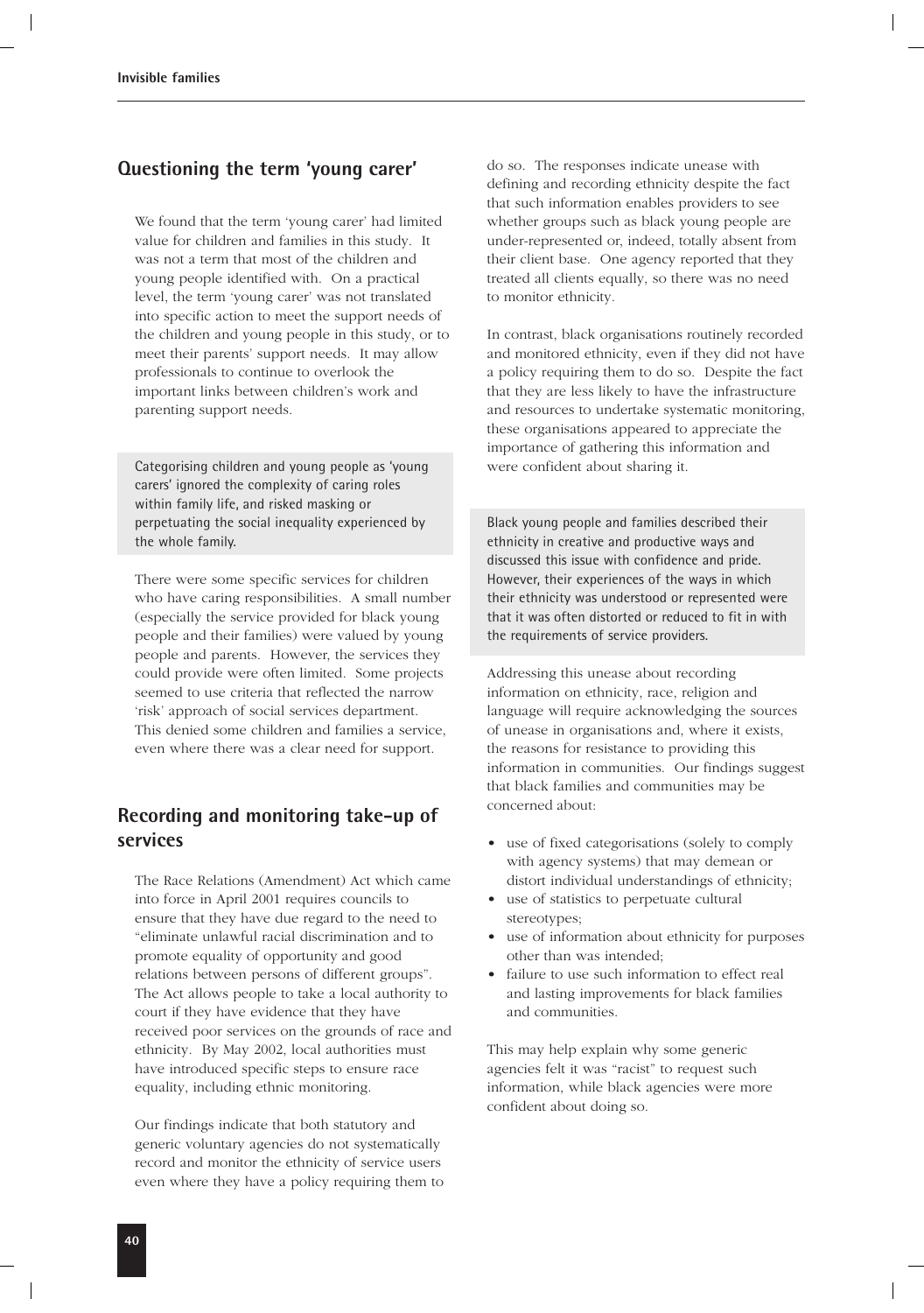## Questioning the term 'young carer'

We found that the term 'young carer' had limited value for children and families in this study. It was not a term that most of the children and young people identified with. On a practical level, the term 'young carer' was not translated into specific action to meet the support needs of the children and young people in this study, or to meet their parents' support needs. It may allow professionals to continue to overlook the important links between children's work and parenting support needs.

Categorising children and young people as 'young carers' ignored the complexity of caring roles within family life, and risked masking or perpetuating the social inequality experienced by the whole family.

There were some specific services for children who have caring responsibilities. A small number (especially the service provided for black young people and their families) were valued by young people and parents. However, the services they could provide were often limited. Some projects seemed to use criteria that reflected the narrow 'risk' approach of social services department. This denied some children and families a service, even where there was a clear need for support.

## Recording and monitoring take-up of services

The Race Relations (Amendment) Act which came into force in April 2001 requires councils to ensure that they have due regard to the need to "eliminate unlawful racial discrimination and to promote equality of opportunity and good relations between persons of different groups". The Act allows people to take a local authority to court if they have evidence that they have received poor services on the grounds of race and ethnicity. By May 2002, local authorities must have introduced specific steps to ensure race equality, including ethnic monitoring.

Our findings indicate that both statutory and generic voluntary agencies do not systematically record and monitor the ethnicity of service users even where they have a policy requiring them to do so. The responses indicate unease with defining and recording ethnicity despite the fact that such information enables providers to see whether groups such as black young people are under-represented or, indeed, totally absent from their client base. One agency reported that they treated all clients equally, so there was no need to monitor ethnicity.

In contrast, black organisations routinely recorded and monitored ethnicity, even if they did not have a policy requiring them to do so. Despite the fact that they are less likely to have the infrastructure and resources to undertake systematic monitoring, these organisations appeared to appreciate the importance of gathering this information and were confident about sharing it.

Black young people and families described their ethnicity in creative and productive ways and discussed this issue with confidence and pride. However, their experiences of the ways in which their ethnicity was understood or represented were that it was often distorted or reduced to fit in with the requirements of service providers.

Addressing this unease about recording information on ethnicity, race, religion and language will require acknowledging the sources of unease in organisations and, where it exists, the reasons for resistance to providing this information in communities. Our findings suggest that black families and communities may be concerned about:

- use of fixed categorisations (solely to comply with agency systems) that may demean or distort individual understandings of ethnicity;
- use of statistics to perpetuate cultural stereotypes;
- use of information about ethnicity for purposes other than was intended;
- failure to use such information to effect real and lasting improvements for black families and communities.

This may help explain why some generic agencies felt it was "racist" to request such information, while black agencies were more confident about doing so.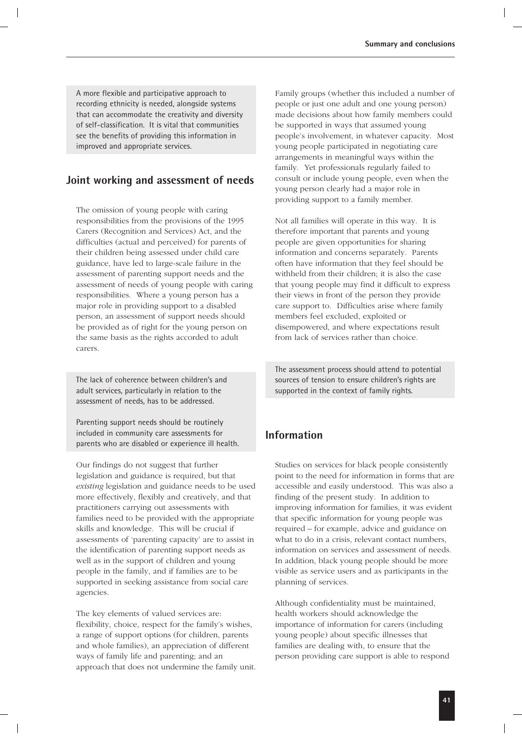A more flexible and participative approach to recording ethnicity is needed, alongside systems that can accommodate the creativity and diversity of self-classification. It is vital that communities see the benefits of providing this information in improved and appropriate services.

## Joint working and assessment of needs

The omission of young people with caring responsibilities from the provisions of the 1995 Carers (Recognition and Services) Act, and the difficulties (actual and perceived) for parents of their children being assessed under child care guidance, have led to large-scale failure in the assessment of parenting support needs and the assessment of needs of young people with caring responsibilities. Where a young person has a major role in providing support to a disabled person, an assessment of support needs should be provided as of right for the young person on the same basis as the rights accorded to adult carers.

The lack of coherence between children's and adult services, particularly in relation to the assessment of needs, has to be addressed.

Parenting support needs should be routinely included in community care assessments for parents who are disabled or experience ill health.

Our findings do not suggest that further legislation and guidance is required, but that *existing* legislation and guidance needs to be used more effectively, flexibly and creatively, and that practitioners carrying out assessments with families need to be provided with the appropriate skills and knowledge. This will be crucial if assessments of 'parenting capacity' are to assist in the identification of parenting support needs as well as in the support of children and young people in the family, and if families are to be supported in seeking assistance from social care agencies.

The key elements of valued services are: flexibility, choice, respect for the family's wishes, a range of support options (for children, parents and whole families), an appreciation of different ways of family life and parenting; and an approach that does not undermine the family unit.

Family groups (whether this included a number of people or just one adult and one young person) made decisions about how family members could be supported in ways that assumed young people's involvement, in whatever capacity. Most young people participated in negotiating care arrangements in meaningful ways within the family. Yet professionals regularly failed to consult or include young people, even when the young person clearly had a major role in providing support to a family member.

Not all families will operate in this way. It is therefore important that parents and young people are given opportunities for sharing information and concerns separately. Parents often have information that they feel should be withheld from their children; it is also the case that young people may find it difficult to express their views in front of the person they provide care support to. Difficulties arise where family members feel excluded, exploited or disempowered, and where expectations result from lack of services rather than choice.

The assessment process should attend to potential sources of tension to ensure children's rights are supported in the context of family rights.

## Information

Studies on services for black people consistently point to the need for information in forms that are accessible and easily understood. This was also a finding of the present study. In addition to improving information for families, it was evident that specific information for young people was required – for example, advice and guidance on what to do in a crisis, relevant contact numbers, information on services and assessment of needs. In addition, black young people should be more visible as service users and as participants in the planning of services.

Although confidentiality must be maintained, health workers should acknowledge the importance of information for carers (including young people) about specific illnesses that families are dealing with, to ensure that the person providing care support is able to respond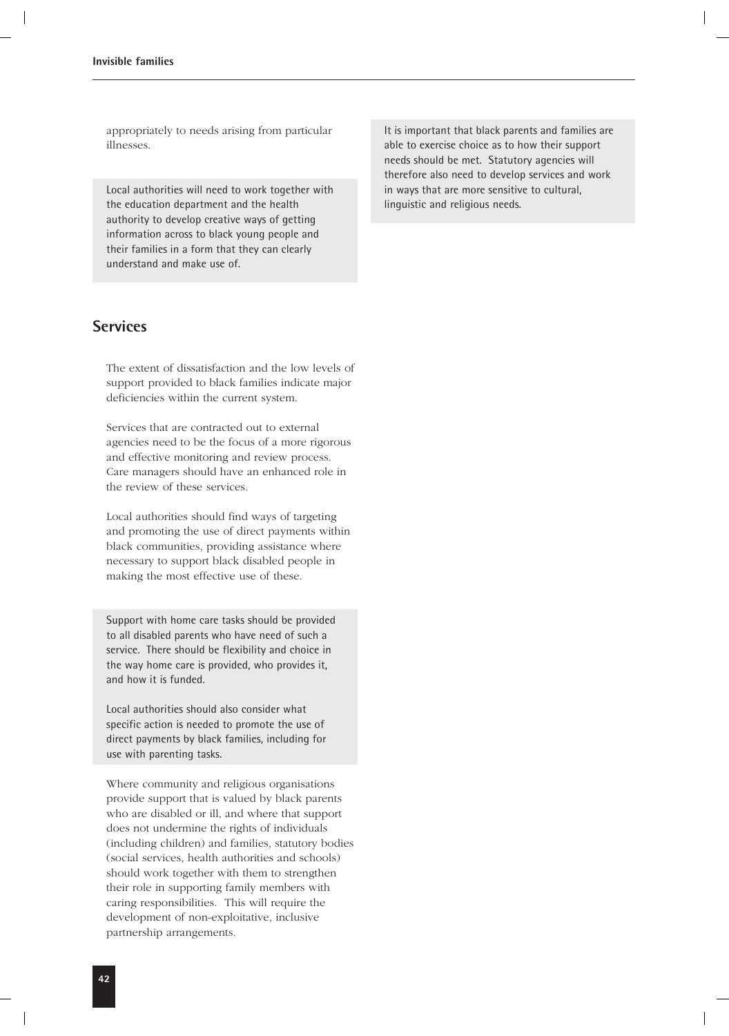appropriately to needs arising from particular illnesses.

Local authorities will need to work together with the education department and the health authority to develop creative ways of getting information across to black young people and their families in a form that they can clearly understand and make use of.

## Services

The extent of dissatisfaction and the low levels of support provided to black families indicate major deficiencies within the current system.

Services that are contracted out to external agencies need to be the focus of a more rigorous and effective monitoring and review process. Care managers should have an enhanced role in the review of these services.

Local authorities should find ways of targeting and promoting the use of direct payments within black communities, providing assistance where necessary to support black disabled people in making the most effective use of these.

Support with home care tasks should be provided to all disabled parents who have need of such a service. There should be flexibility and choice in the way home care is provided, who provides it, and how it is funded.

Local authorities should also consider what specific action is needed to promote the use of direct payments by black families, including for use with parenting tasks.

Where community and religious organisations provide support that is valued by black parents who are disabled or ill, and where that support does not undermine the rights of individuals (including children) and families, statutory bodies (social services, health authorities and schools) should work together with them to strengthen their role in supporting family members with caring responsibilities. This will require the development of non-exploitative, inclusive partnership arrangements.

It is important that black parents and families are able to exercise choice as to how their support needs should be met. Statutory agencies will therefore also need to develop services and work in ways that are more sensitive to cultural, linguistic and religious needs.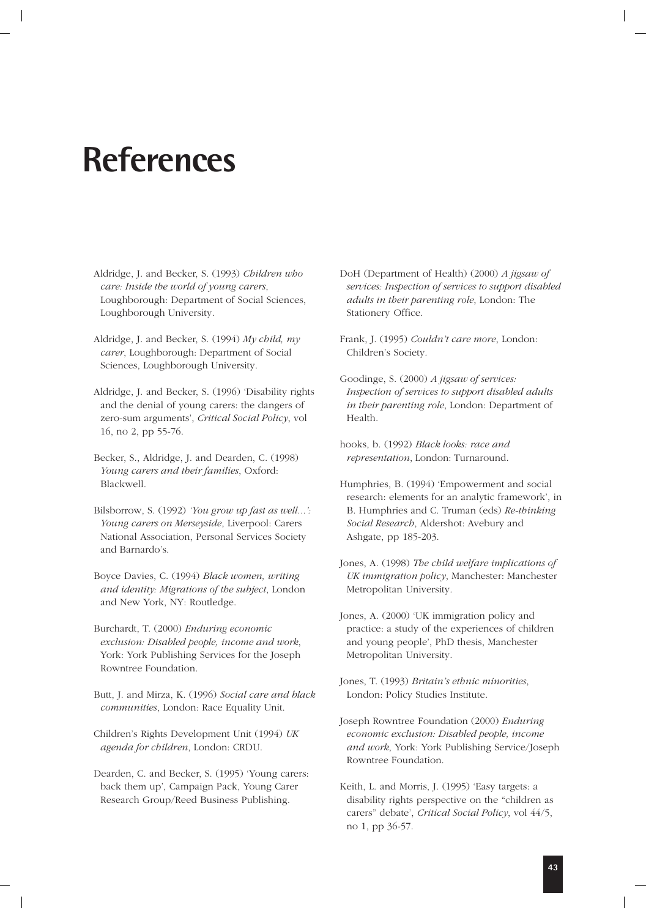# References

Aldridge, J. and Becker, S. (1993) *Children who care: Inside the world of young carers*, Loughborough: Department of Social Sciences, Loughborough University.

Aldridge, J. and Becker, S. (1994) *My child, my carer*, Loughborough: Department of Social Sciences, Loughborough University.

Aldridge, J. and Becker, S. (1996) 'Disability rights and the denial of young carers: the dangers of zero-sum arguments', *Critical Social Policy*, vol 16, no 2, pp 55-76.

Becker, S., Aldridge, J. and Dearden, C. (1998) *Young carers and their families*, Oxford: Blackwell.

Bilsborrow, S. (1992) *'You grow up fast as well...': Young carers on Merseyside*, Liverpool: Carers National Association, Personal Services Society and Barnardo's.

Boyce Davies, C. (1994) *Black women, writing and identity: Migrations of the subject*, London and New York, NY: Routledge.

Burchardt, T. (2000) *Enduring economic exclusion: Disabled people, income and work*, York: York Publishing Services for the Joseph Rowntree Foundation.

Butt, J. and Mirza, K. (1996) *Social care and black communities*, London: Race Equality Unit.

Children's Rights Development Unit (1994) *UK agenda for children*, London: CRDU.

Dearden, C. and Becker, S. (1995) 'Young carers: back them up', Campaign Pack, Young Carer Research Group/Reed Business Publishing.

DoH (Department of Health) (2000) *A jigsaw of services: Inspection of services to support disabled adults in their parenting role*, London: The Stationery Office.

Frank, J. (1995) *Couldn't care more*, London: Children's Society.

Goodinge, S. (2000) *A jigsaw of services: Inspection of services to support disabled adults in their parenting role*, London: Department of Health.

hooks, b. (1992) *Black looks: race and representation*, London: Turnaround.

Humphries, B. (1994) 'Empowerment and social research: elements for an analytic framework', in B. Humphries and C. Truman (eds) *Re-thinking Social Research*, Aldershot: Avebury and Ashgate, pp 185-203.

Jones, A. (1998) *The child welfare implications of UK immigration policy*, Manchester: Manchester Metropolitan University.

Jones, A. (2000) 'UK immigration policy and practice: a study of the experiences of children and young people', PhD thesis, Manchester Metropolitan University.

Jones, T. (1993) *Britain's ethnic minorities*, London: Policy Studies Institute.

Joseph Rowntree Foundation (2000) *Enduring economic exclusion: Disabled people, income and work*, York: York Publishing Service/Joseph Rowntree Foundation.

Keith, L. and Morris, J. (1995) 'Easy targets: a disability rights perspective on the "children as carers" debate', *Critical Social Policy*, vol 44/5, no 1, pp 36-57.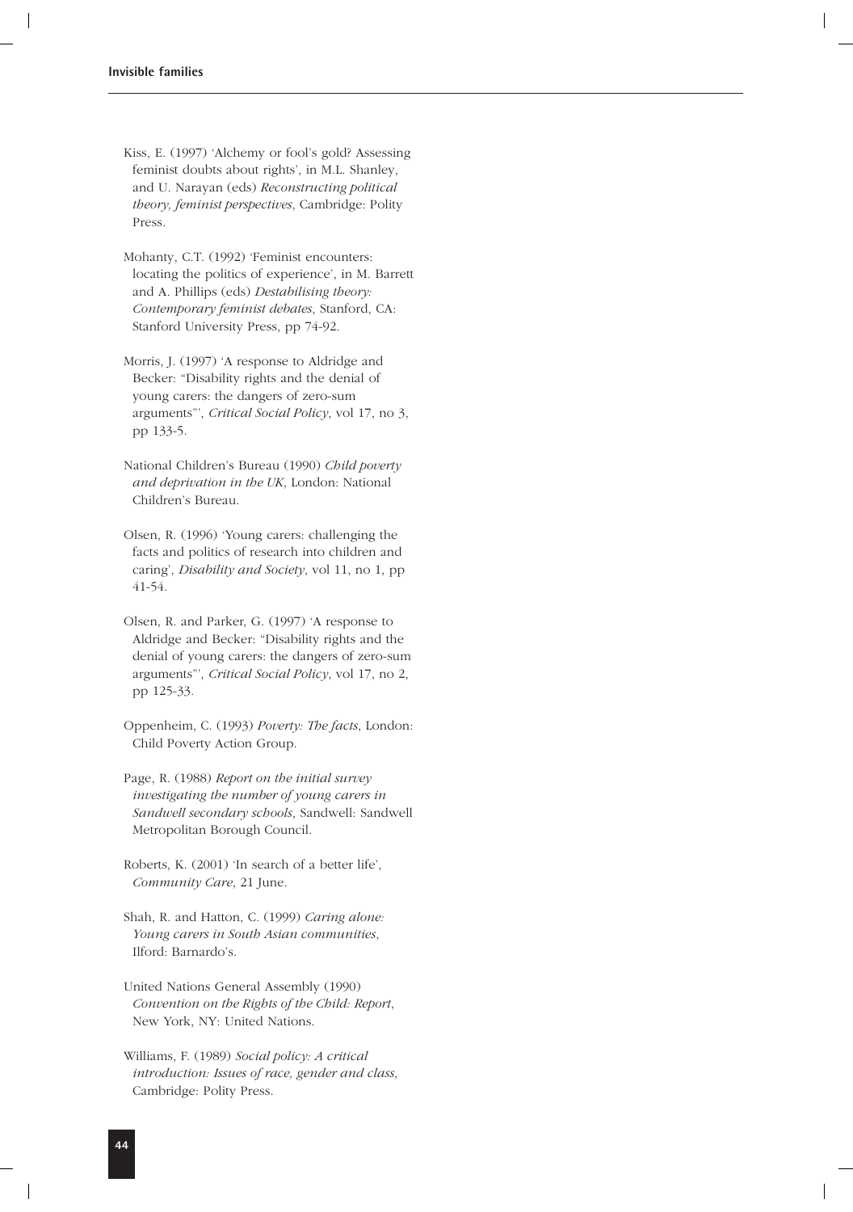Kiss, E. (1997) 'Alchemy or fool's gold? Assessing feminist doubts about rights', in M.L. Shanley, and U. Narayan (eds) *Reconstructing political theory, feminist perspectives*, Cambridge: Polity Press.

Mohanty, C.T. (1992) 'Feminist encounters: locating the politics of experience', in M. Barrett and A. Phillips (eds) *Destabilising theory: Contemporary feminist debates*, Stanford, CA: Stanford University Press, pp 74-92.

Morris, J. (1997) 'A response to Aldridge and Becker: "Disability rights and the denial of young carers: the dangers of zero-sum arguments"', *Critical Social Policy*, vol 17, no 3, pp 133-5.

National Children's Bureau (1990) *Child poverty and deprivation in the UK*, London: National Children's Bureau.

Olsen, R. (1996) 'Young carers: challenging the facts and politics of research into children and caring', *Disability and Society*, vol 11, no 1, pp 41-54.

Olsen, R. and Parker, G. (1997) 'A response to Aldridge and Becker: "Disability rights and the denial of young carers: the dangers of zero-sum arguments"', *Critical Social Policy*, vol 17, no 2, pp 125-33.

Oppenheim, C. (1993) *Poverty: The facts*, London: Child Poverty Action Group.

Page, R. (1988) *Report on the initial survey investigating the number of young carers in Sandwell secondary schools*, Sandwell: Sandwell Metropolitan Borough Council.

Roberts, K. (2001) 'In search of a better life', *Community Care*, 21 June.

Shah, R. and Hatton, C. (1999) *Caring alone: Young carers in South Asian communities*, Ilford: Barnardo's.

United Nations General Assembly (1990) *Convention on the Rights of the Child: Report*, New York, NY: United Nations.

Williams, F. (1989) *Social policy: A critical introduction: Issues of race, gender and class*, Cambridge: Polity Press.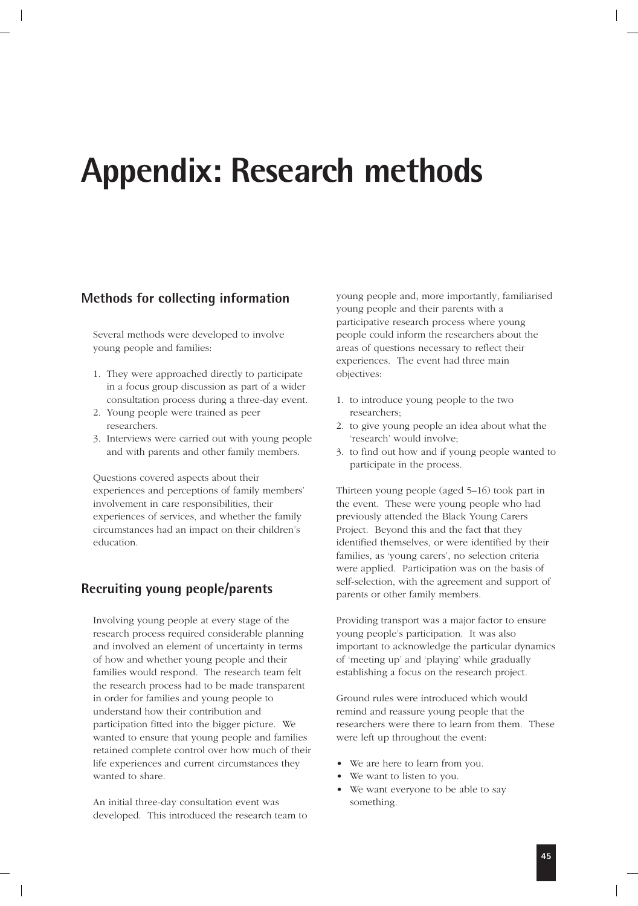# Appendix: Research methods

## Methods for collecting information

Several methods were developed to involve young people and families:

1. They were approached directly to participate in a focus group discussion as part of a wider consultation process during a three-day event.
2. Young people were trained as peer researchers.
3. Interviews were carried out with young people and with parents and other family members.

Questions covered aspects about their experiences and perceptions of family members' involvement in care responsibilities, their experiences of services, and whether the family circumstances had an impact on their children's education.

## Recruiting young people/parents

Involving young people at every stage of the research process required considerable planning and involved an element of uncertainty in terms of how and whether young people and their families would respond. The research team felt the research process had to be made transparent in order for families and young people to understand how their contribution and participation fitted into the bigger picture. We wanted to ensure that young people and families retained complete control over how much of their life experiences and current circumstances they wanted to share.

An initial three-day consultation event was developed. This introduced the research team to young people and, more importantly, familiarised young people and their parents with a participative research process where young people could inform the researchers about the areas of questions necessary to reflect their experiences. The event had three main objectives:

1. to introduce young people to the two researchers;
2. to give young people an idea about what the 'research' would involve;
3. to find out how and if young people wanted to participate in the process.

Thirteen young people (aged 5–16) took part in the event. These were young people who had previously attended the Black Young Carers Project. Beyond this and the fact that they identified themselves, or were identified by their families, as 'young carers', no selection criteria were applied. Participation was on the basis of self-selection, with the agreement and support of parents or other family members.

Providing transport was a major factor to ensure young people's participation. It was also important to acknowledge the particular dynamics of 'meeting up' and 'playing' while gradually establishing a focus on the research project.

Ground rules were introduced which would remind and reassure young people that the researchers were there to learn from them. These were left up throughout the event:

- We are here to learn from you.
- We want to listen to you.
- We want everyone to be able to say something.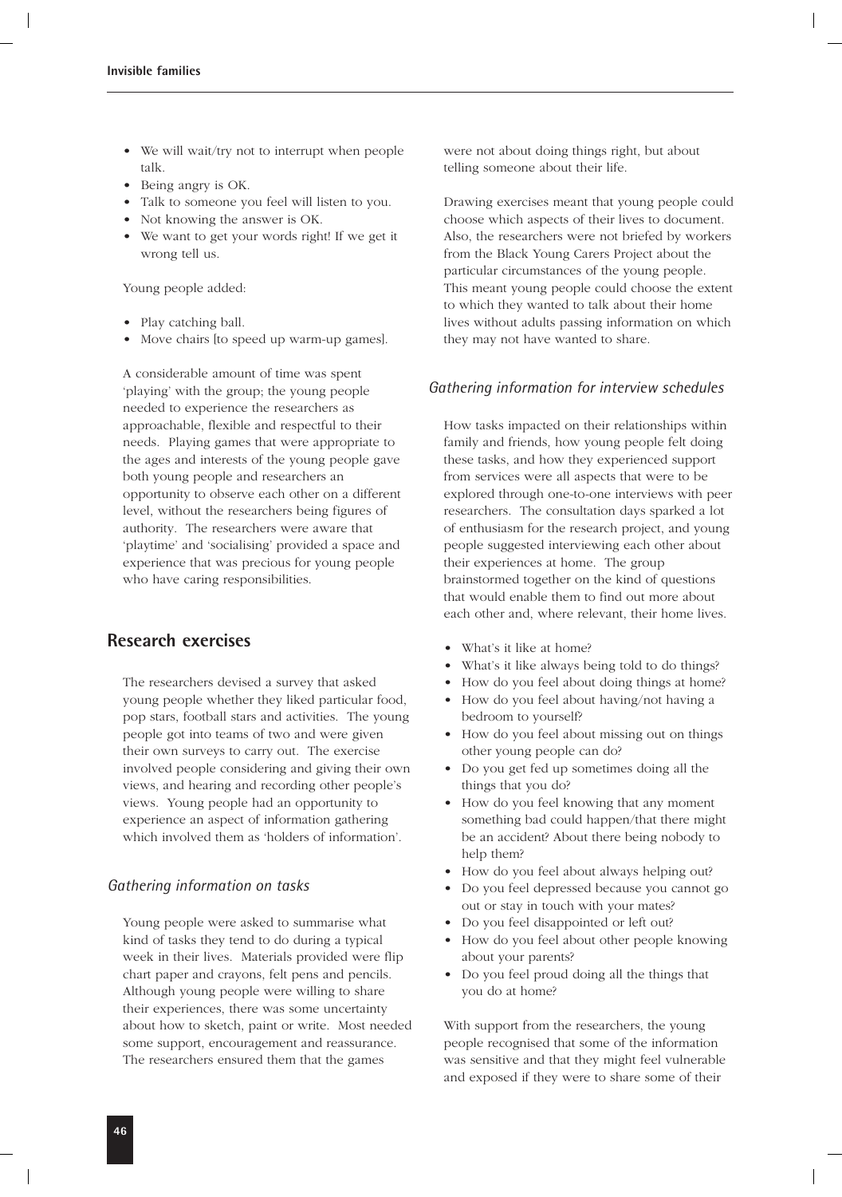- We will wait/try not to interrupt when people talk.
- Being angry is OK.
- Talk to someone you feel will listen to you.
- Not knowing the answer is OK.
- We want to get your words right! If we get it wrong tell us.

Young people added:

- Play catching ball.
- Move chairs [to speed up warm-up games].

A considerable amount of time was spent 'playing' with the group; the young people needed to experience the researchers as approachable, flexible and respectful to their needs. Playing games that were appropriate to the ages and interests of the young people gave both young people and researchers an opportunity to observe each other on a different level, without the researchers being figures of authority. The researchers were aware that 'playtime' and 'socialising' provided a space and experience that was precious for young people who have caring responsibilities.

## Research exercises

The researchers devised a survey that asked young people whether they liked particular food, pop stars, football stars and activities. The young people got into teams of two and were given their own surveys to carry out. The exercise involved people considering and giving their own views, and hearing and recording other people's views. Young people had an opportunity to experience an aspect of information gathering which involved them as 'holders of information'.

### *Gathering information on tasks*

Young people were asked to summarise what kind of tasks they tend to do during a typical week in their lives. Materials provided were flip chart paper and crayons, felt pens and pencils. Although young people were willing to share their experiences, there was some uncertainty about how to sketch, paint or write. Most needed some support, encouragement and reassurance. The researchers ensured them that the games were not about doing things right, but about telling someone about their life.

Drawing exercises meant that young people could choose which aspects of their lives to document. Also, the researchers were not briefed by workers from the Black Young Carers Project about the particular circumstances of the young people. This meant young people could choose the extent to which they wanted to talk about their home lives without adults passing information on which they may not have wanted to share.

### *Gathering information for interview schedules*

How tasks impacted on their relationships within family and friends, how young people felt doing these tasks, and how they experienced support from services were all aspects that were to be explored through one-to-one interviews with peer researchers. The consultation days sparked a lot of enthusiasm for the research project, and young people suggested interviewing each other about their experiences at home. The group brainstormed together on the kind of questions that would enable them to find out more about each other and, where relevant, their home lives.

- What's it like at home?
- What's it like always being told to do things?
- How do you feel about doing things at home?
- How do you feel about having/not having a bedroom to yourself?
- How do you feel about missing out on things other young people can do?
- Do you get fed up sometimes doing all the things that you do?
- How do you feel knowing that any moment something bad could happen/that there might be an accident? About there being nobody to help them?
- How do you feel about always helping out?
- Do you feel depressed because you cannot go out or stay in touch with your mates?
- Do you feel disappointed or left out?
- How do you feel about other people knowing about your parents?
- Do you feel proud doing all the things that you do at home?

With support from the researchers, the young people recognised that some of the information was sensitive and that they might feel vulnerable and exposed if they were to share some of their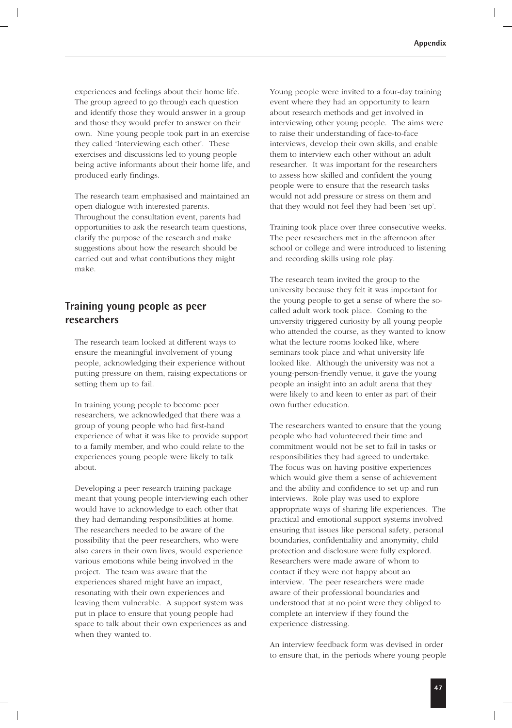experiences and feelings about their home life. The group agreed to go through each question and identify those they would answer in a group and those they would prefer to answer on their own. Nine young people took part in an exercise they called 'Interviewing each other'. These exercises and discussions led to young people being active informants about their home life, and produced early findings.

The research team emphasised and maintained an open dialogue with interested parents. Throughout the consultation event, parents had opportunities to ask the research team questions, clarify the purpose of the research and make suggestions about how the research should be carried out and what contributions they might make.

## Training young people as peer researchers

The research team looked at different ways to ensure the meaningful involvement of young people, acknowledging their experience without putting pressure on them, raising expectations or setting them up to fail.

In training young people to become peer researchers, we acknowledged that there was a group of young people who had first-hand experience of what it was like to provide support to a family member, and who could relate to the experiences young people were likely to talk about.

Developing a peer research training package meant that young people interviewing each other would have to acknowledge to each other that they had demanding responsibilities at home. The researchers needed to be aware of the possibility that the peer researchers, who were also carers in their own lives, would experience various emotions while being involved in the project. The team was aware that the experiences shared might have an impact, resonating with their own experiences and leaving them vulnerable. A support system was put in place to ensure that young people had space to talk about their own experiences as and when they wanted to.

Young people were invited to a four-day training event where they had an opportunity to learn about research methods and get involved in interviewing other young people. The aims were to raise their understanding of face-to-face interviews, develop their own skills, and enable them to interview each other without an adult researcher. It was important for the researchers to assess how skilled and confident the young people were to ensure that the research tasks would not add pressure or stress on them and that they would not feel they had been 'set up'.

Training took place over three consecutive weeks. The peer researchers met in the afternoon after school or college and were introduced to listening and recording skills using role play.

The research team invited the group to the university because they felt it was important for the young people to get a sense of where the so-called adult work took place. Coming to the university triggered curiosity by all young people who attended the course, as they wanted to know what the lecture rooms looked like, where seminars took place and what university life looked like. Although the university was not a young-person-friendly venue, it gave the young people an insight into an adult arena that they were likely to and keen to enter as part of their own further education.

The researchers wanted to ensure that the young people who had volunteered their time and commitment would not be set to fail in tasks or responsibilities they had agreed to undertake. The focus was on having positive experiences which would give them a sense of achievement and the ability and confidence to set up and run interviews. Role play was used to explore appropriate ways of sharing life experiences. The practical and emotional support systems involved ensuring that issues like personal safety, personal boundaries, confidentiality and anonymity, child protection and disclosure were fully explored. Researchers were made aware of whom to contact if they were not happy about an interview. The peer researchers were made aware of their professional boundaries and understood that at no point were they obliged to complete an interview if they found the experience distressing.

An interview feedback form was devised in order to ensure that, in the periods where young people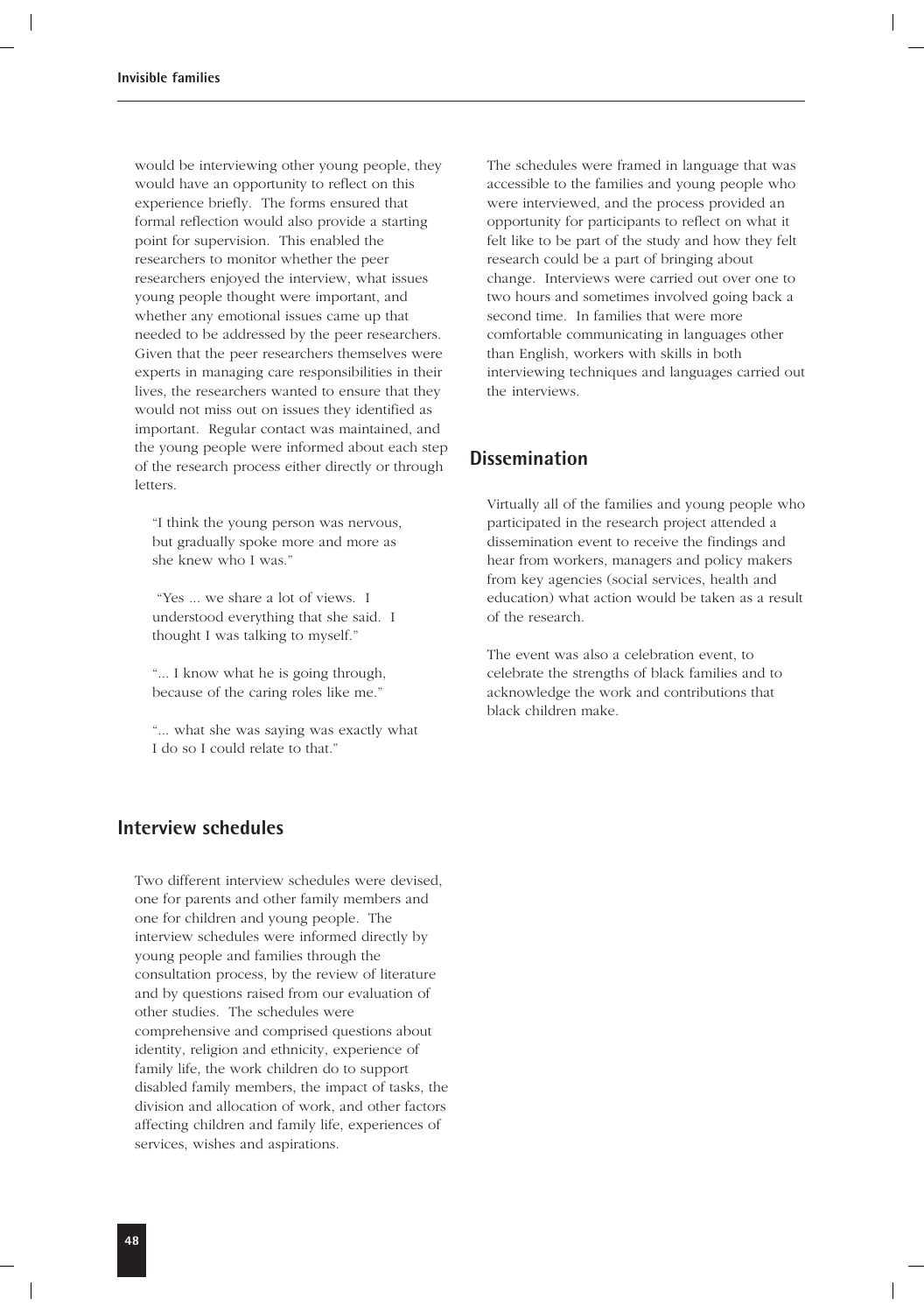would be interviewing other young people, they would have an opportunity to reflect on this experience briefly. The forms ensured that formal reflection would also provide a starting point for supervision. This enabled the researchers to monitor whether the peer researchers enjoyed the interview, what issues young people thought were important, and whether any emotional issues came up that needed to be addressed by the peer researchers. Given that the peer researchers themselves were experts in managing care responsibilities in their lives, the researchers wanted to ensure that they would not miss out on issues they identified as important. Regular contact was maintained, and the young people were informed about each step of the research process either directly or through letters.

> "I think the young person was nervous, but gradually spoke more and more as she knew who I was."

> "Yes ... we share a lot of views. I understood everything that she said. I thought I was talking to myself."

> "... I know what he is going through, because of the caring roles like me."

> "... what she was saying was exactly what I do so I could relate to that."

## Interview schedules

Two different interview schedules were devised, one for parents and other family members and one for children and young people. The interview schedules were informed directly by young people and families through the consultation process, by the review of literature and by questions raised from our evaluation of other studies. The schedules were comprehensive and comprised questions about identity, religion and ethnicity, experience of family life, the work children do to support disabled family members, the impact of tasks, the division and allocation of work, and other factors affecting children and family life, experiences of services, wishes and aspirations.

The schedules were framed in language that was accessible to the families and young people who were interviewed, and the process provided an opportunity for participants to reflect on what it felt like to be part of the study and how they felt research could be a part of bringing about change. Interviews were carried out over one to two hours and sometimes involved going back a second time. In families that were more comfortable communicating in languages other than English, workers with skills in both interviewing techniques and languages carried out the interviews.

## Dissemination

Virtually all of the families and young people who participated in the research project attended a dissemination event to receive the findings and hear from workers, managers and policy makers from key agencies (social services, health and education) what action would be taken as a result of the research.

The event was also a celebration event, to celebrate the strengths of black families and to acknowledge the work and contributions that black children make.